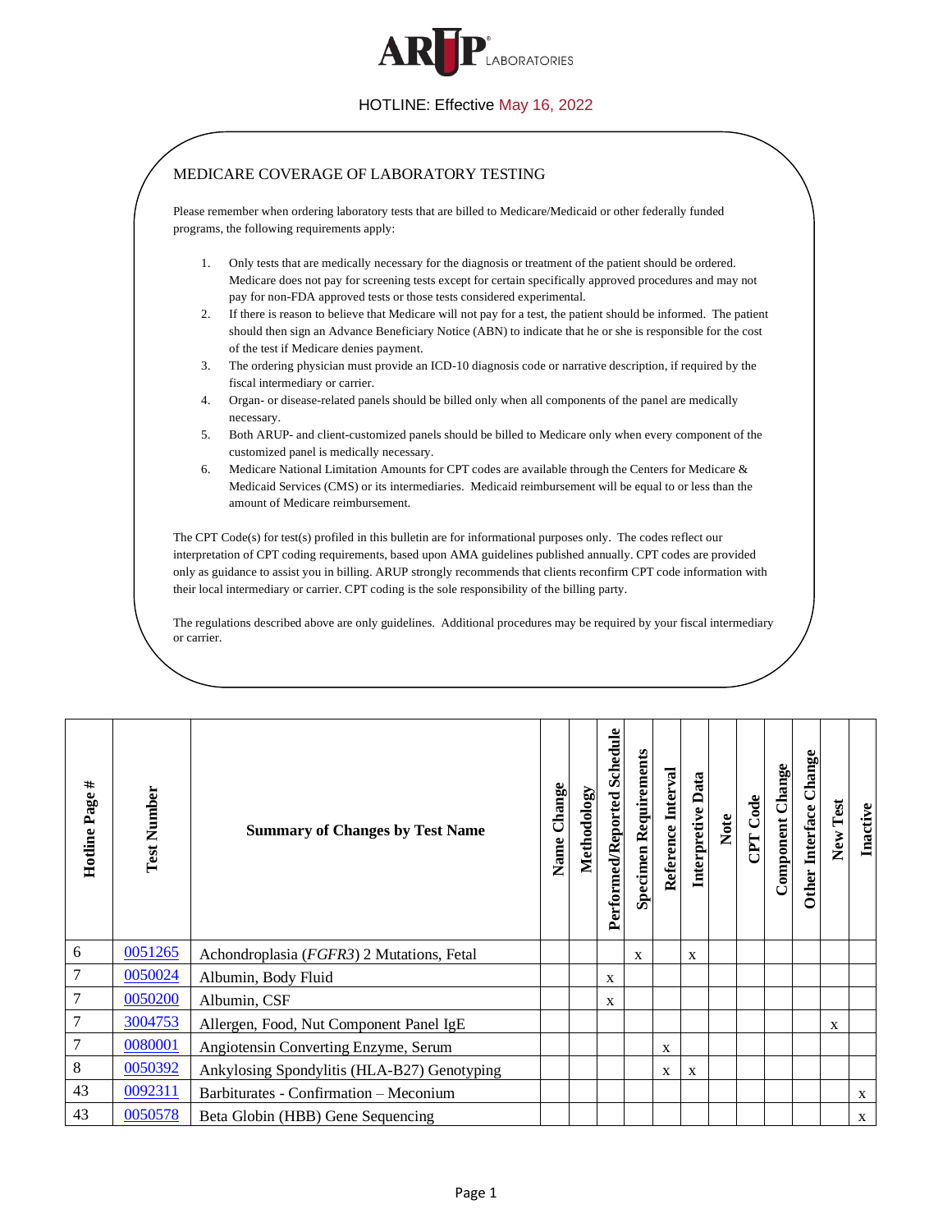# ARUP LABORATORIES

HOTLINE: Effective May 16, 2022

## MEDICARE COVERAGE OF LABORATORY TESTING

Please remember when ordering laboratory tests that are billed to Medicare/Medicaid or other federally funded programs, the following requirements apply:

1. Only tests that are medically necessary for the diagnosis or treatment of the patient should be ordered. Medicare does not pay for screening tests except for certain specifically approved procedures and may not pay for non-FDA approved tests or those tests considered experimental.
2. If there is reason to believe that Medicare will not pay for a test, the patient should be informed. The patient should then sign an Advance Beneficiary Notice (ABN) to indicate that he or she is responsible for the cost of the test if Medicare denies payment.
3. The ordering physician must provide an ICD-10 diagnosis code or narrative description, if required by the fiscal intermediary or carrier.
4. Organ- or disease-related panels should be billed only when all components of the panel are medically necessary.
5. Both ARUP- and client-customized panels should be billed to Medicare only when every component of the customized panel is medically necessary.
6. Medicare National Limitation Amounts for CPT codes are available through the Centers for Medicare & Medicaid Services (CMS) or its intermediaries. Medicaid reimbursement will be equal to or less than the amount of Medicare reimbursement.

The CPT Code(s) for test(s) profiled in this bulletin are for informational purposes only. The codes reflect our interpretation of CPT coding requirements, based upon AMA guidelines published annually. CPT codes are provided only as guidance to assist you in billing. ARUP strongly recommends that clients reconfirm CPT code information with their local intermediary or carrier. CPT coding is the sole responsibility of the billing party.

The regulations described above are only guidelines. Additional procedures may be required by your fiscal intermediary or carrier.

| Hotline Page # | Test Number | Summary of Changes by Test Name | Name Change | Methodology | Performed/Reported Schedule | Specimen Requirements | Reference Interval | Interpretive Data | Note | CPT Code | Component Change | Other Interface Change | New Test | Inactive |
|---|---|---|---|---|---|---|---|---|---|---|---|---|---|---|
| 6 | 0051265 | Achondroplasia (*FGFR3*) 2 Mutations, Fetal | | | | x | | x | | | | | | |
| 7 | 0050024 | Albumin, Body Fluid | | | x | | | | | | | | | |
| 7 | 0050200 | Albumin, CSF | | | x | | | | | | | | | |
| 7 | 3004753 | Allergen, Food, Nut Component Panel IgE | | | | | | | | | | | x | |
| 7 | 0080001 | Angiotensin Converting Enzyme, Serum | | | | | x | | | | | | | |
| 8 | 0050392 | Ankylosing Spondylitis (HLA-B27) Genotyping | | | | | x | x | | | | | | |
| 43 | 0092311 | Barbiturates - Confirmation – Meconium | | | | | | | | | | | | x |
| 43 | 0050578 | Beta Globin (HBB) Gene Sequencing | | | | | | | | | | | | x |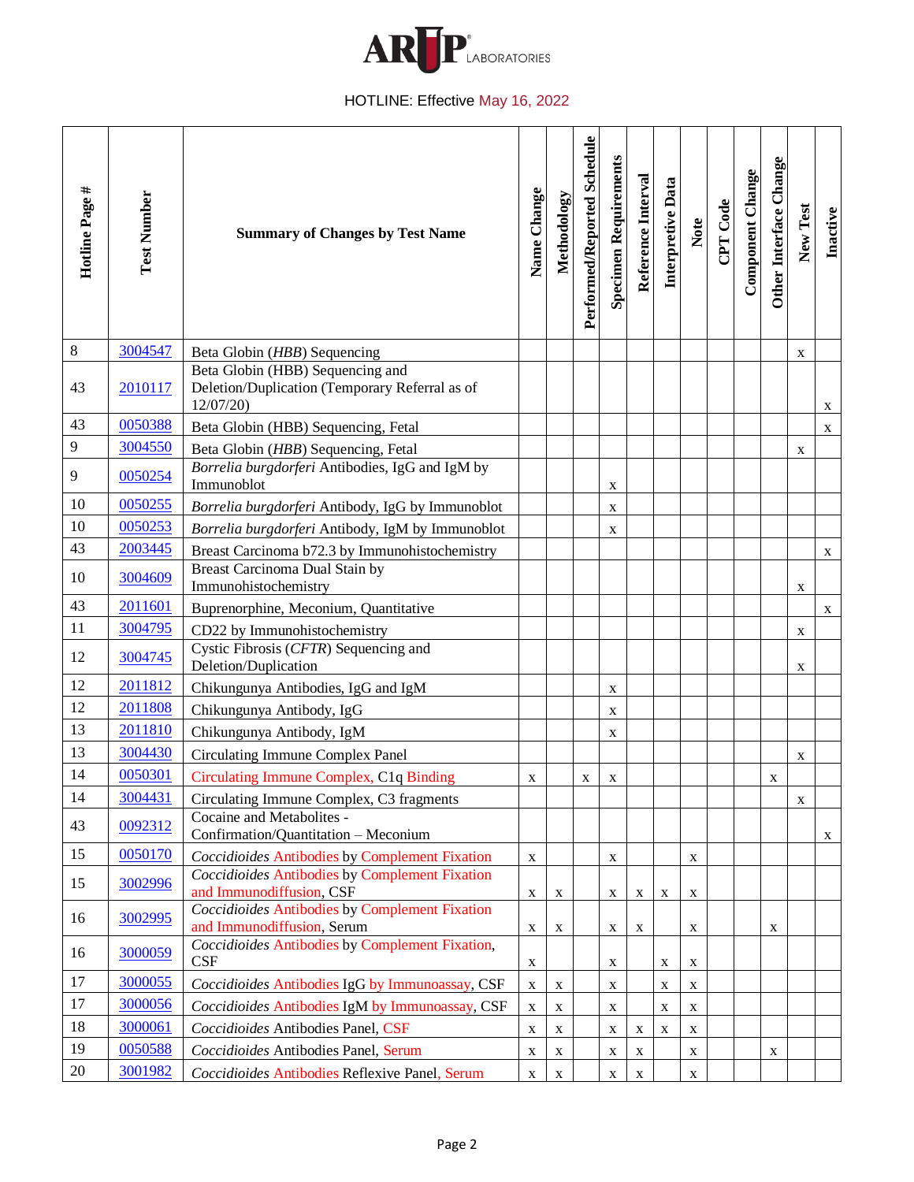# ARUP LABORATORIES

HOTLINE: Effective May 16, 2022

| Hotline Page # | Test Number | Summary of Changes by Test Name | Name Change | Methodology | Performed/Reported Schedule | Specimen Requirements | Reference Interval | Interpretive Data | Note | CPT Code | Component Change | Other Interface Change | New Test | Inactive |
|---|---|---|---|---|---|---|---|---|---|---|---|---|---|---|
| 8 | 3004547 | Beta Globin (*HBB*) Sequencing | | | | | | | | | | | x | |
| 43 | 2010117 | Beta Globin (HBB) Sequencing and Deletion/Duplication (Temporary Referral as of 12/07/20) | | | | | | | | | | | | x |
| 43 | 0050388 | Beta Globin (HBB) Sequencing, Fetal | | | | | | | | | | | | x |
| 9 | 3004550 | Beta Globin (*HBB*) Sequencing, Fetal | | | | | | | | | | | x | |
| 9 | 0050254 | *Borrelia burgdorferi* Antibodies, IgG and IgM by Immunoblot | | | | x | | | | | | | | |
| 10 | 0050255 | *Borrelia burgdorferi* Antibody, IgG by Immunoblot | | | | x | | | | | | | | |
| 10 | 0050253 | *Borrelia burgdorferi* Antibody, IgM by Immunoblot | | | | x | | | | | | | | |
| 43 | 2003445 | Breast Carcinoma b72.3 by Immunohistochemistry | | | | | | | | | | | | x |
| 10 | 3004609 | Breast Carcinoma Dual Stain by Immunohistochemistry | | | | | | | | | | | x | |
| 43 | 2011601 | Buprenorphine, Meconium, Quantitative | | | | | | | | | | | | x |
| 11 | 3004795 | CD22 by Immunohistochemistry | | | | | | | | | | | x | |
| 12 | 3004745 | Cystic Fibrosis (*CFTR*) Sequencing and Deletion/Duplication | | | | | | | | | | | x | |
| 12 | 2011812 | Chikungunya Antibodies, IgG and IgM | | | | x | | | | | | | | |
| 12 | 2011808 | Chikungunya Antibody, IgG | | | | x | | | | | | | | |
| 13 | 2011810 | Chikungunya Antibody, IgM | | | | x | | | | | | | | |
| 13 | 3004430 | Circulating Immune Complex Panel | | | | | | | | | | | x | |
| 14 | 0050301 | Circulating Immune Complex, C1q Binding | x | | x | x | | | | | | x | | |
| 14 | 3004431 | Circulating Immune Complex, C3 fragments | | | | | | | | | | | x | |
| 43 | 0092312 | Cocaine and Metabolites - Confirmation/Quantitation – Meconium | | | | | | | | | | | | x |
| 15 | 0050170 | *Coccidioides* Antibodies by Complement Fixation | x | | | x | | | x | | | | | |
| 15 | 3002996 | *Coccidioides* Antibodies by Complement Fixation and Immunodiffusion, CSF | x | x | | x | x | x | x | | | | | |
| 16 | 3002995 | *Coccidioides* Antibodies by Complement Fixation and Immunodiffusion, Serum | x | x | | x | x | | x | | | x | | |
| 16 | 3000059 | *Coccidioides* Antibodies by Complement Fixation, CSF | x | | | x | | x | x | | | | | |
| 17 | 3000055 | *Coccidioides* Antibodies IgG by Immunoassay, CSF | x | x | | x | | x | x | | | | | |
| 17 | 3000056 | *Coccidioides* Antibodies IgM by Immunoassay, CSF | x | x | | x | | x | x | | | | | |
| 18 | 3000061 | *Coccidioides* Antibodies Panel, CSF | x | x | | x | x | x | x | | | | | |
| 19 | 0050588 | *Coccidioides* Antibodies Panel, Serum | x | x | | x | x | | x | | | x | | |
| 20 | 3001982 | *Coccidioides* Antibodies Reflexive Panel, Serum | x | x | | x | x | | x | | | | | |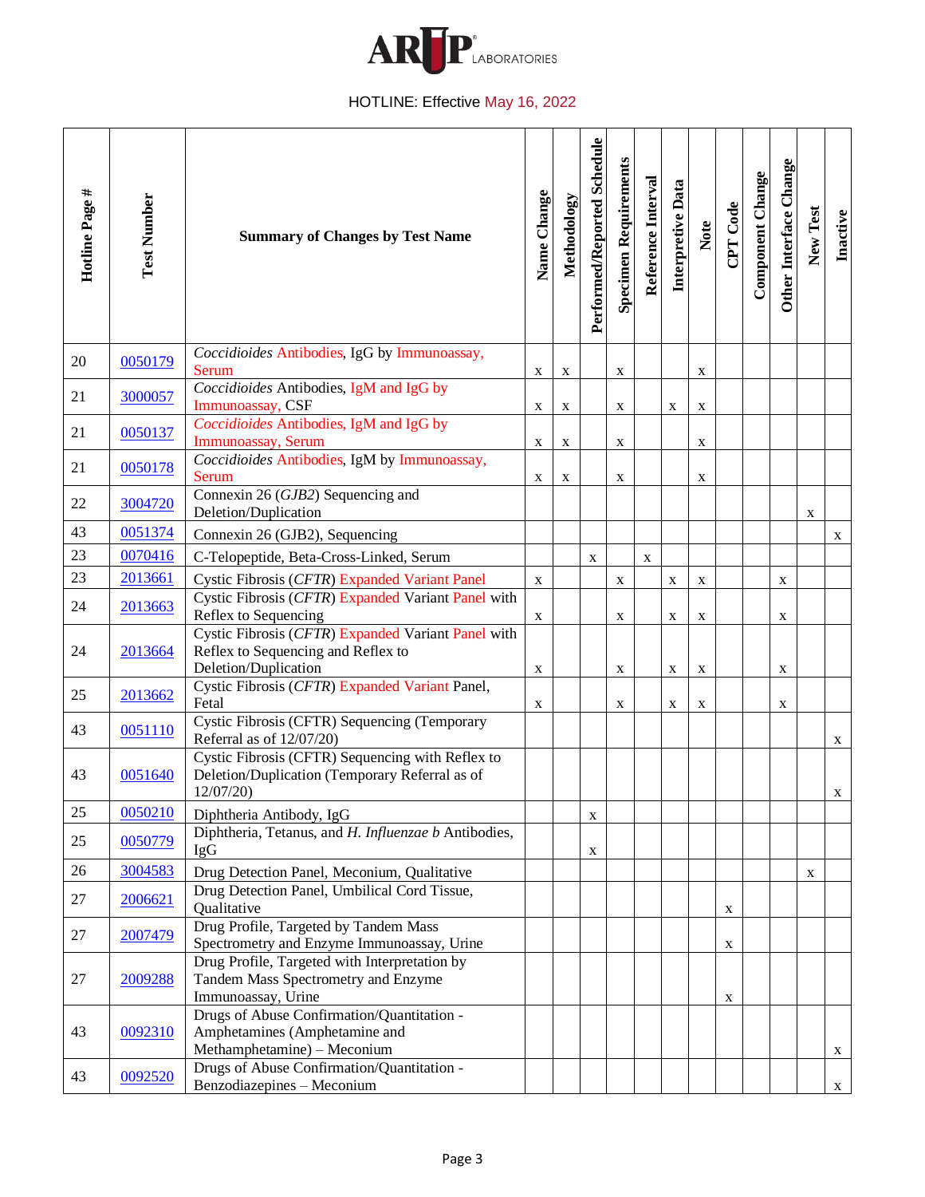HOTLINE: Effective May 16, 2022

| Hotline Page # | Test Number | Summary of Changes by Test Name | Name Change | Methodology | Performed/Reported Schedule | Specimen Requirements | Reference Interval | Interpretive Data | Note | CPT Code | Component Change | Other Interface Change | New Test | Inactive |
|---|---|---|---|---|---|---|---|---|---|---|---|---|---|---|
| 20 | 0050179 | *Coccidioides* Antibodies, IgG by Immunoassay, Serum | x | x | | x | | | x | | | | | |
| 21 | 3000057 | *Coccidioides* Antibodies, IgM and IgG by Immunoassay, CSF | x | x | | x | | x | x | | | | | |
| 21 | 0050137 | *Coccidioides* Antibodies, IgM and IgG by Immunoassay, Serum | x | x | | x | | | x | | | | | |
| 21 | 0050178 | *Coccidioides* Antibodies, IgM by Immunoassay, Serum | x | x | | x | | | x | | | | | |
| 22 | 3004720 | Connexin 26 (*GJB2*) Sequencing and Deletion/Duplication | | | | | | | | | | | x | |
| 43 | 0051374 | Connexin 26 (GJB2), Sequencing | | | | | | | | | | | | x |
| 23 | 0070416 | C-Telopeptide, Beta-Cross-Linked, Serum | | | x | | x | | | | | | | |
| 23 | 2013661 | Cystic Fibrosis (*CFTR*) Expanded Variant Panel | x | | | x | | x | x | | | x | | |
| 24 | 2013663 | Cystic Fibrosis (*CFTR*) Expanded Variant Panel with Reflex to Sequencing | x | | | x | | x | x | | | x | | |
| 24 | 2013664 | Cystic Fibrosis (*CFTR*) Expanded Variant Panel with Reflex to Sequencing and Reflex to Deletion/Duplication | x | | | x | | x | x | | | x | | |
| 25 | 2013662 | Cystic Fibrosis (*CFTR*) Expanded Variant Panel, Fetal | x | | | x | | x | x | | | x | | |
| 43 | 0051110 | Cystic Fibrosis (CFTR) Sequencing (Temporary Referral as of 12/07/20) | | | | | | | | | | | | x |
| 43 | 0051640 | Cystic Fibrosis (CFTR) Sequencing with Reflex to Deletion/Duplication (Temporary Referral as of 12/07/20) | | | | | | | | | | | | x |
| 25 | 0050210 | Diphtheria Antibody, IgG | | | x | | | | | | | | | |
| 25 | 0050779 | Diphtheria, Tetanus, and *H. Influenzae b* Antibodies, IgG | | | x | | | | | | | | | |
| 26 | 3004583 | Drug Detection Panel, Meconium, Qualitative | | | | | | | | | | | x | |
| 27 | 2006621 | Drug Detection Panel, Umbilical Cord Tissue, Qualitative | | | | | | | | x | | | | |
| 27 | 2007479 | Drug Profile, Targeted by Tandem Mass Spectrometry and Enzyme Immunoassay, Urine | | | | | | | | x | | | | |
| 27 | 2009288 | Drug Profile, Targeted with Interpretation by Tandem Mass Spectrometry and Enzyme Immunoassay, Urine | | | | | | | | x | | | | |
| 43 | 0092310 | Drugs of Abuse Confirmation/Quantitation - Amphetamines (Amphetamine and Methamphetamine) – Meconium | | | | | | | | | | | | x |
| 43 | 0092520 | Drugs of Abuse Confirmation/Quantitation - Benzodiazepines – Meconium | | | | | | | | | | | | x |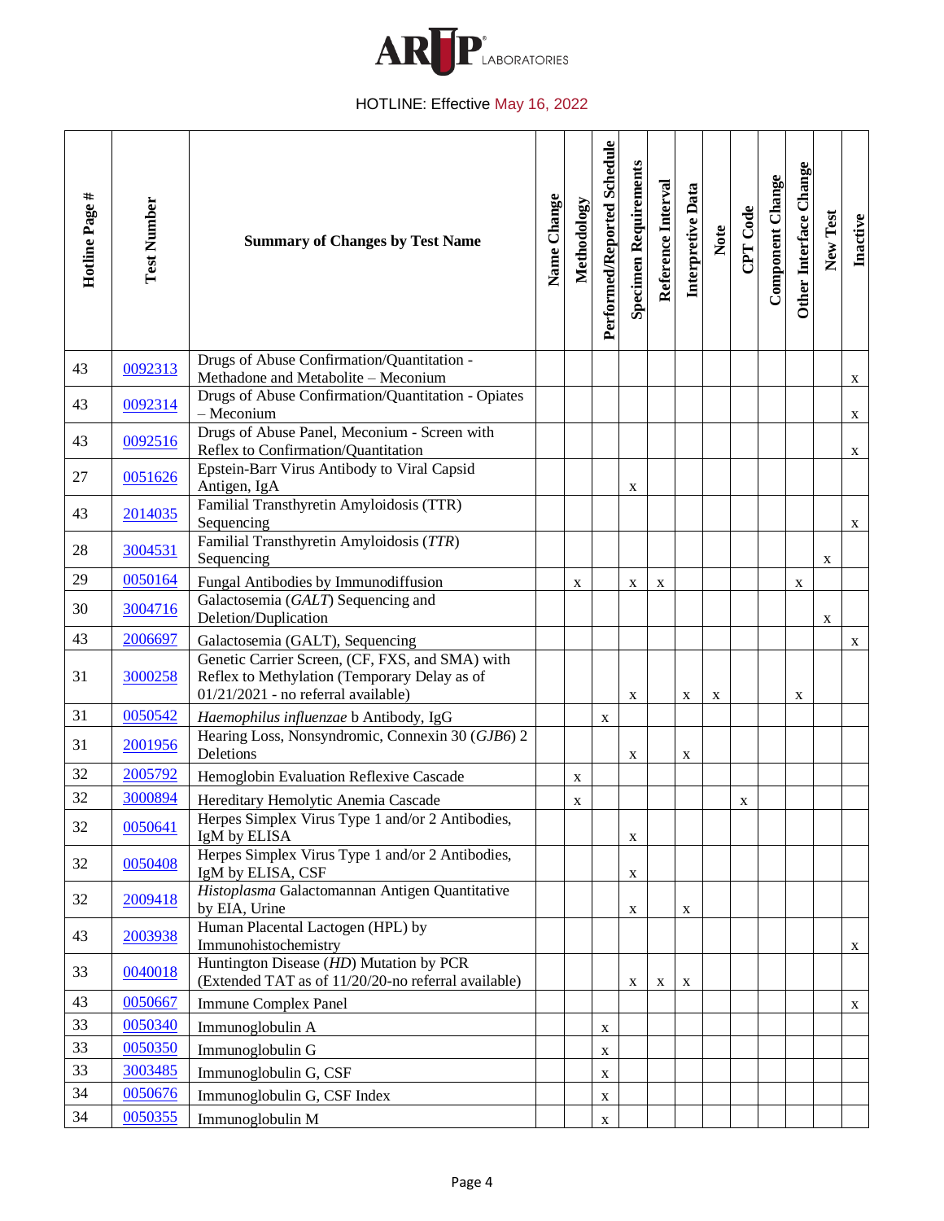HOTLINE: Effective May 16, 2022

| Hotline Page # | Test Number | Summary of Changes by Test Name | Name Change | Methodology | Performed/Reported Schedule | Specimen Requirements | Reference Interval | Interpretive Data | Note | CPT Code | Component Change | Other Interface Change | New Test | Inactive |
|---|---|---|---|---|---|---|---|---|---|---|---|---|---|---|
| 43 | 0092313 | Drugs of Abuse Confirmation/Quantitation - Methadone and Metabolite – Meconium | | | | | | | | | | | | x |
| 43 | 0092314 | Drugs of Abuse Confirmation/Quantitation - Opiates – Meconium | | | | | | | | | | | | x |
| 43 | 0092516 | Drugs of Abuse Panel, Meconium - Screen with Reflex to Confirmation/Quantitation | | | | | | | | | | | | x |
| 27 | 0051626 | Epstein-Barr Virus Antibody to Viral Capsid Antigen, IgA | | | | x | | | | | | | | |
| 43 | 2014035 | Familial Transthyretin Amyloidosis (TTR) Sequencing | | | | | | | | | | | | x |
| 28 | 3004531 | Familial Transthyretin Amyloidosis (*TTR*) Sequencing | | | | | | | | | | | x | |
| 29 | 0050164 | Fungal Antibodies by Immunodiffusion | | x | | x | x | | | | | x | | |
| 30 | 3004716 | Galactosemia (*GALT*) Sequencing and Deletion/Duplication | | | | | | | | | | | x | |
| 43 | 2006697 | Galactosemia (GALT), Sequencing | | | | | | | | | | | | x |
| 31 | 3000258 | Genetic Carrier Screen, (CF, FXS, and SMA) with Reflex to Methylation (Temporary Delay as of 01/21/2021 - no referral available) | | | | x | | x | x | | | x | | |
| 31 | 0050542 | *Haemophilus influenzae* b Antibody, IgG | | | x | | | | | | | | | |
| 31 | 2001956 | Hearing Loss, Nonsyndromic, Connexin 30 (*GJB6*) 2 Deletions | | | | x | | x | | | | | | |
| 32 | 2005792 | Hemoglobin Evaluation Reflexive Cascade | | x | | | | | | | | | | |
| 32 | 3000894 | Hereditary Hemolytic Anemia Cascade | | x | | | | | | x | | | | |
| 32 | 0050641 | Herpes Simplex Virus Type 1 and/or 2 Antibodies, IgM by ELISA | | | | x | | | | | | | | |
| 32 | 0050408 | Herpes Simplex Virus Type 1 and/or 2 Antibodies, IgM by ELISA, CSF | | | | x | | | | | | | | |
| 32 | 2009418 | *Histoplasma* Galactomannan Antigen Quantitative by EIA, Urine | | | | x | | x | | | | | | |
| 43 | 2003938 | Human Placental Lactogen (HPL) by Immunohistochemistry | | | | | | | | | | | | x |
| 33 | 0040018 | Huntington Disease (*HD*) Mutation by PCR (Extended TAT as of 11/20/20-no referral available) | | | | x | x | x | | | | | | |
| 43 | 0050667 | Immune Complex Panel | | | | | | | | | | | | x |
| 33 | 0050340 | Immunoglobulin A | | | x | | | | | | | | | |
| 33 | 0050350 | Immunoglobulin G | | | x | | | | | | | | | |
| 33 | 3003485 | Immunoglobulin G, CSF | | | x | | | | | | | | | |
| 34 | 0050676 | Immunoglobulin G, CSF Index | | | x | | | | | | | | | |
| 34 | 0050355 | Immunoglobulin M | | | x | | | | | | | | | |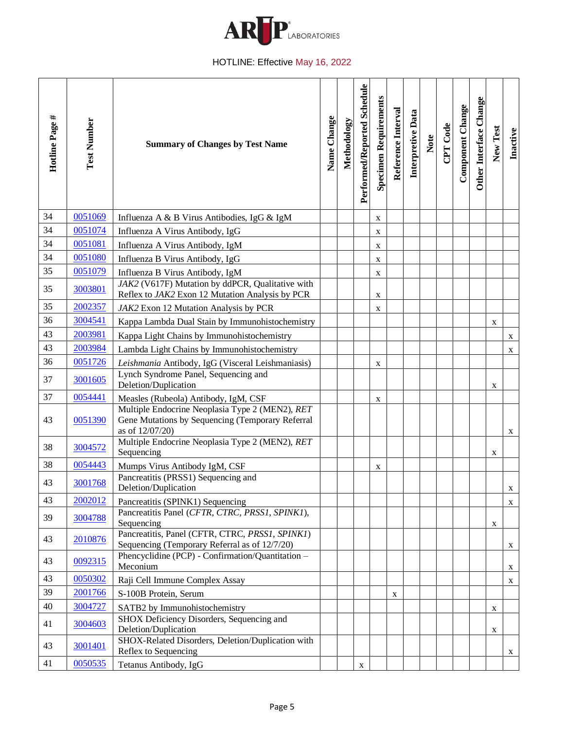HOTLINE: Effective May 16, 2022

| Hotline Page # | Test Number | Summary of Changes by Test Name | Name Change | Methodology | Performed/Reported Schedule | Specimen Requirements | Reference Interval | Interpretive Data | Note | CPT Code | Component Change | Other Interface Change | New Test | Inactive |
|---|---|---|---|---|---|---|---|---|---|---|---|---|---|---|
| 34 | 0051069 | Influenza A & B Virus Antibodies, IgG & IgM | | | | x | | | | | | | | |
| 34 | 0051074 | Influenza A Virus Antibody, IgG | | | | x | | | | | | | | |
| 34 | 0051081 | Influenza A Virus Antibody, IgM | | | | x | | | | | | | | |
| 34 | 0051080 | Influenza B Virus Antibody, IgG | | | | x | | | | | | | | |
| 35 | 0051079 | Influenza B Virus Antibody, IgM | | | | x | | | | | | | | |
| 35 | 3003801 | *JAK2* (V617F) Mutation by ddPCR, Qualitative with Reflex to *JAK2* Exon 12 Mutation Analysis by PCR | | | | x | | | | | | | | |
| 35 | 2002357 | *JAK2* Exon 12 Mutation Analysis by PCR | | | | x | | | | | | | | |
| 36 | 3004541 | Kappa Lambda Dual Stain by Immunohistochemistry | | | | | | | | | | | x | |
| 43 | 2003981 | Kappa Light Chains by Immunohistochemistry | | | | | | | | | | | | x |
| 43 | 2003984 | Lambda Light Chains by Immunohistochemistry | | | | | | | | | | | | x |
| 36 | 0051726 | *Leishmania* Antibody, IgG (Visceral Leishmaniasis) | | | | x | | | | | | | | |
| 37 | 3001605 | Lynch Syndrome Panel, Sequencing and Deletion/Duplication | | | | | | | | | | | x | |
| 37 | 0054441 | Measles (Rubeola) Antibody, IgM, CSF | | | | x | | | | | | | | |
| 43 | 0051390 | Multiple Endocrine Neoplasia Type 2 (MEN2), *RET* Gene Mutations by Sequencing (Temporary Referral as of 12/07/20) | | | | | | | | | | | | x |
| 38 | 3004572 | Multiple Endocrine Neoplasia Type 2 (MEN2), *RET* Sequencing | | | | | | | | | | | x | |
| 38 | 0054443 | Mumps Virus Antibody IgM, CSF | | | | x | | | | | | | | |
| 43 | 3001768 | Pancreatitis (PRSS1) Sequencing and Deletion/Duplication | | | | | | | | | | | | x |
| 43 | 2002012 | Pancreatitis (SPINK1) Sequencing | | | | | | | | | | | | x |
| 39 | 3004788 | Pancreatitis Panel (*CFTR*, *CTRC*, *PRSS1*, *SPINK1*), Sequencing | | | | | | | | | | | x | |
| 43 | 2010876 | Pancreatitis, Panel (CFTR, CTRC, *PRSS1*, *SPINK1*) Sequencing (Temporary Referral as of 12/7/20) | | | | | | | | | | | | x |
| 43 | 0092315 | Phencyclidine (PCP) - Confirmation/Quantitation – Meconium | | | | | | | | | | | | x |
| 43 | 0050302 | Raji Cell Immune Complex Assay | | | | | | | | | | | | x |
| 39 | 2001766 | S-100B Protein, Serum | | | | | x | | | | | | | |
| 40 | 3004727 | SATB2 by Immunohistochemistry | | | | | | | | | | | x | |
| 41 | 3004603 | SHOX Deficiency Disorders, Sequencing and Deletion/Duplication | | | | | | | | | | | x | |
| 43 | 3001401 | SHOX-Related Disorders, Deletion/Duplication with Reflex to Sequencing | | | | | | | | | | | | x |
| 41 | 0050535 | Tetanus Antibody, IgG | | | x | | | | | | | | | |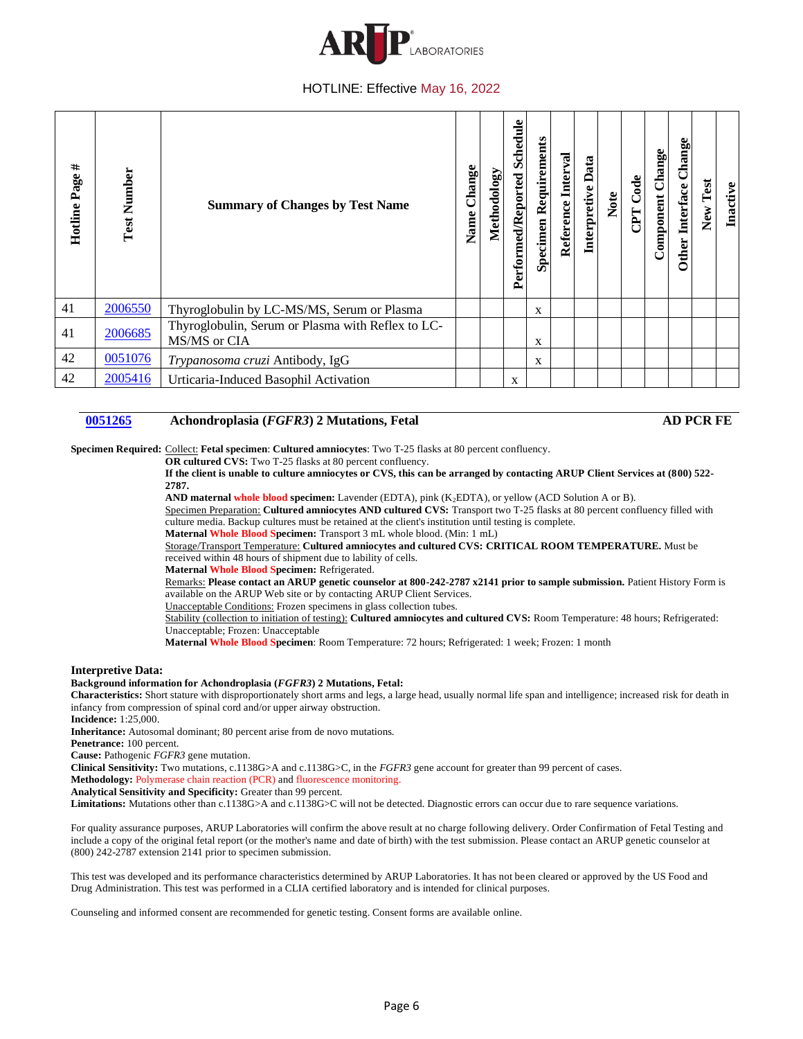HOTLINE: Effective May 16, 2022

| Hotline Page # | Test Number | Summary of Changes by Test Name | Name Change | Methodology | Performed/Reported Schedule | Specimen Requirements | Reference Interval | Interpretive Data | Note | CPT Code | Component Change | Other Interface Change | New Test | Inactive |
|---|---|---|---|---|---|---|---|---|---|---|---|---|---|---|
| 41 | 2006550 | Thyroglobulin by LC-MS/MS, Serum or Plasma | | | | x | | | | | | | | |
| 41 | 2006685 | Thyroglobulin, Serum or Plasma with Reflex to LC-MS/MS or CIA | | | | x | | | | | | | | |
| 42 | 0051076 | *Trypanosoma cruzi* Antibody, IgG | | | | x | | | | | | | | |
| 42 | 2005416 | Urticaria-Induced Basophil Activation | | | x | | | | | | | | | |

## 0051265 Achondroplasia (*FGFR3*) 2 Mutations, Fetal — AD PCR FE

**Specimen Required:** Collect: **Fetal specimen**: **Cultured amniocytes**: Two T-25 flasks at 80 percent confluency.
**OR cultured CVS:** Two T-25 flasks at 80 percent confluency.
**If the client is unable to culture amniocytes or CVS, this can be arranged by contacting ARUP Client Services at (800) 522-2787.**
**AND maternal whole blood specimen:** Lavender (EDTA), pink ($K_2$EDTA), or yellow (ACD Solution A or B).
Specimen Preparation: **Cultured amniocytes AND cultured CVS:** Transport two T-25 flasks at 80 percent confluency filled with culture media. Backup cultures must be retained at the client's institution until testing is complete.
**Maternal Whole Blood Specimen:** Transport 3 mL whole blood. (Min: 1 mL)
Storage/Transport Temperature: **Cultured amniocytes and cultured CVS: CRITICAL ROOM TEMPERATURE.** Must be received within 48 hours of shipment due to lability of cells.
**Maternal Whole Blood Specimen:** Refrigerated.
Remarks: **Please contact an ARUP genetic counselor at 800-242-2787 x2141 prior to sample submission.** Patient History Form is available on the ARUP Web site or by contacting ARUP Client Services.
Unacceptable Conditions: Frozen specimens in glass collection tubes.
Stability (collection to initiation of testing): **Cultured amniocytes and cultured CVS:** Room Temperature: 48 hours; Refrigerated: Unacceptable; Frozen: Unacceptable
**Maternal Whole Blood Specimen**: Room Temperature: 72 hours; Refrigerated: 1 week; Frozen: 1 month

**Interpretive Data:**
**Background information for Achondroplasia (*FGFR3*) 2 Mutations, Fetal:**
**Characteristics:** Short stature with disproportionately short arms and legs, a large head, usually normal life span and intelligence; increased risk for death in infancy from compression of spinal cord and/or upper airway obstruction.
**Incidence:** 1:25,000.
**Inheritance:** Autosomal dominant; 80 percent arise from de novo mutations.
**Penetrance:** 100 percent.
**Cause:** Pathogenic *FGFR3* gene mutation.
**Clinical Sensitivity:** Two mutations, c.1138G>A and c.1138G>C, in the *FGFR3* gene account for greater than 99 percent of cases.
**Methodology:** Polymerase chain reaction (PCR) and fluorescence monitoring.
**Analytical Sensitivity and Specificity:** Greater than 99 percent.
**Limitations:** Mutations other than c.1138G>A and c.1138G>C will not be detected. Diagnostic errors can occur due to rare sequence variations.

For quality assurance purposes, ARUP Laboratories will confirm the above result at no charge following delivery. Order Confirmation of Fetal Testing and include a copy of the original fetal report (or the mother's name and date of birth) with the test submission. Please contact an ARUP genetic counselor at (800) 242-2787 extension 2141 prior to specimen submission.

This test was developed and its performance characteristics determined by ARUP Laboratories. It has not been cleared or approved by the US Food and Drug Administration. This test was performed in a CLIA certified laboratory and is intended for clinical purposes.

Counseling and informed consent are recommended for genetic testing. Consent forms are available online.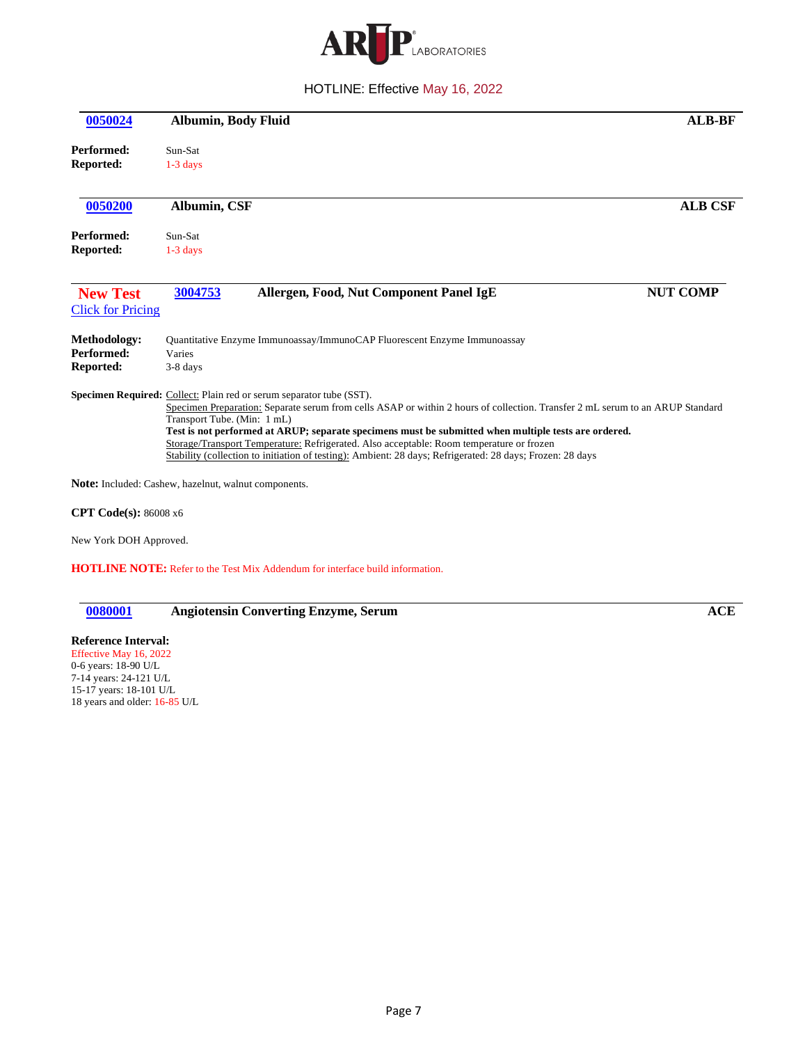HOTLINE: Effective May 16, 2022

## 0050024 Albumin, Body Fluid — ALB-BF

**Performed:** Sun-Sat
**Reported:** 1-3 days

## 0050200 Albumin, CSF — ALB CSF

**Performed:** Sun-Sat
**Reported:** 1-3 days

## New Test — 3004753 Allergen, Food, Nut Component Panel IgE — NUT COMP

Click for Pricing

**Methodology:** Quantitative Enzyme Immunoassay/ImmunoCAP Fluorescent Enzyme Immunoassay
**Performed:** Varies
**Reported:** 3-8 days

**Specimen Required:** Collect: Plain red or serum separator tube (SST).
Specimen Preparation: Separate serum from cells ASAP or within 2 hours of collection. Transfer 2 mL serum to an ARUP Standard Transport Tube. (Min: 1 mL)
**Test is not performed at ARUP; separate specimens must be submitted when multiple tests are ordered.**
Storage/Transport Temperature: Refrigerated. Also acceptable: Room temperature or frozen
Stability (collection to initiation of testing): Ambient: 28 days; Refrigerated: 28 days; Frozen: 28 days

**Note:** Included: Cashew, hazelnut, walnut components.

**CPT Code(s):** 86008 x6

New York DOH Approved.

**HOTLINE NOTE:** Refer to the Test Mix Addendum for interface build information.

## 0080001 Angiotensin Converting Enzyme, Serum — ACE

**Reference Interval:**
Effective May 16, 2022
0-6 years: 18-90 U/L
7-14 years: 24-121 U/L
15-17 years: 18-101 U/L
18 years and older: 16-85 U/L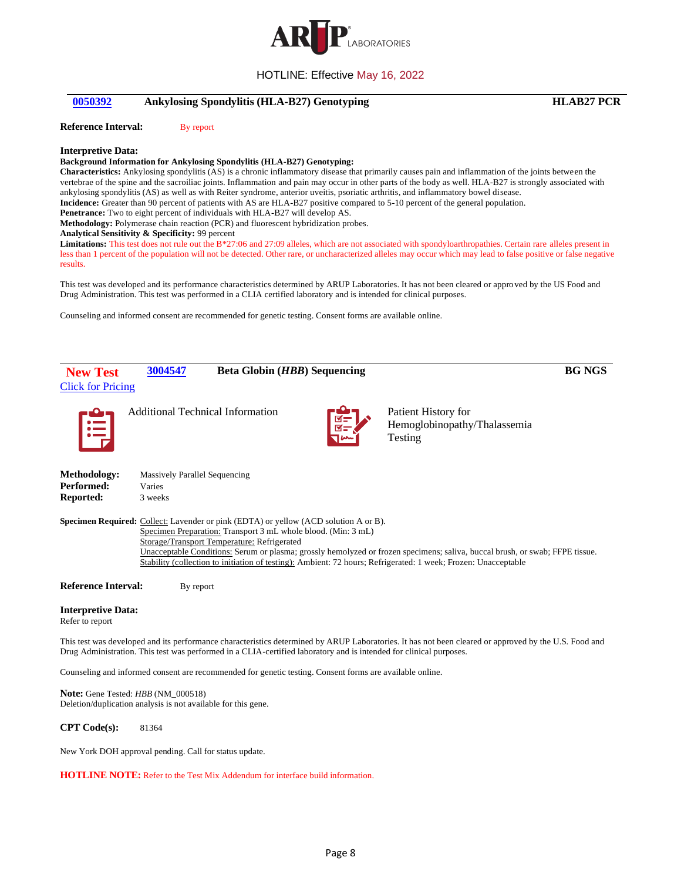HOTLINE: Effective May 16, 2022

## 0050392 Ankylosing Spondylitis (HLA-B27) Genotyping — HLAB27 PCR

**Reference Interval:** By report

**Interpretive Data:**

**Background Information for Ankylosing Spondylitis (HLA-B27) Genotyping:**

**Characteristics:** Ankylosing spondylitis (AS) is a chronic inflammatory disease that primarily causes pain and inflammation of the joints between the vertebrae of the spine and the sacroiliac joints. Inflammation and pain may occur in other parts of the body as well. HLA-B27 is strongly associated with ankylosing spondylitis (AS) as well as with Reiter syndrome, anterior uveitis, psoriatic arthritis, and inflammatory bowel disease.

**Incidence:** Greater than 90 percent of patients with AS are HLA-B27 positive compared to 5-10 percent of the general population.

**Penetrance:** Two to eight percent of individuals with HLA-B27 will develop AS.

**Methodology:** Polymerase chain reaction (PCR) and fluorescent hybridization probes.

**Analytical Sensitivity & Specificity:** 99 percent

**Limitations:** This test does not rule out the B*27:06 and 27:09 alleles, which are not associated with spondyloarthropathies. Certain rare alleles present in less than 1 percent of the population will not be detected. Other rare, or uncharacterized alleles may occur which may lead to false positive or false negative results.

This test was developed and its performance characteristics determined by ARUP Laboratories. It has not been cleared or approved by the US Food and Drug Administration. This test was performed in a CLIA certified laboratory and is intended for clinical purposes.

Counseling and informed consent are recommended for genetic testing. Consent forms are available online.

## New Test 3004547 Beta Globin (*HBB*) Sequencing — BG NGS

Click for Pricing

Additional Technical Information

Patient History for Hemoglobinopathy/Thalassemia Testing

**Methodology:** Massively Parallel Sequencing
**Performed:** Varies
**Reported:** 3 weeks

**Specimen Required:** Collect: Lavender or pink (EDTA) or yellow (ACD solution A or B).
Specimen Preparation: Transport 3 mL whole blood. (Min: 3 mL)
Storage/Transport Temperature: Refrigerated
Unacceptable Conditions: Serum or plasma; grossly hemolyzed or frozen specimens; saliva, buccal brush, or swab; FFPE tissue.
Stability (collection to initiation of testing): Ambient: 72 hours; Refrigerated: 1 week; Frozen: Unacceptable

**Reference Interval:** By report

**Interpretive Data:**
Refer to report

This test was developed and its performance characteristics determined by ARUP Laboratories. It has not been cleared or approved by the U.S. Food and Drug Administration. This test was performed in a CLIA-certified laboratory and is intended for clinical purposes.

Counseling and informed consent are recommended for genetic testing. Consent forms are available online.

**Note:** Gene Tested: *HBB* (NM_000518)
Deletion/duplication analysis is not available for this gene.

**CPT Code(s):** 81364

New York DOH approval pending. Call for status update.

**HOTLINE NOTE:** Refer to the Test Mix Addendum for interface build information.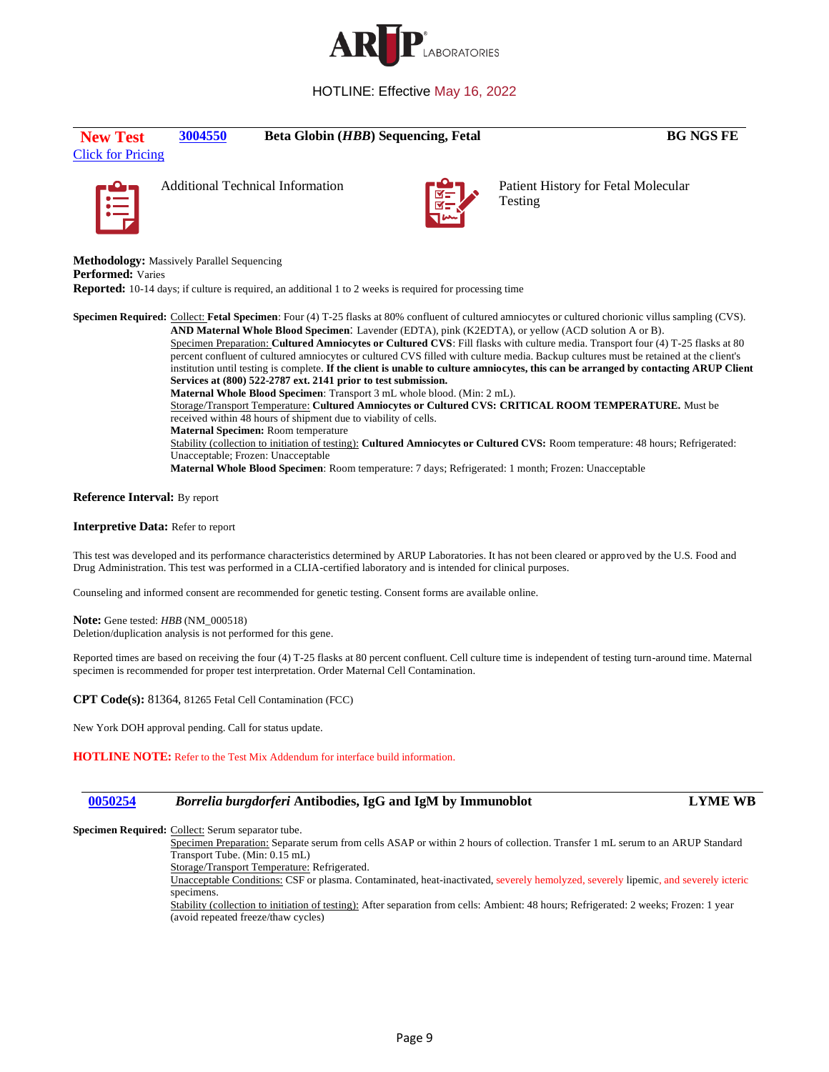HOTLINE: Effective May 16, 2022

---

**New Test** **3004550** **Beta Globin (*HBB*) Sequencing, Fetal** **BG NGS FE**

Click for Pricing

Additional Technical Information

Patient History for Fetal Molecular Testing

**Methodology:** Massively Parallel Sequencing
**Performed:** Varies
**Reported:** 10-14 days; if culture is required, an additional 1 to 2 weeks is required for processing time

**Specimen Required:** Collect: **Fetal Specimen**: Four (4) T-25 flasks at 80% confluent of cultured amniocytes or cultured chorionic villus sampling (CVS).
**AND Maternal Whole Blood Specimen**: Lavender (EDTA), pink (K2EDTA), or yellow (ACD solution A or B).
Specimen Preparation: **Cultured Amniocytes or Cultured CVS**: Fill flasks with culture media. Transport four (4) T-25 flasks at 80 percent confluent of cultured amniocytes or cultured CVS filled with culture media. Backup cultures must be retained at the client's institution until testing is complete. **If the client is unable to culture amniocytes, this can be arranged by contacting ARUP Client Services at (800) 522-2787 ext. 2141 prior to test submission.**
**Maternal Whole Blood Specimen**: Transport 3 mL whole blood. (Min: 2 mL).
Storage/Transport Temperature: **Cultured Amniocytes or Cultured CVS: CRITICAL ROOM TEMPERATURE.** Must be received within 48 hours of shipment due to viability of cells.
**Maternal Specimen:** Room temperature
Stability (collection to initiation of testing): **Cultured Amniocytes or Cultured CVS:** Room temperature: 48 hours; Refrigerated: Unacceptable; Frozen: Unacceptable
**Maternal Whole Blood Specimen**: Room temperature: 7 days; Refrigerated: 1 month; Frozen: Unacceptable

**Reference Interval:** By report

**Interpretive Data:** Refer to report

This test was developed and its performance characteristics determined by ARUP Laboratories. It has not been cleared or approved by the U.S. Food and Drug Administration. This test was performed in a CLIA-certified laboratory and is intended for clinical purposes.

Counseling and informed consent are recommended for genetic testing. Consent forms are available online.

**Note:** Gene tested: *HBB* (NM_000518)
Deletion/duplication analysis is not performed for this gene.

Reported times are based on receiving the four (4) T-25 flasks at 80 percent confluent. Cell culture time is independent of testing turn-around time. Maternal specimen is recommended for proper test interpretation. Order Maternal Cell Contamination.

**CPT Code(s):** 81364, 81265 Fetal Cell Contamination (FCC)

New York DOH approval pending. Call for status update.

**HOTLINE NOTE:** Refer to the Test Mix Addendum for interface build information.

---

**0050254** ***Borrelia burgdorferi* Antibodies, IgG and IgM by Immunoblot** **LYME WB**

**Specimen Required:** Collect: Serum separator tube.
Specimen Preparation: Separate serum from cells ASAP or within 2 hours of collection. Transfer 1 mL serum to an ARUP Standard Transport Tube. (Min: 0.15 mL)
Storage/Transport Temperature: Refrigerated.
Unacceptable Conditions: CSF or plasma. Contaminated, heat-inactivated, severely hemolyzed, severely lipemic, and severely icteric specimens.
Stability (collection to initiation of testing): After separation from cells: Ambient: 48 hours; Refrigerated: 2 weeks; Frozen: 1 year (avoid repeated freeze/thaw cycles)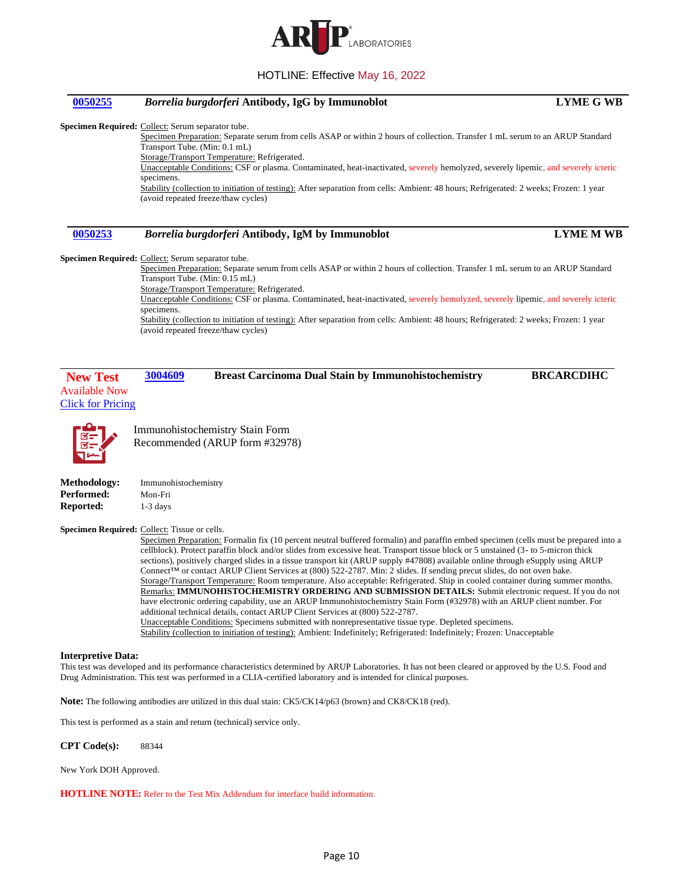## 0050255 *Borrelia burgdorferi* Antibody, IgG by Immunoblot LYME G WB

**Specimen Required:** Collect: Serum separator tube.

Specimen Preparation: Separate serum from cells ASAP or within 2 hours of collection. Transfer 1 mL serum to an ARUP Standard Transport Tube. (Min: 0.1 mL)

Storage/Transport Temperature: Refrigerated.

Unacceptable Conditions: CSF or plasma. Contaminated, heat-inactivated, severely hemolyzed, severely lipemic, and severely icteric specimens.

Stability (collection to initiation of testing): After separation from cells: Ambient: 48 hours; Refrigerated: 2 weeks; Frozen: 1 year (avoid repeated freeze/thaw cycles)

## 0050253 *Borrelia burgdorferi* Antibody, IgM by Immunoblot LYME M WB

**Specimen Required:** Collect: Serum separator tube.

Specimen Preparation: Separate serum from cells ASAP or within 2 hours of collection. Transfer 1 mL serum to an ARUP Standard Transport Tube. (Min: 0.15 mL)

Storage/Transport Temperature: Refrigerated.

Unacceptable Conditions: CSF or plasma. Contaminated, heat-inactivated, severely hemolyzed, severely lipemic, and severely icteric specimens.

Stability (collection to initiation of testing): After separation from cells: Ambient: 48 hours; Refrigerated: 2 weeks; Frozen: 1 year (avoid repeated freeze/thaw cycles)

## New Test 3004609 Breast Carcinoma Dual Stain by Immunohistochemistry BRCARCDIHC

Available Now
Click for Pricing

Immunohistochemistry Stain Form Recommended (ARUP form #32978)

**Methodology:** Immunohistochemistry
**Performed:** Mon-Fri
**Reported:** 1-3 days

**Specimen Required:** Collect: Tissue or cells.

Specimen Preparation: Formalin fix (10 percent neutral buffered formalin) and paraffin embed specimen (cells must be prepared into a cellblock). Protect paraffin block and/or slides from excessive heat. Transport tissue block or 5 unstained (3- to 5-micron thick sections), positively charged slides in a tissue transport kit (ARUP supply #47808) available online through eSupply using ARUP Connect™ or contact ARUP Client Services at (800) 522-2787. Min: 2 slides. If sending precut slides, do not oven bake.

Storage/Transport Temperature: Room temperature. Also acceptable: Refrigerated. Ship in cooled container during summer months.

Remarks: **IMMUNOHISTOCHEMISTRY ORDERING AND SUBMISSION DETAILS:** Submit electronic request. If you do not have electronic ordering capability, use an ARUP Immunohistochemistry Stain Form (#32978) with an ARUP client number. For additional technical details, contact ARUP Client Services at (800) 522-2787.

Unacceptable Conditions: Specimens submitted with nonrepresentative tissue type. Depleted specimens.

Stability (collection to initiation of testing): Ambient: Indefinitely; Refrigerated: Indefinitely; Frozen: Unacceptable

**Interpretive Data:**
This test was developed and its performance characteristics determined by ARUP Laboratories. It has not been cleared or approved by the U.S. Food and Drug Administration. This test was performed in a CLIA-certified laboratory and is intended for clinical purposes.

**Note:** The following antibodies are utilized in this dual stain: CK5/CK14/p63 (brown) and CK8/CK18 (red).

This test is performed as a stain and return (technical) service only.

**CPT Code(s):** 88344

New York DOH Approved.

**HOTLINE NOTE:** Refer to the Test Mix Addendum for interface build information.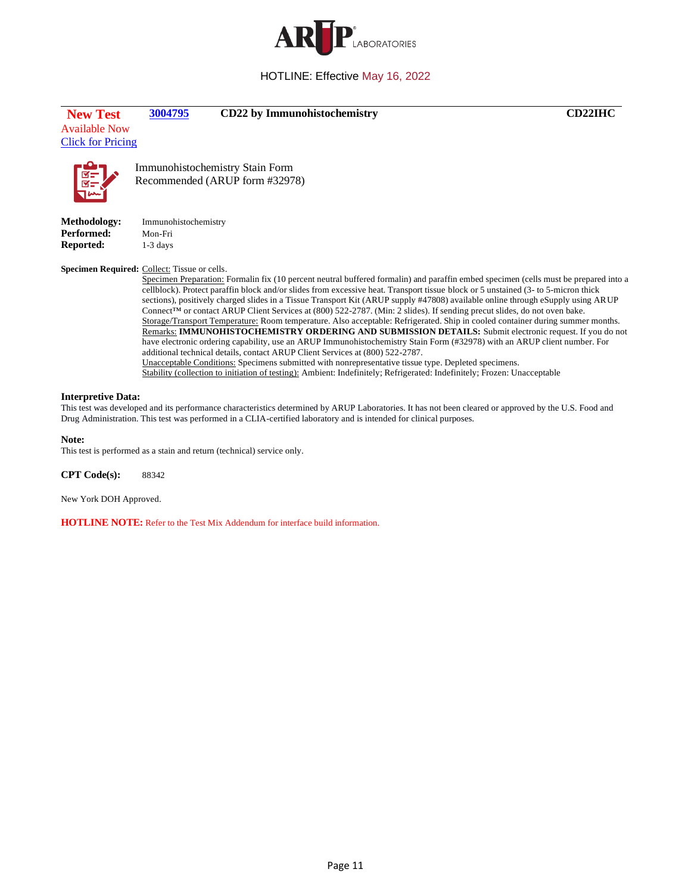HOTLINE: Effective May 16, 2022

**New Test** Available Now Click for Pricing | **3004795** | **CD22 by Immunohistochemistry** | **CD22IHC**

Immunohistochemistry Stain Form Recommended (ARUP form #32978)

**Methodology:** Immunohistochemistry
**Performed:** Mon-Fri
**Reported:** 1-3 days

**Specimen Required:** Collect: Tissue or cells.

Specimen Preparation: Formalin fix (10 percent neutral buffered formalin) and paraffin embed specimen (cells must be prepared into a cellblock). Protect paraffin block and/or slides from excessive heat. Transport tissue block or 5 unstained (3- to 5-micron thick sections), positively charged slides in a Tissue Transport Kit (ARUP supply #47808) available online through eSupply using ARUP Connect™ or contact ARUP Client Services at (800) 522-2787. (Min: 2 slides). If sending precut slides, do not oven bake.

Storage/Transport Temperature: Room temperature. Also acceptable: Refrigerated. Ship in cooled container during summer months.

Remarks: **IMMUNOHISTOCHEMISTRY ORDERING AND SUBMISSION DETAILS:** Submit electronic request. If you do not have electronic ordering capability, use an ARUP Immunohistochemistry Stain Form (#32978) with an ARUP client number. For additional technical details, contact ARUP Client Services at (800) 522-2787.

Unacceptable Conditions: Specimens submitted with nonrepresentative tissue type. Depleted specimens.

Stability (collection to initiation of testing): Ambient: Indefinitely; Refrigerated: Indefinitely; Frozen: Unacceptable

**Interpretive Data:**
This test was developed and its performance characteristics determined by ARUP Laboratories. It has not been cleared or approved by the U.S. Food and Drug Administration. This test was performed in a CLIA-certified laboratory and is intended for clinical purposes.

**Note:**
This test is performed as a stain and return (technical) service only.

**CPT Code(s):** 88342

New York DOH Approved.

**HOTLINE NOTE:** Refer to the Test Mix Addendum for interface build information.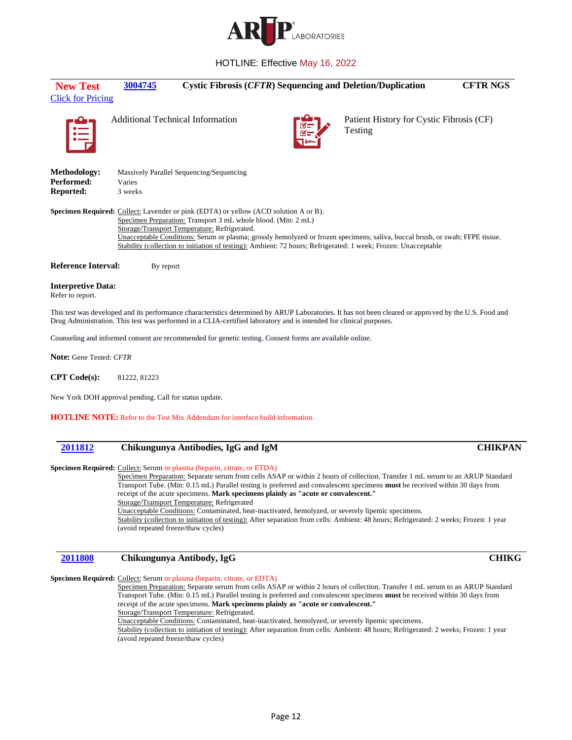HOTLINE: Effective May 16, 2022

**New Test** | **3004745** | **Cystic Fibrosis (*CFTR*) Sequencing and Deletion/Duplication** | **CFTR NGS**

Click for Pricing

Additional Technical Information

Patient History for Cystic Fibrosis (CF) Testing

**Methodology:** Massively Parallel Sequencing/Sequencing
**Performed:** Varies
**Reported:** 3 weeks

**Specimen Required:** Collect: Lavender or pink (EDTA) or yellow (ACD solution A or B).
Specimen Preparation: Transport 3 mL whole blood. (Min: 2 mL)
Storage/Transport Temperature: Refrigerated.
Unacceptable Conditions: Serum or plasma; grossly hemolyzed or frozen specimens; saliva, buccal brush, or swab; FFPE tissue.
Stability (collection to initiation of testing): Ambient: 72 hours; Refrigerated: 1 week; Frozen: Unacceptable

**Reference Interval:** By report

**Interpretive Data:**
Refer to report.

This test was developed and its performance characteristics determined by ARUP Laboratories. It has not been cleared or approved by the U.S. Food and Drug Administration. This test was performed in a CLIA-certified laboratory and is intended for clinical purposes.

Counseling and informed consent are recommended for genetic testing. Consent forms are available online.

**Note:** Gene Tested: *CFTR*

**CPT Code(s):** 81222, 81223

New York DOH approval pending. Call for status update.

**HOTLINE NOTE:** Refer to the Test Mix Addendum for interface build information.

---

**2011812** | **Chikungunya Antibodies, IgG and IgM** | **CHIKPAN**

**Specimen Required:** Collect: Serum or plasma (heparin, citrate, or ETDA)
Specimen Preparation: Separate serum from cells ASAP or within 2 hours of collection. Transfer 1 mL serum to an ARUP Standard Transport Tube. (Min: 0.15 mL) Parallel testing is preferred and convalescent specimens **must** be received within 30 days from receipt of the acute specimens. **Mark specimens plainly as "acute or convalescent."**
Storage/Transport Temperature: Refrigerated
Unacceptable Conditions: Contaminated, heat-inactivated, hemolyzed, or severely lipemic specimens.
Stability (collection to initiation of testing): After separation from cells: Ambient: 48 hours; Refrigerated: 2 weeks; Frozen: 1 year (avoid repeated freeze/thaw cycles)

---

**2011808** | **Chikungunya Antibody, IgG** | **CHIKG**

**Specimen Required:** Collect: Serum or plasma (heparin, citrate, or EDTA)
Specimen Preparation: Separate serum from cells ASAP or within 2 hours of collection. Transfer 1 mL serum to an ARUP Standard Transport Tube. (Min: 0.15 mL) Parallel testing is preferred and convalescent specimens **must** be received within 30 days from receipt of the acute specimens. **Mark specimens plainly as "acute or convalescent."**
Storage/Transport Temperature: Refrigerated.
Unacceptable Conditions: Contaminated, heat-inactivated, hemolyzed, or severely lipemic specimens.
Stability (collection to initiation of testing): After separation from cells: Ambient: 48 hours; Refrigerated: 2 weeks; Frozen: 1 year (avoid repeated freeze/thaw cycles)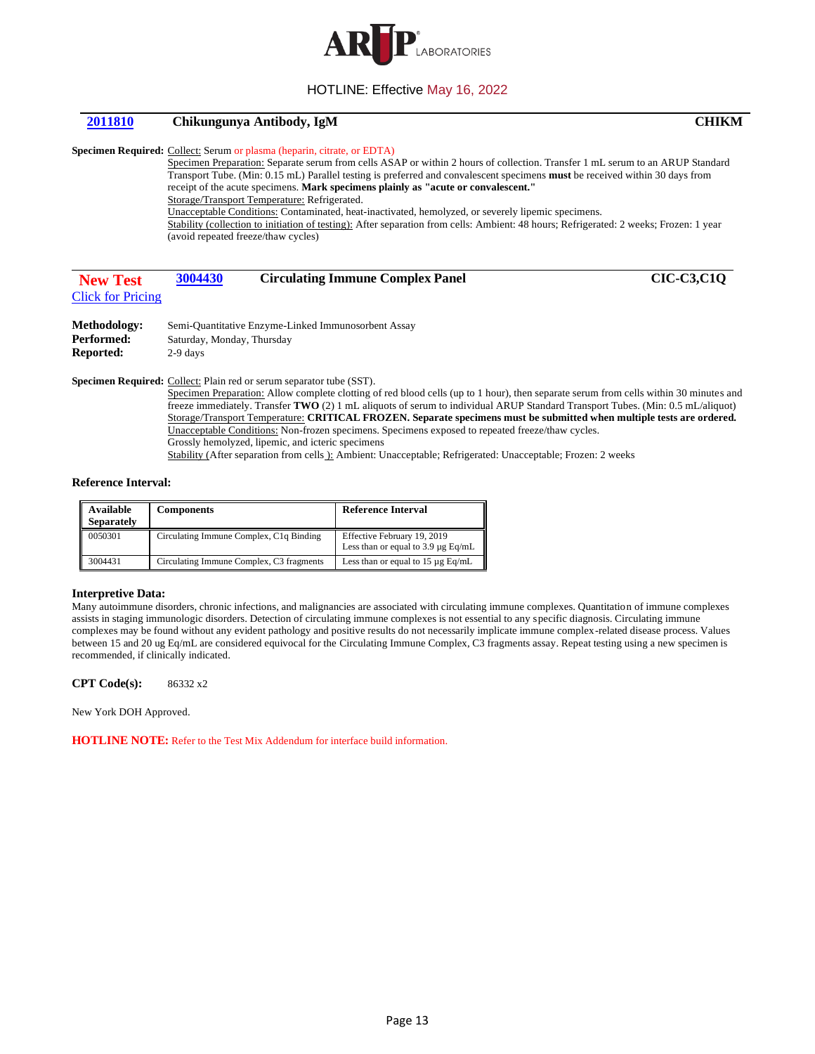| 2011810 | Chikungunya Antibody, IgM | CHIKM |
|---|---|---|

**Specimen Required:** Collect: Serum or plasma (heparin, citrate, or EDTA)

Specimen Preparation: Separate serum from cells ASAP or within 2 hours of collection. Transfer 1 mL serum to an ARUP Standard Transport Tube. (Min: 0.15 mL) Parallel testing is preferred and convalescent specimens **must** be received within 30 days from receipt of the acute specimens. **Mark specimens plainly as "acute or convalescent."**

Storage/Transport Temperature: Refrigerated.

Unacceptable Conditions: Contaminated, heat-inactivated, hemolyzed, or severely lipemic specimens.

Stability (collection to initiation of testing): After separation from cells: Ambient: 48 hours; Refrigerated: 2 weeks; Frozen: 1 year (avoid repeated freeze/thaw cycles)

---

| New Test | 3004430 | Circulating Immune Complex Panel | CIC-C3,C1Q |
|---|---|---|---|

Click for Pricing

**Methodology:** Semi-Quantitative Enzyme-Linked Immunosorbent Assay
**Performed:** Saturday, Monday, Thursday
**Reported:** 2-9 days

**Specimen Required:** Collect: Plain red or serum separator tube (SST).

Specimen Preparation: Allow complete clotting of red blood cells (up to 1 hour), then separate serum from cells within 30 minutes and freeze immediately. Transfer **TWO** (2) 1 mL aliquots of serum to individual ARUP Standard Transport Tubes. (Min: 0.5 mL/aliquot)

Storage/Transport Temperature: **CRITICAL FROZEN. Separate specimens must be submitted when multiple tests are ordered.**

Unacceptable Conditions: Non-frozen specimens. Specimens exposed to repeated freeze/thaw cycles.
Grossly hemolyzed, lipemic, and icteric specimens

Stability (After separation from cells ): Ambient: Unacceptable; Refrigerated: Unacceptable; Frozen: 2 weeks

**Reference Interval:**

| Available Separately | Components | Reference Interval |
|---|---|---|
| 0050301 | Circulating Immune Complex, C1q Binding | Effective February 19, 2019<br>Less than or equal to 3.9 µg Eq/mL |
| 3004431 | Circulating Immune Complex, C3 fragments | Less than or equal to 15 µg Eq/mL |

**Interpretive Data:**
Many autoimmune disorders, chronic infections, and malignancies are associated with circulating immune complexes. Quantitation of immune complexes assists in staging immunologic disorders. Detection of circulating immune complexes is not essential to any specific diagnosis. Circulating immune complexes may be found without any evident pathology and positive results do not necessarily implicate immune complex-related disease process. Values between 15 and 20 ug Eq/mL are considered equivocal for the Circulating Immune Complex, C3 fragments assay. Repeat testing using a new specimen is recommended, if clinically indicated.

**CPT Code(s):** 86332 x2

New York DOH Approved.

**HOTLINE NOTE:** Refer to the Test Mix Addendum for interface build information.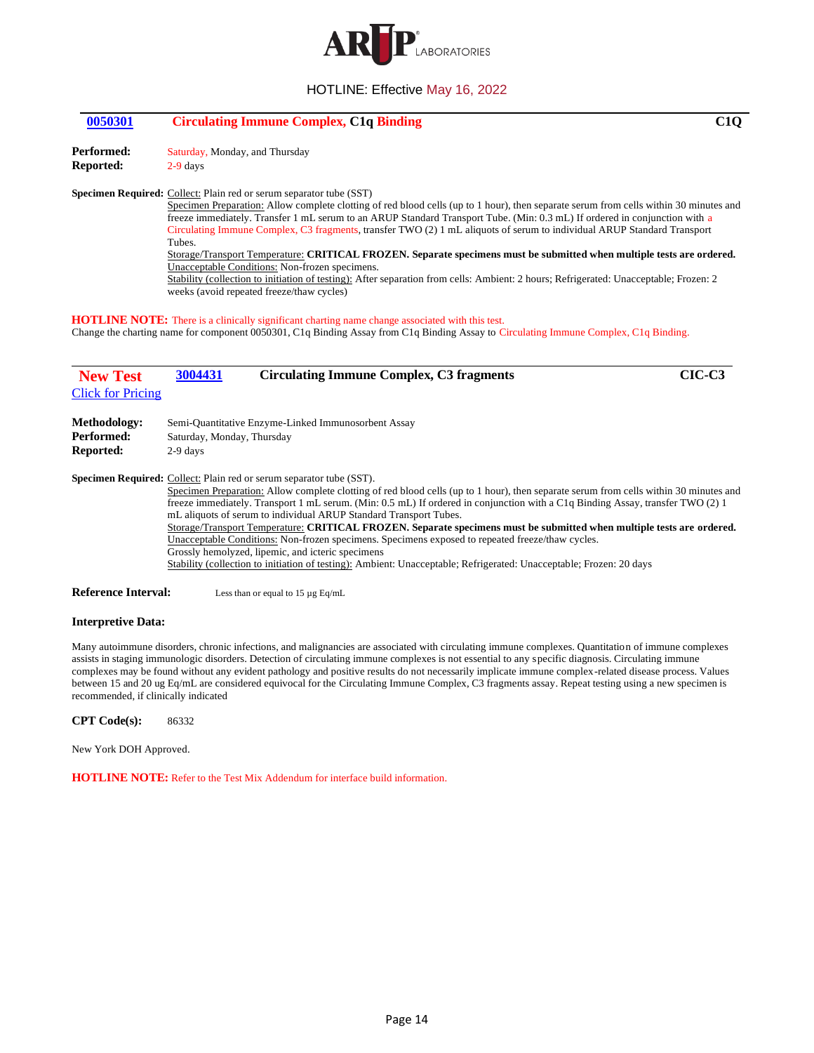HOTLINE: Effective May 16, 2022

## 0050301 Circulating Immune Complex, C1q Binding — C1Q

**Performed:** Saturday, Monday, and Thursday

**Reported:** 2-9 days

**Specimen Required:** Collect: Plain red or serum separator tube (SST)

Specimen Preparation: Allow complete clotting of red blood cells (up to 1 hour), then separate serum from cells within 30 minutes and freeze immediately. Transfer 1 mL serum to an ARUP Standard Transport Tube. (Min: 0.3 mL) If ordered in conjunction with a Circulating Immune Complex, C3 fragments, transfer TWO (2) 1 mL aliquots of serum to individual ARUP Standard Transport Tubes.

Storage/Transport Temperature: **CRITICAL FROZEN. Separate specimens must be submitted when multiple tests are ordered.**

Unacceptable Conditions: Non-frozen specimens.

Stability (collection to initiation of testing): After separation from cells: Ambient: 2 hours; Refrigerated: Unacceptable; Frozen: 2 weeks (avoid repeated freeze/thaw cycles)

**HOTLINE NOTE:** There is a clinically significant charting name change associated with this test.
Change the charting name for component 0050301, C1q Binding Assay from C1q Binding Assay to Circulating Immune Complex, C1q Binding.

---

## New Test 3004431 Circulating Immune Complex, C3 fragments — CIC-C3

Click for Pricing

**Methodology:** Semi-Quantitative Enzyme-Linked Immunosorbent Assay

**Performed:** Saturday, Monday, Thursday

**Reported:** 2-9 days

**Specimen Required:** Collect: Plain red or serum separator tube (SST).

Specimen Preparation: Allow complete clotting of red blood cells (up to 1 hour), then separate serum from cells within 30 minutes and freeze immediately. Transport 1 mL serum. (Min: 0.5 mL) If ordered in conjunction with a C1q Binding Assay, transfer TWO (2) 1 mL aliquots of serum to individual ARUP Standard Transport Tubes.

Storage/Transport Temperature: **CRITICAL FROZEN. Separate specimens must be submitted when multiple tests are ordered.**

Unacceptable Conditions: Non-frozen specimens. Specimens exposed to repeated freeze/thaw cycles. Grossly hemolyzed, lipemic, and icteric specimens

Stability (collection to initiation of testing): Ambient: Unacceptable; Refrigerated: Unacceptable; Frozen: 20 days

**Reference Interval:** Less than or equal to 15 µg Eq/mL

**Interpretive Data:**

Many autoimmune disorders, chronic infections, and malignancies are associated with circulating immune complexes. Quantitation of immune complexes assists in staging immunologic disorders. Detection of circulating immune complexes is not essential to any specific diagnosis. Circulating immune complexes may be found without any evident pathology and positive results do not necessarily implicate immune complex-related disease process. Values between 15 and 20 ug Eq/mL are considered equivocal for the Circulating Immune Complex, C3 fragments assay. Repeat testing using a new specimen is recommended, if clinically indicated

**CPT Code(s):** 86332

New York DOH Approved.

**HOTLINE NOTE:** Refer to the Test Mix Addendum for interface build information.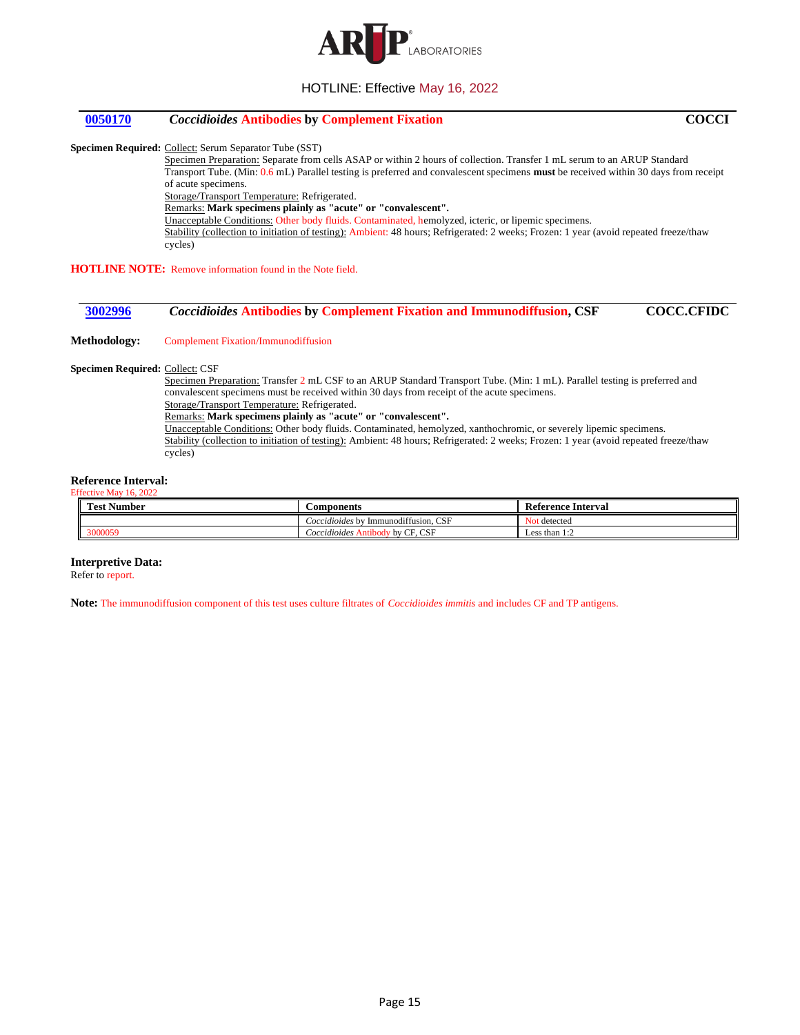HOTLINE: Effective May 16, 2022

## 0050170 — *Coccidioides* Antibodies by Complement Fixation — COCCI

**Specimen Required:** Collect: Serum Separator Tube (SST)

Specimen Preparation: Separate from cells ASAP or within 2 hours of collection. Transfer 1 mL serum to an ARUP Standard Transport Tube. (Min: 0.6 mL) Parallel testing is preferred and convalescent specimens **must** be received within 30 days from receipt of acute specimens.

Storage/Transport Temperature: Refrigerated.

Remarks: **Mark specimens plainly as "acute" or "convalescent".**

Unacceptable Conditions: Other body fluids. Contaminated, hemolyzed, icteric, or lipemic specimens.

Stability (collection to initiation of testing): Ambient: 48 hours; Refrigerated: 2 weeks; Frozen: 1 year (avoid repeated freeze/thaw cycles)

**HOTLINE NOTE:** Remove information found in the Note field.

## 3002996 — *Coccidioides* Antibodies by Complement Fixation and Immunodiffusion, CSF — COCC.CFIDC

**Methodology:** Complement Fixation/Immunodiffusion

**Specimen Required:** Collect: CSF

Specimen Preparation: Transfer 2 mL CSF to an ARUP Standard Transport Tube. (Min: 1 mL). Parallel testing is preferred and convalescent specimens must be received within 30 days from receipt of the acute specimens.

Storage/Transport Temperature: Refrigerated.

Remarks: **Mark specimens plainly as "acute" or "convalescent".**

Unacceptable Conditions: Other body fluids. Contaminated, hemolyzed, xanthochromic, or severely lipemic specimens.

Stability (collection to initiation of testing): Ambient: 48 hours; Refrigerated: 2 weeks; Frozen: 1 year (avoid repeated freeze/thaw cycles)

**Reference Interval:**
Effective May 16, 2022

| Test Number | Components | Reference Interval |
|---|---|---|
| | *Coccidioides* by Immunodiffusion, CSF | Not detected |
| 3000059 | *Coccidioides* Antibody by CF, CSF | Less than 1:2 |

**Interpretive Data:**
Refer to report.

**Note:** The immunodiffusion component of this test uses culture filtrates of *Coccidioides immitis* and includes CF and TP antigens.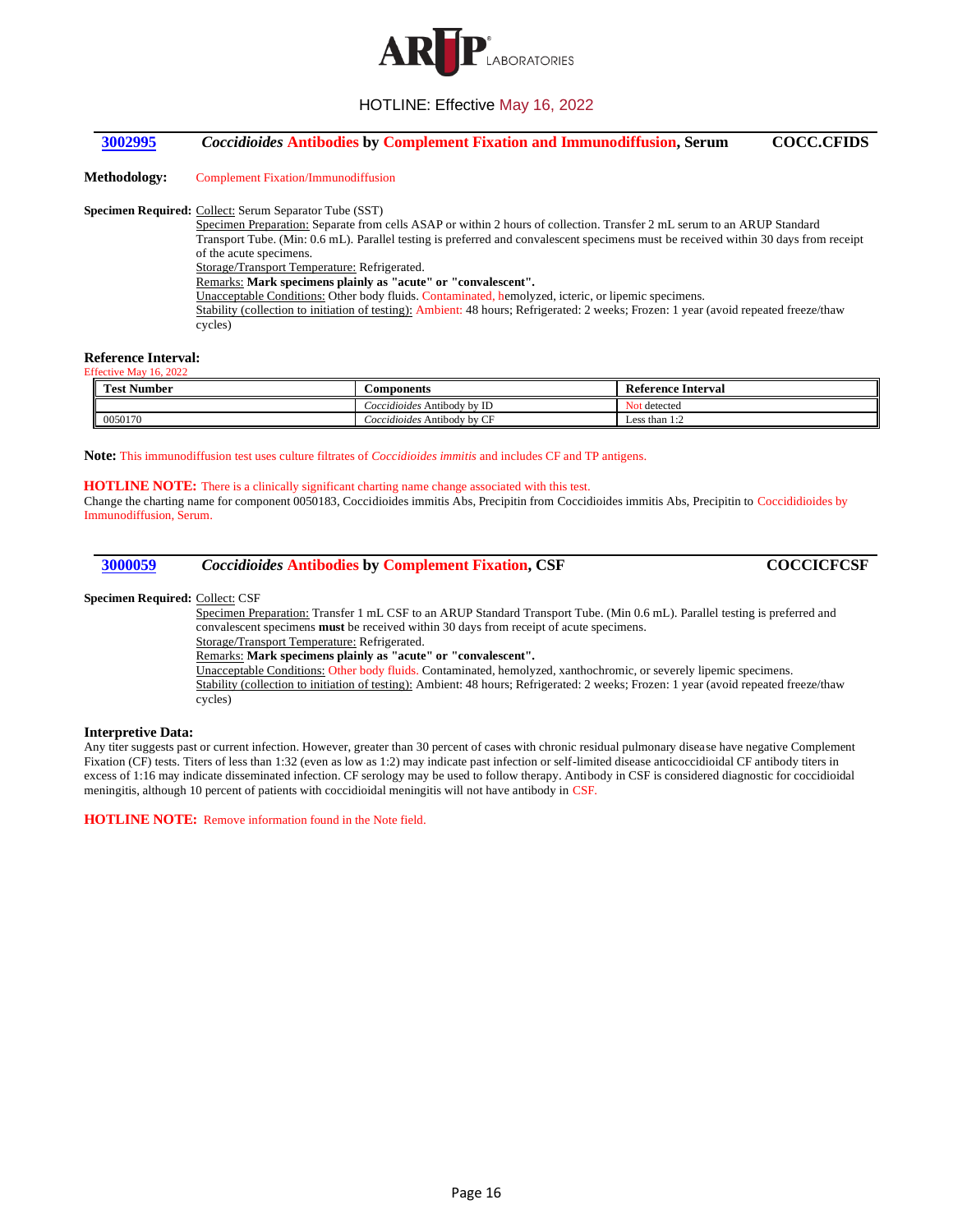HOTLINE: Effective May 16, 2022

## 3002995 — *Coccidioides* Antibodies by Complement Fixation and Immunodiffusion, Serum — COCC.CFIDS

**Methodology:** Complement Fixation/Immunodiffusion

**Specimen Required:** Collect: Serum Separator Tube (SST)
Specimen Preparation: Separate from cells ASAP or within 2 hours of collection. Transfer 2 mL serum to an ARUP Standard Transport Tube. (Min: 0.6 mL). Parallel testing is preferred and convalescent specimens must be received within 30 days from receipt of the acute specimens.
Storage/Transport Temperature: Refrigerated.
Remarks: **Mark specimens plainly as "acute" or "convalescent".**
Unacceptable Conditions: Other body fluids. Contaminated, hemolyzed, icteric, or lipemic specimens.
Stability (collection to initiation of testing): Ambient: 48 hours; Refrigerated: 2 weeks; Frozen: 1 year (avoid repeated freeze/thaw cycles)

**Reference Interval:**
Effective May 16, 2022

| Test Number | Components | Reference Interval |
|---|---|---|
| | *Coccidioides* Antibody by ID | Not detected |
| 0050170 | *Coccidioides* Antibody by CF | Less than 1:2 |

**Note:** This immunodiffusion test uses culture filtrates of *Coccidioides immitis* and includes CF and TP antigens.

**HOTLINE NOTE:** There is a clinically significant charting name change associated with this test.
Change the charting name for component 0050183, Coccidioides immitis Abs, Precipitin from Coccidioides immitis Abs, Precipitin to Coccididioides by Immunodiffusion, Serum.

## 3000059 — *Coccidioides* Antibodies by Complement Fixation, CSF — COCCICFCSF

**Specimen Required:** Collect: CSF
Specimen Preparation: Transfer 1 mL CSF to an ARUP Standard Transport Tube. (Min 0.6 mL). Parallel testing is preferred and convalescent specimens **must** be received within 30 days from receipt of acute specimens.
Storage/Transport Temperature: Refrigerated.
Remarks: **Mark specimens plainly as "acute" or "convalescent".**
Unacceptable Conditions: Other body fluids. Contaminated, hemolyzed, xanthochromic, or severely lipemic specimens.
Stability (collection to initiation of testing): Ambient: 48 hours; Refrigerated: 2 weeks; Frozen: 1 year (avoid repeated freeze/thaw cycles)

**Interpretive Data:**
Any titer suggests past or current infection. However, greater than 30 percent of cases with chronic residual pulmonary disease have negative Complement Fixation (CF) tests. Titers of less than 1:32 (even as low as 1:2) may indicate past infection or self-limited disease anticoccidioidal CF antibody titers in excess of 1:16 may indicate disseminated infection. CF serology may be used to follow therapy. Antibody in CSF is considered diagnostic for coccidioidal meningitis, although 10 percent of patients with coccidioidal meningitis will not have antibody in CSF.

**HOTLINE NOTE:** Remove information found in the Note field.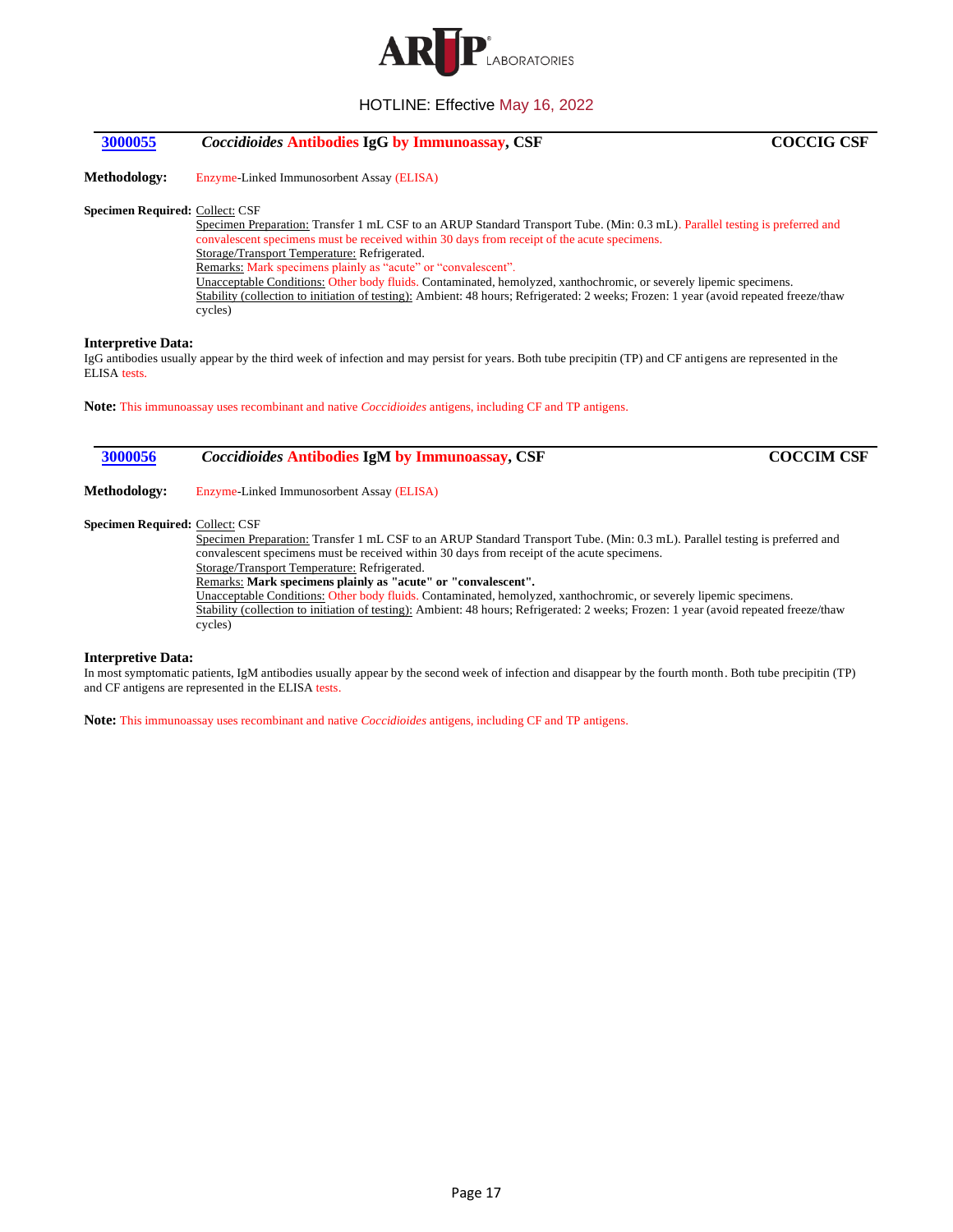HOTLINE: Effective May 16, 2022

## 3000055 *Coccidioides* Antibodies IgG by Immunoassay, CSF — COCCIG CSF

**Methodology:** Enzyme-Linked Immunosorbent Assay (ELISA)

**Specimen Required:** Collect: CSF

Specimen Preparation: Transfer 1 mL CSF to an ARUP Standard Transport Tube. (Min: 0.3 mL). Parallel testing is preferred and convalescent specimens must be received within 30 days from receipt of the acute specimens.

Storage/Transport Temperature: Refrigerated.

Remarks: Mark specimens plainly as "acute" or "convalescent".

Unacceptable Conditions: Other body fluids. Contaminated, hemolyzed, xanthochromic, or severely lipemic specimens.

Stability (collection to initiation of testing): Ambient: 48 hours; Refrigerated: 2 weeks; Frozen: 1 year (avoid repeated freeze/thaw cycles)

**Interpretive Data:**

IgG antibodies usually appear by the third week of infection and may persist for years. Both tube precipitin (TP) and CF antigens are represented in the ELISA tests.

**Note:** This immunoassay uses recombinant and native *Coccidioides* antigens, including CF and TP antigens.

## 3000056 *Coccidioides* Antibodies IgM by Immunoassay, CSF — COCCIM CSF

**Methodology:** Enzyme-Linked Immunosorbent Assay (ELISA)

**Specimen Required:** Collect: CSF

Specimen Preparation: Transfer 1 mL CSF to an ARUP Standard Transport Tube. (Min: 0.3 mL). Parallel testing is preferred and convalescent specimens must be received within 30 days from receipt of the acute specimens.

Storage/Transport Temperature: Refrigerated.

Remarks: **Mark specimens plainly as "acute" or "convalescent".**

Unacceptable Conditions: Other body fluids. Contaminated, hemolyzed, xanthochromic, or severely lipemic specimens.

Stability (collection to initiation of testing): Ambient: 48 hours; Refrigerated: 2 weeks; Frozen: 1 year (avoid repeated freeze/thaw cycles)

**Interpretive Data:**

In most symptomatic patients, IgM antibodies usually appear by the second week of infection and disappear by the fourth month. Both tube precipitin (TP) and CF antigens are represented in the ELISA tests.

**Note:** This immunoassay uses recombinant and native *Coccidioides* antigens, including CF and TP antigens.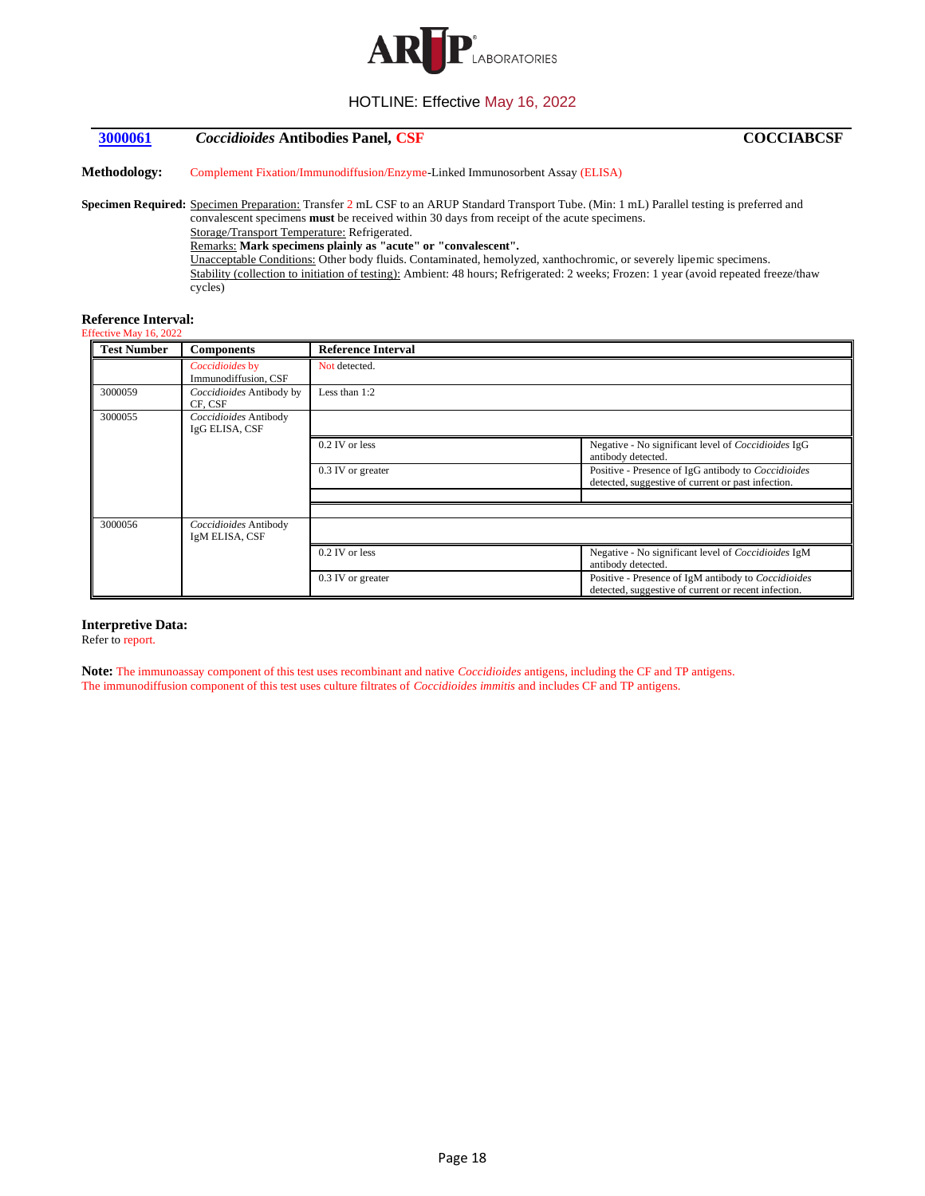HOTLINE: Effective May 16, 2022

## 3000061 *Coccidioides* Antibodies Panel, CSF — COCCIABCSF

**Methodology:** Complement Fixation/Immunodiffusion/Enzyme-Linked Immunosorbent Assay (ELISA)

**Specimen Required:** Specimen Preparation: Transfer 2 mL CSF to an ARUP Standard Transport Tube. (Min: 1 mL) Parallel testing is preferred and convalescent specimens **must** be received within 30 days from receipt of the acute specimens.
Storage/Transport Temperature: Refrigerated.
Remarks: **Mark specimens plainly as "acute" or "convalescent".**
Unacceptable Conditions: Other body fluids. Contaminated, hemolyzed, xanthochromic, or severely lipemic specimens.
Stability (collection to initiation of testing): Ambient: 48 hours; Refrigerated: 2 weeks; Frozen: 1 year (avoid repeated freeze/thaw cycles)

**Reference Interval:**
Effective May 16, 2022

| Test Number | Components | Reference Interval | |
|---|---|---|---|
| | *Coccidioides* by Immunodiffusion, CSF | Not detected. | |
| 3000059 | *Coccidioides* Antibody by CF, CSF | Less than 1:2 | |
| 3000055 | *Coccidioides* Antibody IgG ELISA, CSF | | |
| | | 0.2 IV or less | Negative - No significant level of *Coccidioides* IgG antibody detected. |
| | | 0.3 IV or greater | Positive - Presence of IgG antibody to *Coccidioides* detected, suggestive of current or past infection. |
| 3000056 | *Coccidioides* Antibody IgM ELISA, CSF | | |
| | | 0.2 IV or less | Negative - No significant level of *Coccidioides* IgM antibody detected. |
| | | 0.3 IV or greater | Positive - Presence of IgM antibody to *Coccidioides* detected, suggestive of current or recent infection. |

**Interpretive Data:**
Refer to report.

**Note:** The immunoassay component of this test uses recombinant and native *Coccidioides* antigens, including the CF and TP antigens. The immunodiffusion component of this test uses culture filtrates of *Coccidioides immitis* and includes CF and TP antigens.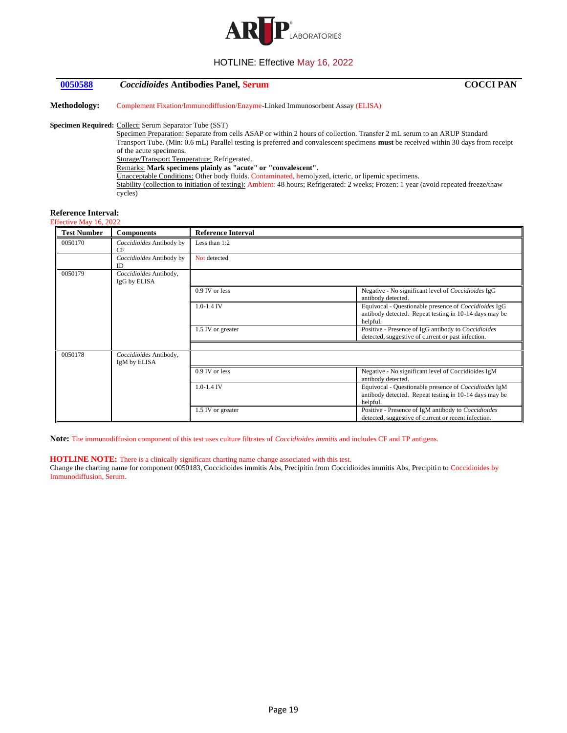HOTLINE: Effective May 16, 2022

## 0050588 — *Coccidioides* Antibodies Panel, Serum — COCCI PAN

**Methodology:** Complement Fixation/Immunodiffusion/Enzyme-Linked Immunosorbent Assay (ELISA)

**Specimen Required:** Collect: Serum Separator Tube (SST)

Specimen Preparation: Separate from cells ASAP or within 2 hours of collection. Transfer 2 mL serum to an ARUP Standard Transport Tube. (Min: 0.6 mL) Parallel testing is preferred and convalescent specimens **must** be received within 30 days from receipt of the acute specimens.

Storage/Transport Temperature: Refrigerated.

Remarks: **Mark specimens plainly as "acute" or "convalescent".**

Unacceptable Conditions: Other body fluids. Contaminated, hemolyzed, icteric, or lipemic specimens.

Stability (collection to initiation of testing): Ambient: 48 hours; Refrigerated: 2 weeks; Frozen: 1 year (avoid repeated freeze/thaw cycles)

**Reference Interval:**

Effective May 16, 2022

| Test Number | Components | Reference Interval | |
|---|---|---|---|
| 0050170 | *Coccidioides* Antibody by CF | Less than 1:2 | |
| | *Coccidioides* Antibody by ID | Not detected | |
| 0050179 | *Coccidioides* Antibody, IgG by ELISA | | |
| | | 0.9 IV or less | Negative - No significant level of *Coccidioides* IgG antibody detected. |
| | | 1.0-1.4 IV | Equivocal - Questionable presence of *Coccidioides* IgG antibody detected. Repeat testing in 10-14 days may be helpful. |
| | | 1.5 IV or greater | Positive - Presence of IgG antibody to *Coccidioides* detected, suggestive of current or past infection. |
| 0050178 | *Coccidioides* Antibody, IgM by ELISA | | |
| | | 0.9 IV or less | Negative - No significant level of Coccidioides IgM antibody detected. |
| | | 1.0-1.4 IV | Equivocal - Questionable presence of *Coccidioides* IgM antibody detected. Repeat testing in 10-14 days may be helpful. |
| | | 1.5 IV or greater | Positive - Presence of IgM antibody to *Coccidioides* detected, suggestive of current or recent infection. |

**Note:** The immunodiffusion component of this test uses culture filtrates of *Coccidioides immitis* and includes CF and TP antigens.

**HOTLINE NOTE:** There is a clinically significant charting name change associated with this test.
Change the charting name for component 0050183, Coccidioides immitis Abs, Precipitin from Coccidioides immitis Abs, Precipitin to Coccidioides by Immunodiffusion, Serum.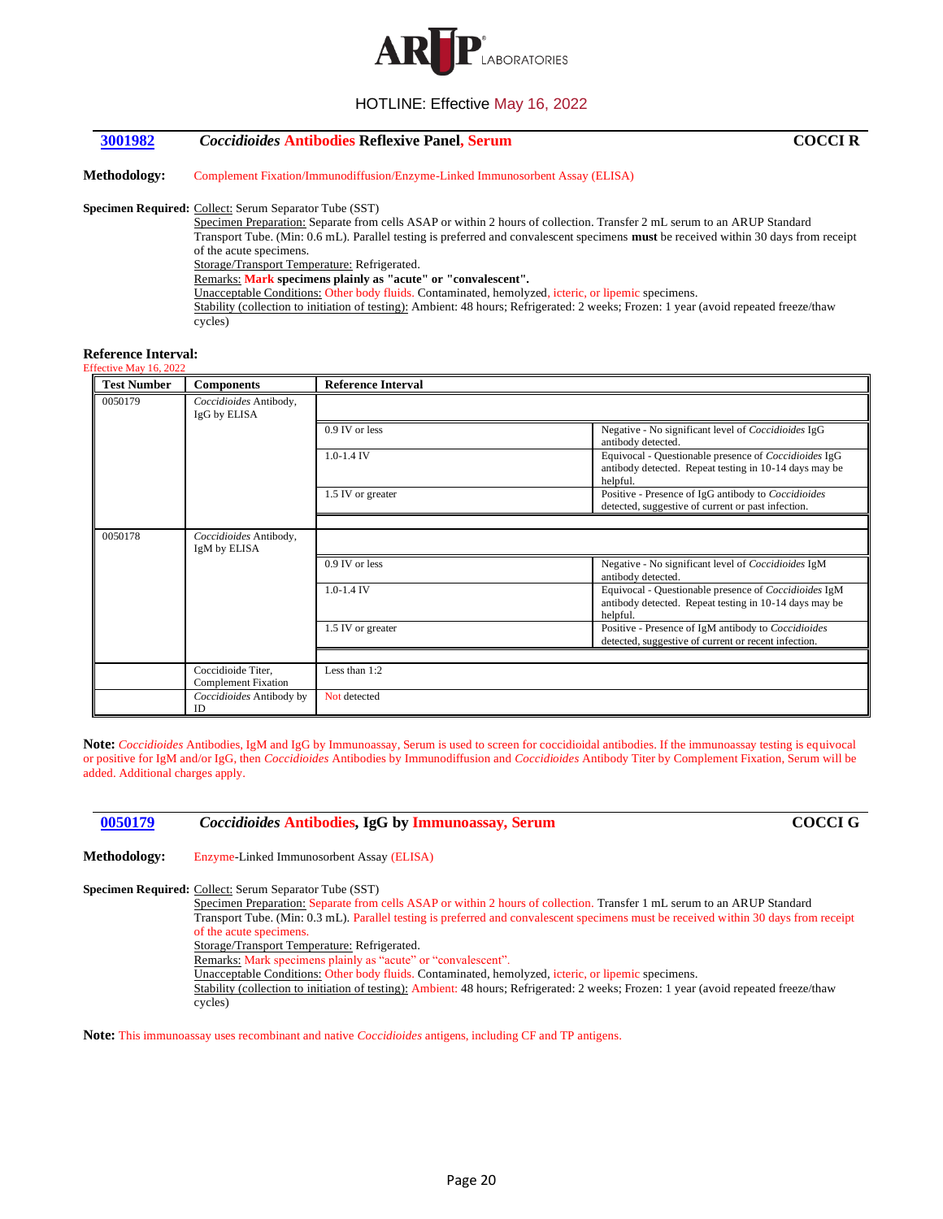HOTLINE: Effective May 16, 2022

## 3001982 — *Coccidioides* Antibodies Reflexive Panel, Serum — COCCI R

**Methodology:** Complement Fixation/Immunodiffusion/Enzyme-Linked Immunosorbent Assay (ELISA)

**Specimen Required:** Collect: Serum Separator Tube (SST)

Specimen Preparation: Separate from cells ASAP or within 2 hours of collection. Transfer 2 mL serum to an ARUP Standard Transport Tube. (Min: 0.6 mL). Parallel testing is preferred and convalescent specimens **must** be received within 30 days from receipt of the acute specimens.

Storage/Transport Temperature: Refrigerated.

Remarks: **Mark specimens plainly as "acute" or "convalescent".**

Unacceptable Conditions: Other body fluids. Contaminated, hemolyzed, icteric, or lipemic specimens.

Stability (collection to initiation of testing): Ambient: 48 hours; Refrigerated: 2 weeks; Frozen: 1 year (avoid repeated freeze/thaw cycles)

**Reference Interval:**
Effective May 16, 2022

| Test Number | Components | Reference Interval | |
|---|---|---|---|
| 0050179 | *Coccidioides* Antibody, IgG by ELISA | 0.9 IV or less | Negative - No significant level of *Coccidioides* IgG antibody detected. |
| | | 1.0-1.4 IV | Equivocal - Questionable presence of *Coccidioides* IgG antibody detected. Repeat testing in 10-14 days may be helpful. |
| | | 1.5 IV or greater | Positive - Presence of IgG antibody to *Coccidioides* detected, suggestive of current or past infection. |
| 0050178 | *Coccidioides* Antibody, IgM by ELISA | 0.9 IV or less | Negative - No significant level of *Coccidioides* IgM antibody detected. |
| | | 1.0-1.4 IV | Equivocal - Questionable presence of *Coccidioides* IgM antibody detected. Repeat testing in 10-14 days may be helpful. |
| | | 1.5 IV or greater | Positive - Presence of IgM antibody to *Coccidioides* detected, suggestive of current or recent infection. |
| | Coccidioide Titer, Complement Fixation | Less than 1:2 | |
| | *Coccidioides* Antibody by ID | Not detected | |

**Note:** *Coccidioides* Antibodies, IgM and IgG by Immunoassay, Serum is used to screen for coccidioidal antibodies. If the immunoassay testing is equivocal or positive for IgM and/or IgG, then *Coccidioides* Antibodies by Immunodiffusion and *Coccidioides* Antibody Titer by Complement Fixation, Serum will be added. Additional charges apply.

## 0050179 — *Coccidioides* Antibodies, IgG by Immunoassay, Serum — COCCI G

**Methodology:** Enzyme-Linked Immunosorbent Assay (ELISA)

**Specimen Required:** Collect: Serum Separator Tube (SST)

Specimen Preparation: Separate from cells ASAP or within 2 hours of collection. Transfer 1 mL serum to an ARUP Standard Transport Tube. (Min: 0.3 mL). Parallel testing is preferred and convalescent specimens must be received within 30 days from receipt of the acute specimens.

Storage/Transport Temperature: Refrigerated.

Remarks: Mark specimens plainly as "acute" or "convalescent".

Unacceptable Conditions: Other body fluids. Contaminated, hemolyzed, icteric, or lipemic specimens.

Stability (collection to initiation of testing): Ambient: 48 hours; Refrigerated: 2 weeks; Frozen: 1 year (avoid repeated freeze/thaw cycles)

**Note:** This immunoassay uses recombinant and native *Coccidioides* antigens, including CF and TP antigens.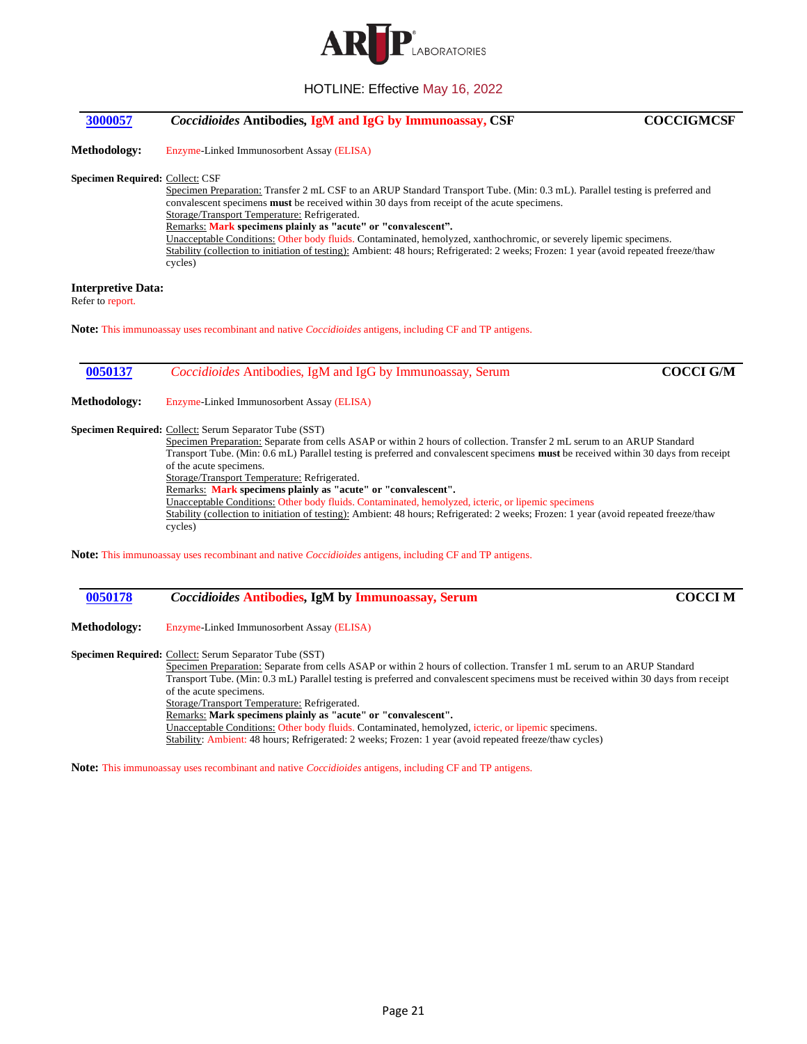HOTLINE: Effective May 16, 2022

## 3000057 — *Coccidioides* Antibodies, IgM and IgG by Immunoassay, CSF — COCCIGMCSF

**Methodology:** Enzyme-Linked Immunosorbent Assay (ELISA)

**Specimen Required:** Collect: CSF
Specimen Preparation: Transfer 2 mL CSF to an ARUP Standard Transport Tube. (Min: 0.3 mL). Parallel testing is preferred and convalescent specimens **must** be received within 30 days from receipt of the acute specimens.
Storage/Transport Temperature: Refrigerated.
Remarks: **Mark specimens plainly as "acute" or "convalescent".**
Unacceptable Conditions: Other body fluids. Contaminated, hemolyzed, xanthochromic, or severely lipemic specimens.
Stability (collection to initiation of testing): Ambient: 48 hours; Refrigerated: 2 weeks; Frozen: 1 year (avoid repeated freeze/thaw cycles)

**Interpretive Data:**
Refer to report.

**Note:** This immunoassay uses recombinant and native *Coccidioides* antigens, including CF and TP antigens.

## 0050137 — *Coccidioides* Antibodies, IgM and IgG by Immunoassay, Serum — COCCI G/M

**Methodology:** Enzyme-Linked Immunosorbent Assay (ELISA)

**Specimen Required:** Collect: Serum Separator Tube (SST)
Specimen Preparation: Separate from cells ASAP or within 2 hours of collection. Transfer 2 mL serum to an ARUP Standard Transport Tube. (Min: 0.6 mL) Parallel testing is preferred and convalescent specimens **must** be received within 30 days from receipt of the acute specimens.
Storage/Transport Temperature: Refrigerated.
Remarks: **Mark specimens plainly as "acute" or "convalescent".**
Unacceptable Conditions: Other body fluids. Contaminated, hemolyzed, icteric, or lipemic specimens
Stability (collection to initiation of testing): Ambient: 48 hours; Refrigerated: 2 weeks; Frozen: 1 year (avoid repeated freeze/thaw cycles)

**Note:** This immunoassay uses recombinant and native *Coccidioides* antigens, including CF and TP antigens.

## 0050178 — *Coccidioides* Antibodies, IgM by Immunoassay, Serum — COCCI M

**Methodology:** Enzyme-Linked Immunosorbent Assay (ELISA)

**Specimen Required:** Collect: Serum Separator Tube (SST)
Specimen Preparation: Separate from cells ASAP or within 2 hours of collection. Transfer 1 mL serum to an ARUP Standard Transport Tube. (Min: 0.3 mL) Parallel testing is preferred and convalescent specimens must be received within 30 days from receipt of the acute specimens.
Storage/Transport Temperature: Refrigerated.
Remarks: **Mark specimens plainly as "acute" or "convalescent".**
Unacceptable Conditions: Other body fluids. Contaminated, hemolyzed, icteric, or lipemic specimens.
Stability: Ambient: 48 hours; Refrigerated: 2 weeks; Frozen: 1 year (avoid repeated freeze/thaw cycles)

**Note:** This immunoassay uses recombinant and native *Coccidioides* antigens, including CF and TP antigens.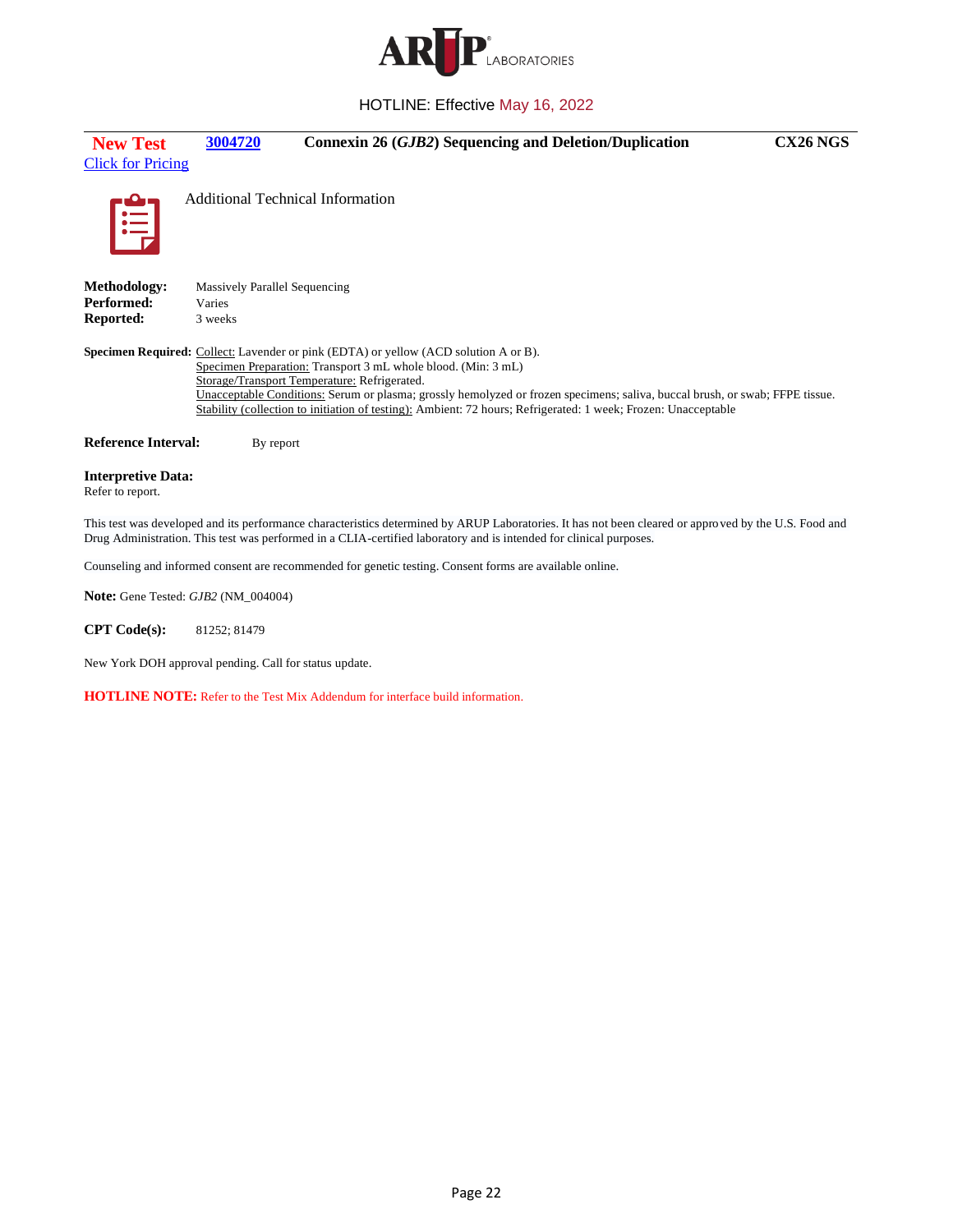HOTLINE: Effective May 16, 2022

**New Test** | **3004720** | **Connexin 26 (*GJB2*) Sequencing and Deletion/Duplication** | **CX26 NGS**

Click for Pricing

Additional Technical Information

**Methodology:** Massively Parallel Sequencing
**Performed:** Varies
**Reported:** 3 weeks

**Specimen Required:** Collect: Lavender or pink (EDTA) or yellow (ACD solution A or B).
Specimen Preparation: Transport 3 mL whole blood. (Min: 3 mL)
Storage/Transport Temperature: Refrigerated.
Unacceptable Conditions: Serum or plasma; grossly hemolyzed or frozen specimens; saliva, buccal brush, or swab; FFPE tissue.
Stability (collection to initiation of testing): Ambient: 72 hours; Refrigerated: 1 week; Frozen: Unacceptable

**Reference Interval:** By report

**Interpretive Data:**
Refer to report.

This test was developed and its performance characteristics determined by ARUP Laboratories. It has not been cleared or approved by the U.S. Food and Drug Administration. This test was performed in a CLIA-certified laboratory and is intended for clinical purposes.

Counseling and informed consent are recommended for genetic testing. Consent forms are available online.

**Note:** Gene Tested: *GJB2* (NM_004004)

**CPT Code(s):** 81252; 81479

New York DOH approval pending. Call for status update.

**HOTLINE NOTE:** Refer to the Test Mix Addendum for interface build information.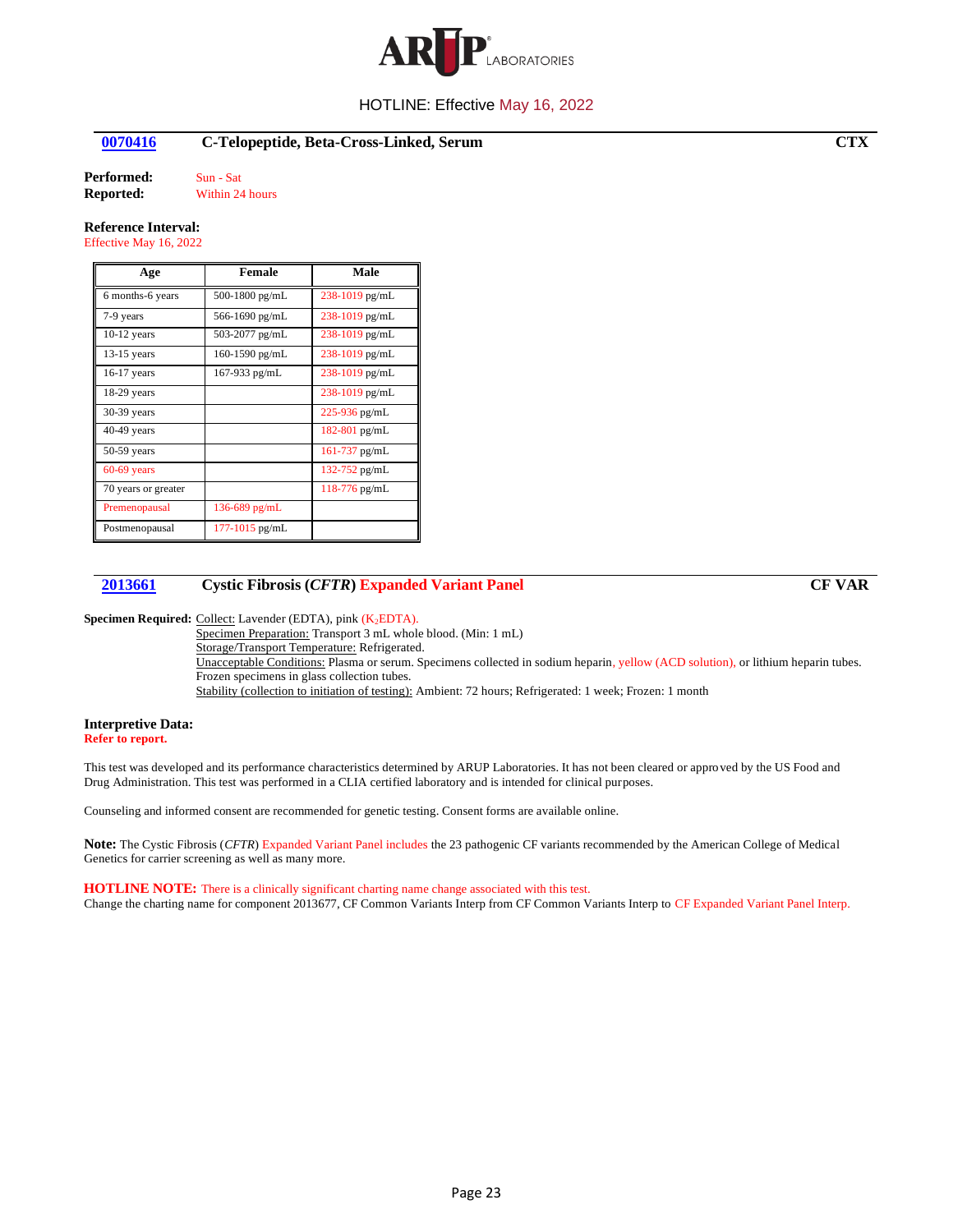# ARUP LABORATORIES

HOTLINE: Effective May 16, 2022

## 0070416 C-Telopeptide, Beta-Cross-Linked, Serum CTX

**Performed:** Sun - Sat
**Reported:** Within 24 hours

**Reference Interval:**
Effective May 16, 2022

| Age | Female | Male |
|---|---|---|
| 6 months-6 years | 500-1800 pg/mL | 238-1019 pg/mL |
| 7-9 years | 566-1690 pg/mL | 238-1019 pg/mL |
| 10-12 years | 503-2077 pg/mL | 238-1019 pg/mL |
| 13-15 years | 160-1590 pg/mL | 238-1019 pg/mL |
| 16-17 years | 167-933 pg/mL | 238-1019 pg/mL |
| 18-29 years | | 238-1019 pg/mL |
| 30-39 years | | 225-936 pg/mL |
| 40-49 years | | 182-801 pg/mL |
| 50-59 years | | 161-737 pg/mL |
| 60-69 years | | 132-752 pg/mL |
| 70 years or greater | | 118-776 pg/mL |
| Premenopausal | 136-689 pg/mL | |
| Postmenopausal | 177-1015 pg/mL | |

## 2013661 Cystic Fibrosis (*CFTR*) Expanded Variant Panel CF VAR

**Specimen Required:** Collect: Lavender (EDTA), pink ($K_2$EDTA).
Specimen Preparation: Transport 3 mL whole blood. (Min: 1 mL)
Storage/Transport Temperature: Refrigerated.
Unacceptable Conditions: Plasma or serum. Specimens collected in sodium heparin, yellow (ACD solution), or lithium heparin tubes. Frozen specimens in glass collection tubes.
Stability (collection to initiation of testing): Ambient: 72 hours; Refrigerated: 1 week; Frozen: 1 month

**Interpretive Data:**
**Refer to report.**

This test was developed and its performance characteristics determined by ARUP Laboratories. It has not been cleared or approved by the US Food and Drug Administration. This test was performed in a CLIA certified laboratory and is intended for clinical purposes.

Counseling and informed consent are recommended for genetic testing. Consent forms are available online.

**Note:** The Cystic Fibrosis (*CFTR*) Expanded Variant Panel includes the 23 pathogenic CF variants recommended by the American College of Medical Genetics for carrier screening as well as many more.

**HOTLINE NOTE:** There is a clinically significant charting name change associated with this test.
Change the charting name for component 2013677, CF Common Variants Interp from CF Common Variants Interp to CF Expanded Variant Panel Interp.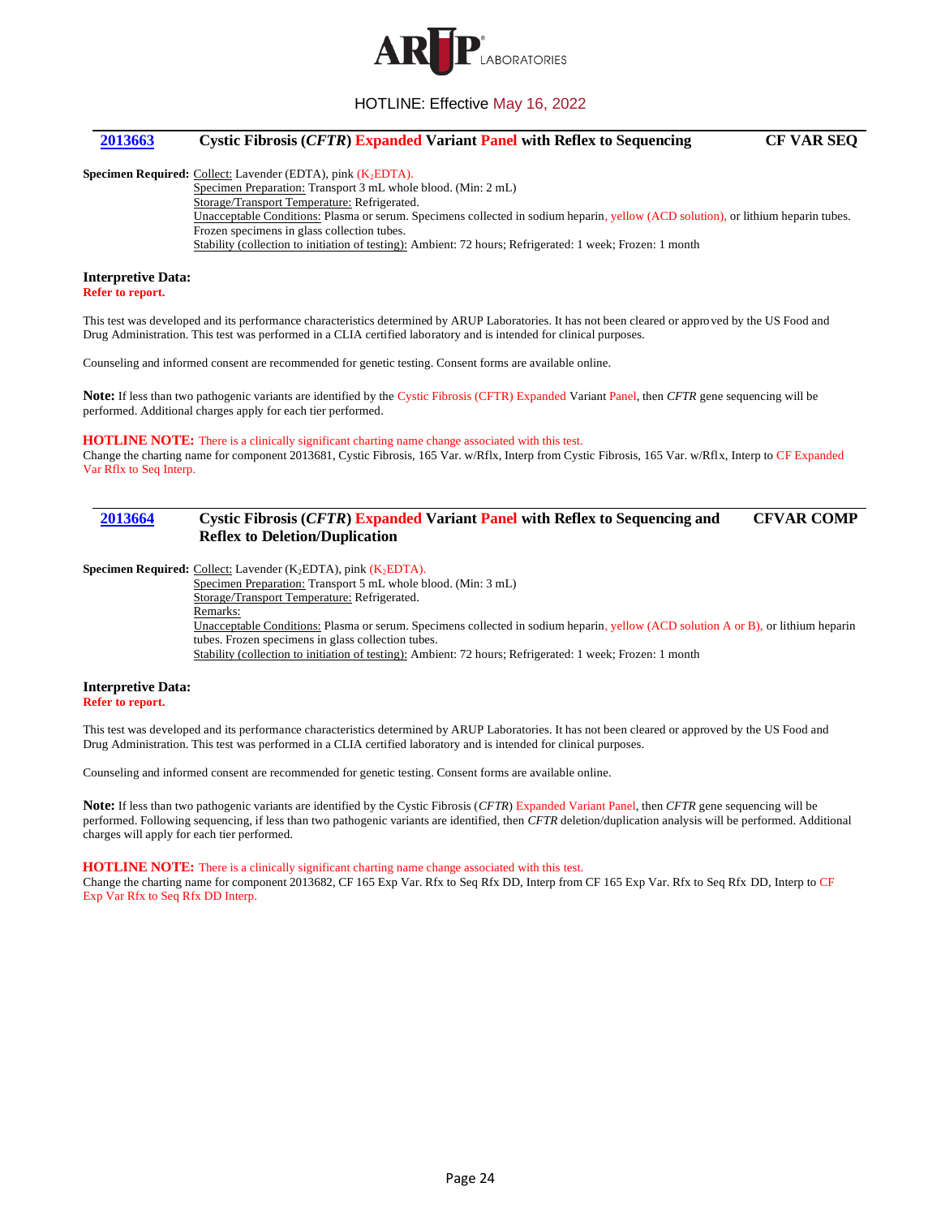HOTLINE: Effective May 16, 2022

## 2013663 Cystic Fibrosis (*CFTR*) Expanded Variant Panel with Reflex to Sequencing — CF VAR SEQ

**Specimen Required:** Collect: Lavender (EDTA), pink ($K_2$EDTA).
Specimen Preparation: Transport 3 mL whole blood. (Min: 2 mL)
Storage/Transport Temperature: Refrigerated.
Unacceptable Conditions: Plasma or serum. Specimens collected in sodium heparin, yellow (ACD solution), or lithium heparin tubes. Frozen specimens in glass collection tubes.
Stability (collection to initiation of testing): Ambient: 72 hours; Refrigerated: 1 week; Frozen: 1 month

**Interpretive Data:**
**Refer to report.**

This test was developed and its performance characteristics determined by ARUP Laboratories. It has not been cleared or approved by the US Food and Drug Administration. This test was performed in a CLIA certified laboratory and is intended for clinical purposes.

Counseling and informed consent are recommended for genetic testing. Consent forms are available online.

**Note:** If less than two pathogenic variants are identified by the Cystic Fibrosis (CFTR) Expanded Variant Panel, then *CFTR* gene sequencing will be performed. Additional charges apply for each tier performed.

**HOTLINE NOTE:** There is a clinically significant charting name change associated with this test.
Change the charting name for component 2013681, Cystic Fibrosis, 165 Var. w/Rflx, Interp from Cystic Fibrosis, 165 Var. w/Rflx, Interp to CF Expanded Var Rflx to Seq Interp.

## 2013664 Cystic Fibrosis (*CFTR*) Expanded Variant Panel with Reflex to Sequencing and Reflex to Deletion/Duplication — CFVAR COMP

**Specimen Required:** Collect: Lavender ($K_2$EDTA), pink ($K_2$EDTA).
Specimen Preparation: Transport 5 mL whole blood. (Min: 3 mL)
Storage/Transport Temperature: Refrigerated.
Remarks:
Unacceptable Conditions: Plasma or serum. Specimens collected in sodium heparin, yellow (ACD solution A or B), or lithium heparin tubes. Frozen specimens in glass collection tubes.
Stability (collection to initiation of testing): Ambient: 72 hours; Refrigerated: 1 week; Frozen: 1 month

**Interpretive Data:**
**Refer to report.**

This test was developed and its performance characteristics determined by ARUP Laboratories. It has not been cleared or approved by the US Food and Drug Administration. This test was performed in a CLIA certified laboratory and is intended for clinical purposes.

Counseling and informed consent are recommended for genetic testing. Consent forms are available online.

**Note:** If less than two pathogenic variants are identified by the Cystic Fibrosis (*CFTR*) Expanded Variant Panel, then *CFTR* gene sequencing will be performed. Following sequencing, if less than two pathogenic variants are identified, then *CFTR* deletion/duplication analysis will be performed. Additional charges will apply for each tier performed.

**HOTLINE NOTE:** There is a clinically significant charting name change associated with this test.
Change the charting name for component 2013682, CF 165 Exp Var. Rfx to Seq Rfx DD, Interp from CF 165 Exp Var. Rfx to Seq Rfx DD, Interp to CF Exp Var Rfx to Seq Rfx DD Interp.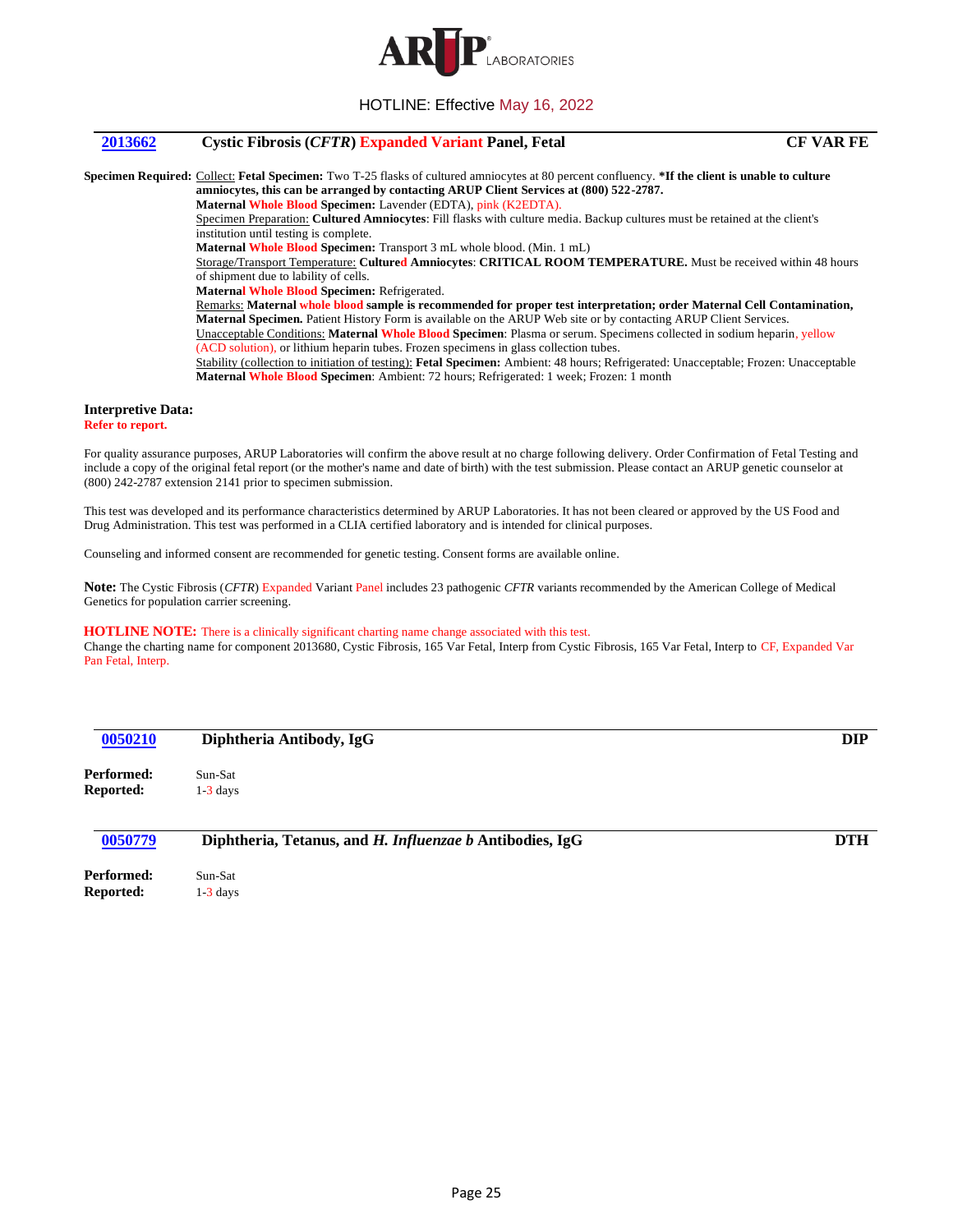HOTLINE: Effective May 16, 2022

## 2013662 Cystic Fibrosis (*CFTR*) Expanded Variant Panel, Fetal — CF VAR FE

**Specimen Required:** Collect: **Fetal Specimen:** Two T-25 flasks of cultured amniocytes at 80 percent confluency. ***If the client is unable to culture amniocytes, this can be arranged by contacting ARUP Client Services at (800) 522-2787.**

**Maternal Whole Blood Specimen:** Lavender (EDTA), pink (K2EDTA).

Specimen Preparation: **Cultured Amniocytes**: Fill flasks with culture media. Backup cultures must be retained at the client's institution until testing is complete.

**Maternal Whole Blood Specimen:** Transport 3 mL whole blood. (Min. 1 mL)

Storage/Transport Temperature: **Cultured Amniocytes**: **CRITICAL ROOM TEMPERATURE.** Must be received within 48 hours of shipment due to lability of cells.

**Maternal Whole Blood Specimen:** Refrigerated.

Remarks: **Maternal whole blood sample is recommended for proper test interpretation; order Maternal Cell Contamination, Maternal Specimen.** Patient History Form is available on the ARUP Web site or by contacting ARUP Client Services.

Unacceptable Conditions: **Maternal Whole Blood Specimen**: Plasma or serum. Specimens collected in sodium heparin, yellow (ACD solution), or lithium heparin tubes. Frozen specimens in glass collection tubes.

Stability (collection to initiation of testing): **Fetal Specimen:** Ambient: 48 hours; Refrigerated: Unacceptable; Frozen: Unacceptable
**Maternal Whole Blood Specimen**: Ambient: 72 hours; Refrigerated: 1 week; Frozen: 1 month

**Interpretive Data:**
**Refer to report.**

For quality assurance purposes, ARUP Laboratories will confirm the above result at no charge following delivery. Order Confirmation of Fetal Testing and include a copy of the original fetal report (or the mother's name and date of birth) with the test submission. Please contact an ARUP genetic counselor at (800) 242-2787 extension 2141 prior to specimen submission.

This test was developed and its performance characteristics determined by ARUP Laboratories. It has not been cleared or approved by the US Food and Drug Administration. This test was performed in a CLIA certified laboratory and is intended for clinical purposes.

Counseling and informed consent are recommended for genetic testing. Consent forms are available online.

**Note:** The Cystic Fibrosis (*CFTR*) Expanded Variant Panel includes 23 pathogenic *CFTR* variants recommended by the American College of Medical Genetics for population carrier screening.

**HOTLINE NOTE:** There is a clinically significant charting name change associated with this test.
Change the charting name for component 2013680, Cystic Fibrosis, 165 Var Fetal, Interp from Cystic Fibrosis, 165 Var Fetal, Interp to CF, Expanded Var Pan Fetal, Interp.

## 0050210 Diphtheria Antibody, IgG — DIP

**Performed:** Sun-Sat
**Reported:** 1-3 days

## 0050779 Diphtheria, Tetanus, and *H. Influenzae b* Antibodies, IgG — DTH

**Performed:** Sun-Sat
**Reported:** 1-3 days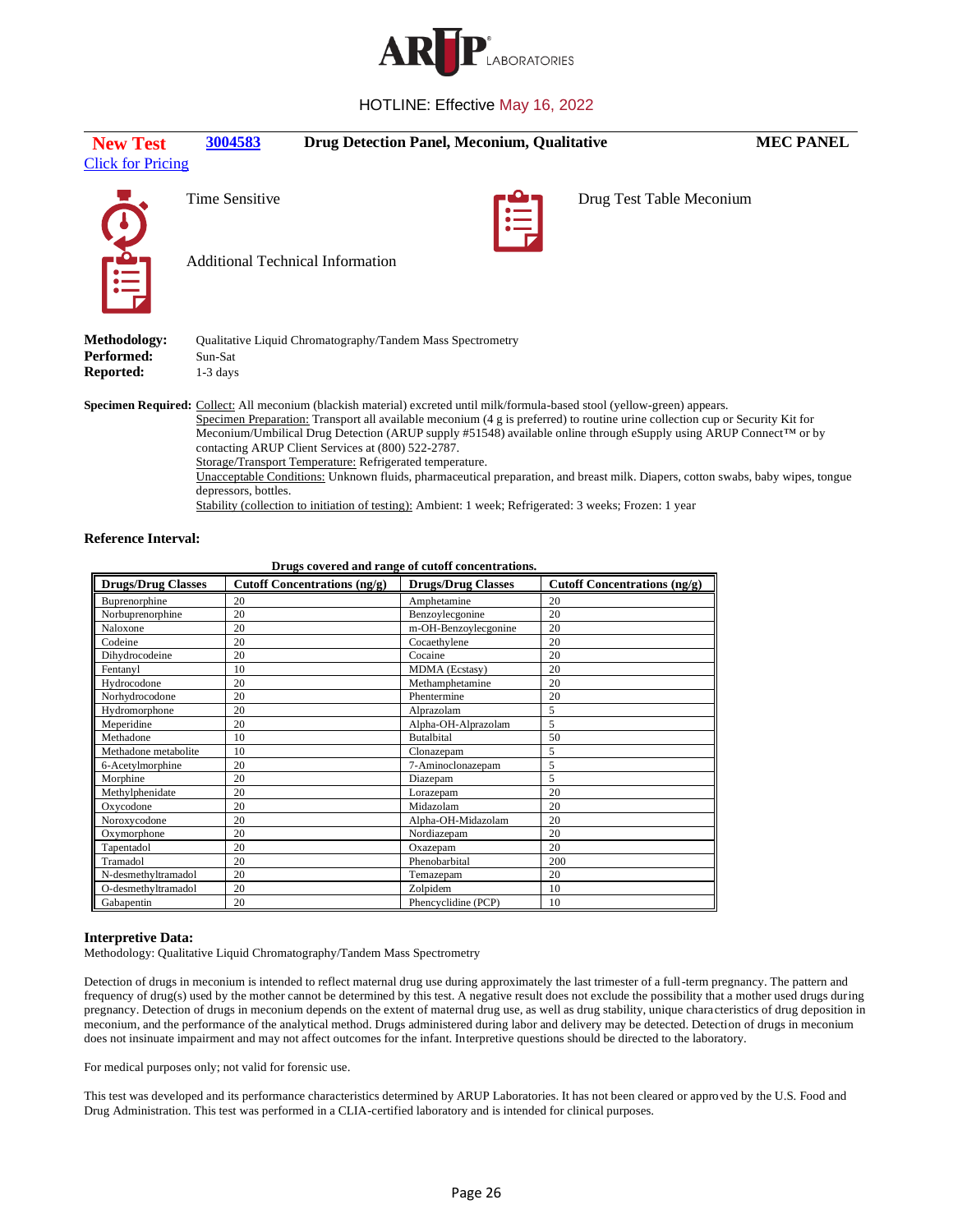HOTLINE: Effective May 16, 2022

**New Test** | **3004583** | **Drug Detection Panel, Meconium, Qualitative** | **MEC PANEL**

Click for Pricing

Time Sensitive

Drug Test Table Meconium

Additional Technical Information

**Methodology:** Qualitative Liquid Chromatography/Tandem Mass Spectrometry
**Performed:** Sun-Sat
**Reported:** 1-3 days

**Specimen Required:** Collect: All meconium (blackish material) excreted until milk/formula-based stool (yellow-green) appears.
Specimen Preparation: Transport all available meconium (4 g is preferred) to routine urine collection cup or Security Kit for Meconium/Umbilical Drug Detection (ARUP supply #51548) available online through eSupply using ARUP Connect™ or by contacting ARUP Client Services at (800) 522-2787.
Storage/Transport Temperature: Refrigerated temperature.
Unacceptable Conditions: Unknown fluids, pharmaceutical preparation, and breast milk. Diapers, cotton swabs, baby wipes, tongue depressors, bottles.
Stability (collection to initiation of testing): Ambient: 1 week; Refrigerated: 3 weeks; Frozen: 1 year

**Reference Interval:**

**Drugs covered and range of cutoff concentrations.**

| Drugs/Drug Classes | Cutoff Concentrations (ng/g) | Drugs/Drug Classes | Cutoff Concentrations (ng/g) |
|---|---|---|---|
| Buprenorphine | 20 | Amphetamine | 20 |
| Norbuprenorphine | 20 | Benzoylecgonine | 20 |
| Naloxone | 20 | m-OH-Benzoylecgonine | 20 |
| Codeine | 20 | Cocaethylene | 20 |
| Dihydrocodeine | 20 | Cocaine | 20 |
| Fentanyl | 10 | MDMA (Ecstasy) | 20 |
| Hydrocodone | 20 | Methamphetamine | 20 |
| Norhydrocodone | 20 | Phentermine | 20 |
| Hydromorphone | 20 | Alprazolam | 5 |
| Meperidine | 20 | Alpha-OH-Alprazolam | 5 |
| Methadone | 10 | Butalbital | 50 |
| Methadone metabolite | 10 | Clonazepam | 5 |
| 6-Acetylmorphine | 20 | 7-Aminoclonazepam | 5 |
| Morphine | 20 | Diazepam | 5 |
| Methylphenidate | 20 | Lorazepam | 20 |
| Oxycodone | 20 | Midazolam | 20 |
| Noroxycodone | 20 | Alpha-OH-Midazolam | 20 |
| Oxymorphone | 20 | Nordiazepam | 20 |
| Tapentadol | 20 | Oxazepam | 20 |
| Tramadol | 20 | Phenobarbital | 200 |
| N-desmethyltramadol | 20 | Temazepam | 20 |
| O-desmethyltramadol | 20 | Zolpidem | 10 |
| Gabapentin | 20 | Phencyclidine (PCP) | 10 |

**Interpretive Data:**
Methodology: Qualitative Liquid Chromatography/Tandem Mass Spectrometry

Detection of drugs in meconium is intended to reflect maternal drug use during approximately the last trimester of a full-term pregnancy. The pattern and frequency of drug(s) used by the mother cannot be determined by this test. A negative result does not exclude the possibility that a mother used drugs during pregnancy. Detection of drugs in meconium depends on the extent of maternal drug use, as well as drug stability, unique characteristics of drug deposition in meconium, and the performance of the analytical method. Drugs administered during labor and delivery may be detected. Detection of drugs in meconium does not insinuate impairment and may not affect outcomes for the infant. Interpretive questions should be directed to the laboratory.

For medical purposes only; not valid for forensic use.

This test was developed and its performance characteristics determined by ARUP Laboratories. It has not been cleared or approved by the U.S. Food and Drug Administration. This test was performed in a CLIA-certified laboratory and is intended for clinical purposes.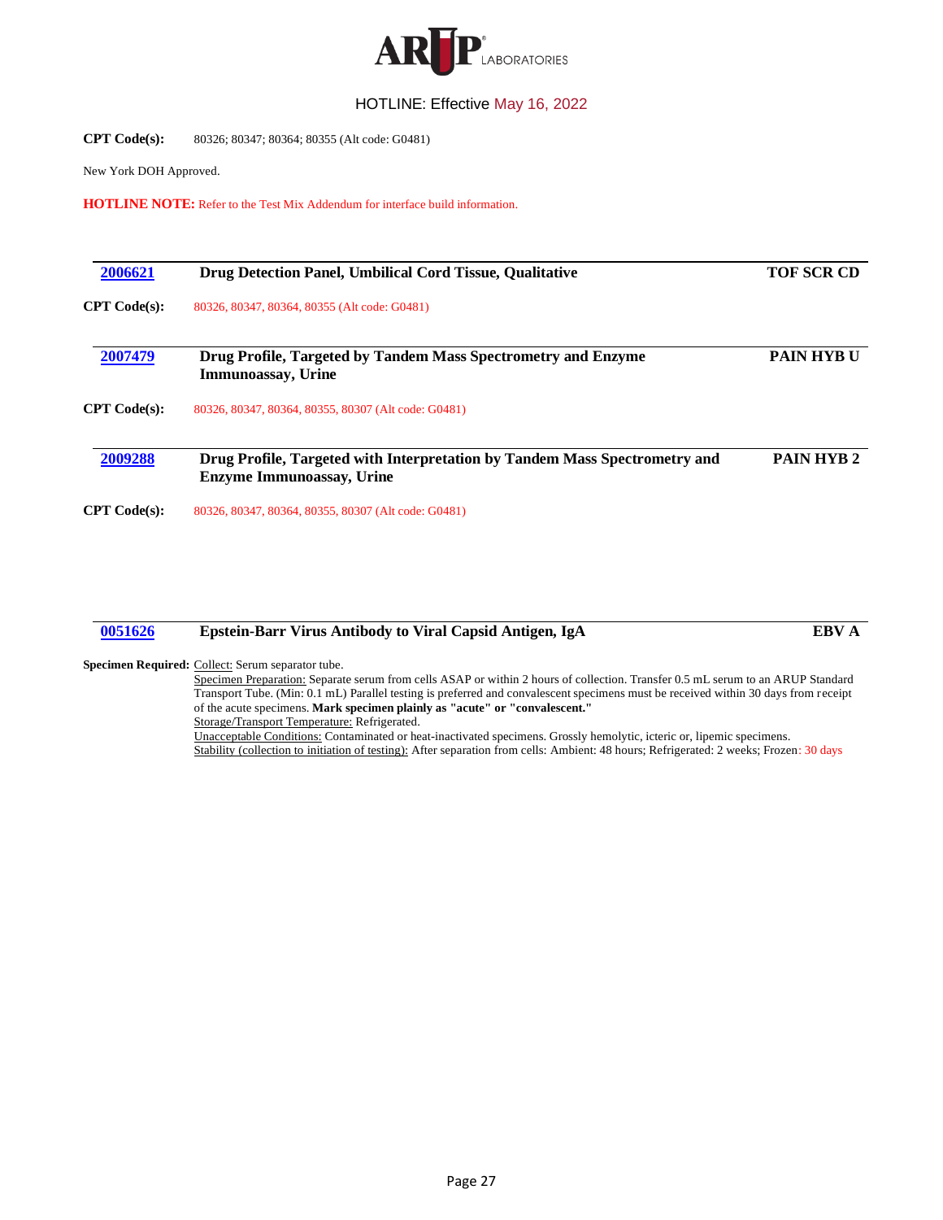**CPT Code(s):** 80326; 80347; 80364; 80355 (Alt code: G0481)

New York DOH Approved.

**HOTLINE NOTE:** Refer to the Test Mix Addendum for interface build information.

---

| [2006621](2006621) | **Drug Detection Panel, Umbilical Cord Tissue, Qualitative** | **TOF SCR CD** |
|---|---|---|

**CPT Code(s):** 80326, 80347, 80364, 80355 (Alt code: G0481)

---

| [2007479](2007479) | **Drug Profile, Targeted by Tandem Mass Spectrometry and Enzyme Immunoassay, Urine** | **PAIN HYB U** |
|---|---|---|

**CPT Code(s):** 80326, 80347, 80364, 80355, 80307 (Alt code: G0481)

---

| [2009288](2009288) | **Drug Profile, Targeted with Interpretation by Tandem Mass Spectrometry and Enzyme Immunoassay, Urine** | **PAIN HYB 2** |
|---|---|---|

**CPT Code(s):** 80326, 80347, 80364, 80355, 80307 (Alt code: G0481)

---

| [0051626](0051626) | **Epstein-Barr Virus Antibody to Viral Capsid Antigen, IgA** | **EBV A** |
|---|---|---|

**Specimen Required:** Collect: Serum separator tube.

Specimen Preparation: Separate serum from cells ASAP or within 2 hours of collection. Transfer 0.5 mL serum to an ARUP Standard Transport Tube. (Min: 0.1 mL) Parallel testing is preferred and convalescent specimens must be received within 30 days from receipt of the acute specimens. **Mark specimen plainly as "acute" or "convalescent."**

Storage/Transport Temperature: Refrigerated.

Unacceptable Conditions: Contaminated or heat-inactivated specimens. Grossly hemolytic, icteric or, lipemic specimens.

Stability (collection to initiation of testing): After separation from cells: Ambient: 48 hours; Refrigerated: 2 weeks; Frozen: 30 days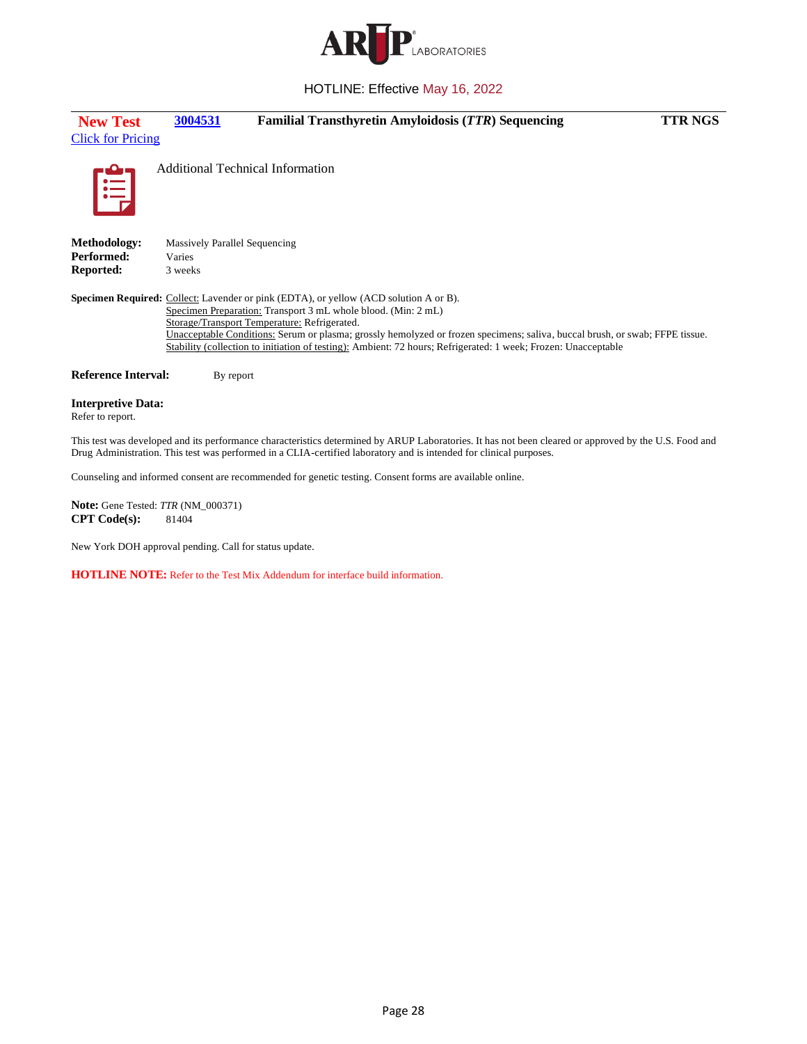HOTLINE: Effective May 16, 2022

**New Test** | **3004531** | **Familial Transthyretin Amyloidosis (*TTR*) Sequencing** | **TTR NGS**

Click for Pricing

Additional Technical Information

**Methodology:** Massively Parallel Sequencing
**Performed:** Varies
**Reported:** 3 weeks

**Specimen Required:** Collect: Lavender or pink (EDTA), or yellow (ACD solution A or B).
Specimen Preparation: Transport 3 mL whole blood. (Min: 2 mL)
Storage/Transport Temperature: Refrigerated.
Unacceptable Conditions: Serum or plasma; grossly hemolyzed or frozen specimens; saliva, buccal brush, or swab; FFPE tissue.
Stability (collection to initiation of testing): Ambient: 72 hours; Refrigerated: 1 week; Frozen: Unacceptable

**Reference Interval:** By report

**Interpretive Data:**
Refer to report.

This test was developed and its performance characteristics determined by ARUP Laboratories. It has not been cleared or approved by the U.S. Food and Drug Administration. This test was performed in a CLIA-certified laboratory and is intended for clinical purposes.

Counseling and informed consent are recommended for genetic testing. Consent forms are available online.

**Note:** Gene Tested: *TTR* (NM_000371)
**CPT Code(s):** 81404

New York DOH approval pending. Call for status update.

**HOTLINE NOTE:** Refer to the Test Mix Addendum for interface build information.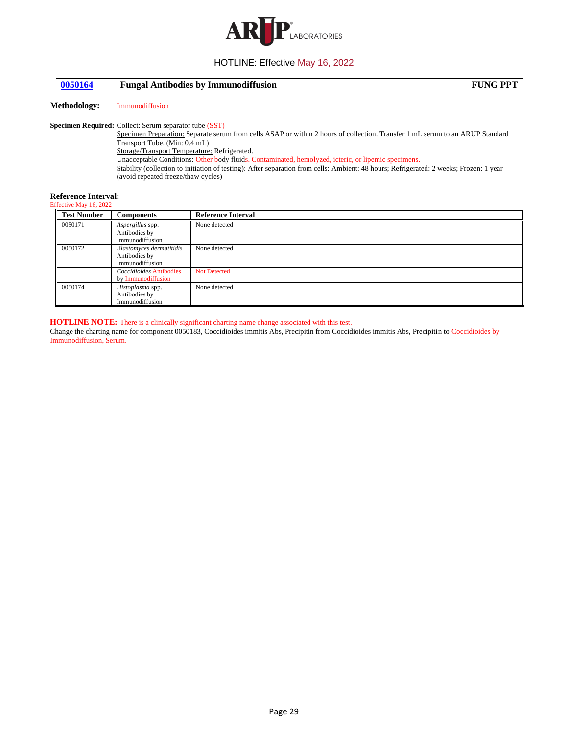HOTLINE: Effective May 16, 2022

## 0050164 Fungal Antibodies by Immunodiffusion — FUNG PPT

**Methodology:** Immunodiffusion

**Specimen Required:** Collect: Serum separator tube (SST)
Specimen Preparation: Separate serum from cells ASAP or within 2 hours of collection. Transfer 1 mL serum to an ARUP Standard Transport Tube. (Min: 0.4 mL)
Storage/Transport Temperature: Refrigerated.
Unacceptable Conditions: Other body fluids. Contaminated, hemolyzed, icteric, or lipemic specimens.
Stability (collection to initiation of testing): After separation from cells: Ambient: 48 hours; Refrigerated: 2 weeks; Frozen: 1 year (avoid repeated freeze/thaw cycles)

**Reference Interval:**
Effective May 16, 2022

| Test Number | Components | Reference Interval |
|---|---|---|
| 0050171 | *Aspergillus* spp. Antibodies by Immunodiffusion | None detected |
| 0050172 | *Blastomyces dermatitidis* Antibodies by Immunodiffusion | None detected |
| | *Coccidioides* Antibodies by Immunodiffusion | Not Detected |
| 0050174 | *Histoplasma* spp. Antibodies by Immunodiffusion | None detected |

**HOTLINE NOTE:** There is a clinically significant charting name change associated with this test.
Change the charting name for component 0050183, Coccidioides immitis Abs, Precipitin from Coccidioides immitis Abs, Precipitin to Coccidioides by Immunodiffusion, Serum.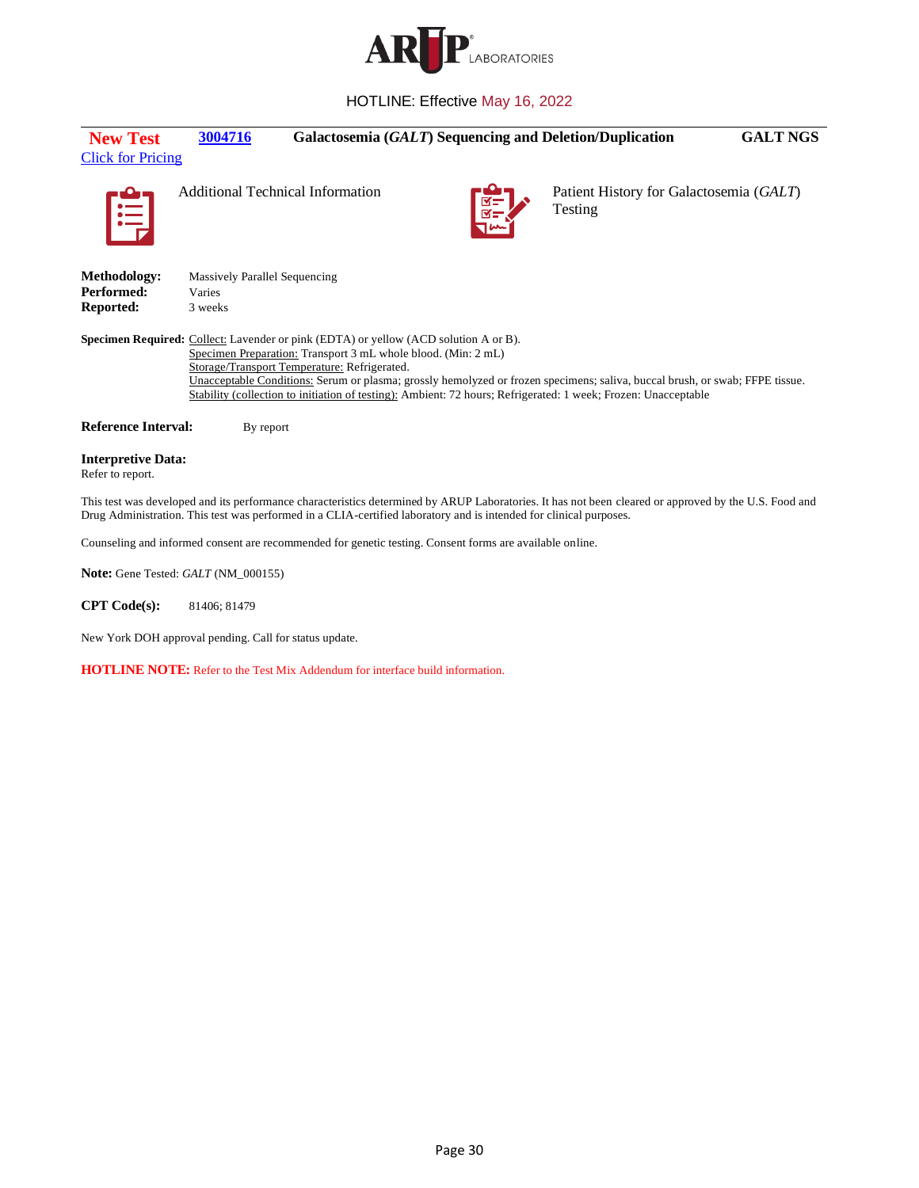HOTLINE: Effective May 16, 2022

**New Test** | **3004716** | **Galactosemia (*GALT*) Sequencing and Deletion/Duplication** | **GALT NGS**

Click for Pricing

Additional Technical Information

Patient History for Galactosemia (*GALT*) Testing

**Methodology:** Massively Parallel Sequencing
**Performed:** Varies
**Reported:** 3 weeks

**Specimen Required:** Collect: Lavender or pink (EDTA) or yellow (ACD solution A or B).
Specimen Preparation: Transport 3 mL whole blood. (Min: 2 mL)
Storage/Transport Temperature: Refrigerated.
Unacceptable Conditions: Serum or plasma; grossly hemolyzed or frozen specimens; saliva, buccal brush, or swab; FFPE tissue.
Stability (collection to initiation of testing): Ambient: 72 hours; Refrigerated: 1 week; Frozen: Unacceptable

**Reference Interval:** By report

**Interpretive Data:**
Refer to report.

This test was developed and its performance characteristics determined by ARUP Laboratories. It has not been cleared or approved by the U.S. Food and Drug Administration. This test was performed in a CLIA-certified laboratory and is intended for clinical purposes.

Counseling and informed consent are recommended for genetic testing. Consent forms are available online.

**Note:** Gene Tested: *GALT* (NM_000155)

**CPT Code(s):** 81406; 81479

New York DOH approval pending. Call for status update.

**HOTLINE NOTE:** Refer to the Test Mix Addendum for interface build information.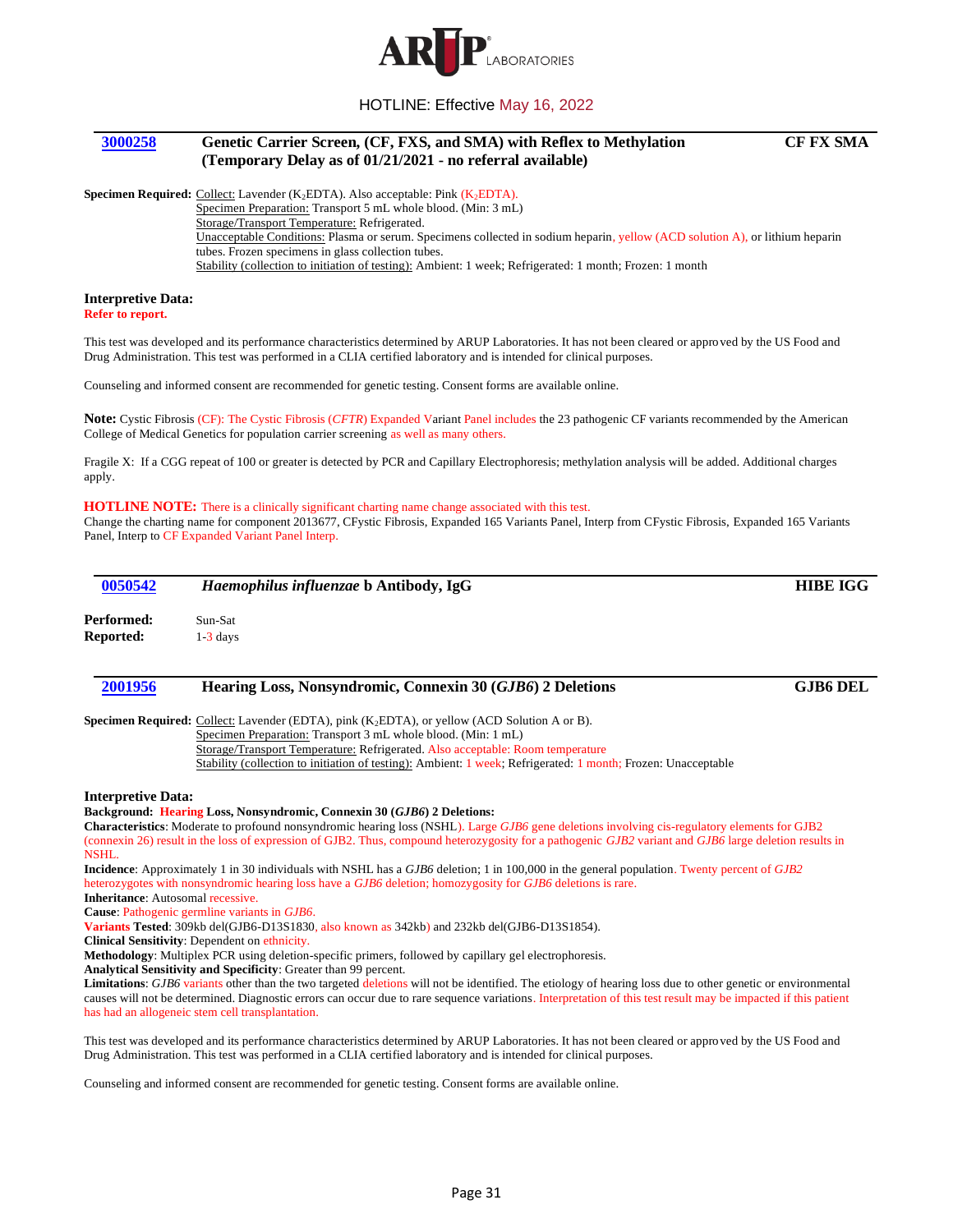HOTLINE: Effective May 16, 2022

| 3000258 | Genetic Carrier Screen, (CF, FXS, and SMA) with Reflex to Methylation (Temporary Delay as of 01/21/2021 - no referral available) | CF FX SMA |
|---|---|---|

**Specimen Required:** Collect: Lavender ($K_2$EDTA). Also acceptable: Pink ($K_2$EDTA).
Specimen Preparation: Transport 5 mL whole blood. (Min: 3 mL)
Storage/Transport Temperature: Refrigerated.
Unacceptable Conditions: Plasma or serum. Specimens collected in sodium heparin, yellow (ACD solution A), or lithium heparin tubes. Frozen specimens in glass collection tubes.
Stability (collection to initiation of testing): Ambient: 1 week; Refrigerated: 1 month; Frozen: 1 month

**Interpretive Data:**
**Refer to report.**

This test was developed and its performance characteristics determined by ARUP Laboratories. It has not been cleared or approved by the US Food and Drug Administration. This test was performed in a CLIA certified laboratory and is intended for clinical purposes.

Counseling and informed consent are recommended for genetic testing. Consent forms are available online.

**Note:** Cystic Fibrosis (CF): The Cystic Fibrosis (*CFTR*) Expanded Variant Panel includes the 23 pathogenic CF variants recommended by the American College of Medical Genetics for population carrier screening as well as many others.

Fragile X: If a CGG repeat of 100 or greater is detected by PCR and Capillary Electrophoresis; methylation analysis will be added. Additional charges apply.

**HOTLINE NOTE:** There is a clinically significant charting name change associated with this test.
Change the charting name for component 2013677, CFystic Fibrosis, Expanded 165 Variants Panel, Interp from CFystic Fibrosis, Expanded 165 Variants Panel, Interp to CF Expanded Variant Panel Interp.

| 0050542 | *Haemophilus influenzae* b Antibody, IgG | HIBE IGG |
|---|---|---|

**Performed:** Sun-Sat
**Reported:** 1-3 days

| 2001956 | Hearing Loss, Nonsyndromic, Connexin 30 (*GJB6*) 2 Deletions | GJB6 DEL |
|---|---|---|

**Specimen Required:** Collect: Lavender (EDTA), pink ($K_2$EDTA), or yellow (ACD Solution A or B).
Specimen Preparation: Transport 3 mL whole blood. (Min: 1 mL)
Storage/Transport Temperature: Refrigerated. Also acceptable: Room temperature
Stability (collection to initiation of testing): Ambient: 1 week; Refrigerated: 1 month; Frozen: Unacceptable

**Interpretive Data:**
**Background: Hearing Loss, Nonsyndromic, Connexin 30 (*GJB6*) 2 Deletions:**
**Characteristics**: Moderate to profound nonsyndromic hearing loss (NSHL). Large *GJB6* gene deletions involving cis-regulatory elements for GJB2 (connexin 26) result in the loss of expression of GJB2. Thus, compound heterozygosity for a pathogenic *GJB2* variant and *GJB6* large deletion results in NSHL.
**Incidence**: Approximately 1 in 30 individuals with NSHL has a *GJB6* deletion; 1 in 100,000 in the general population. Twenty percent of *GJB2* heterozygotes with nonsyndromic hearing loss have a *GJB6* deletion; homozygosity for *GJB6* deletions is rare.
**Inheritance**: Autosomal recessive.
**Cause**: Pathogenic germline variants in *GJB6*.
**Variants Tested**: 309kb del(GJB6-D13S1830, also known as 342kb) and 232kb del(GJB6-D13S1854).
**Clinical Sensitivity**: Dependent on ethnicity.
**Methodology**: Multiplex PCR using deletion-specific primers, followed by capillary gel electrophoresis.
**Analytical Sensitivity and Specificity**: Greater than 99 percent.
**Limitations**: *GJB6* variants other than the two targeted deletions will not be identified. The etiology of hearing loss due to other genetic or environmental causes will not be determined. Diagnostic errors can occur due to rare sequence variations. Interpretation of this test result may be impacted if this patient has had an allogeneic stem cell transplantation.

This test was developed and its performance characteristics determined by ARUP Laboratories. It has not been cleared or approved by the US Food and Drug Administration. This test was performed in a CLIA certified laboratory and is intended for clinical purposes.

Counseling and informed consent are recommended for genetic testing. Consent forms are available online.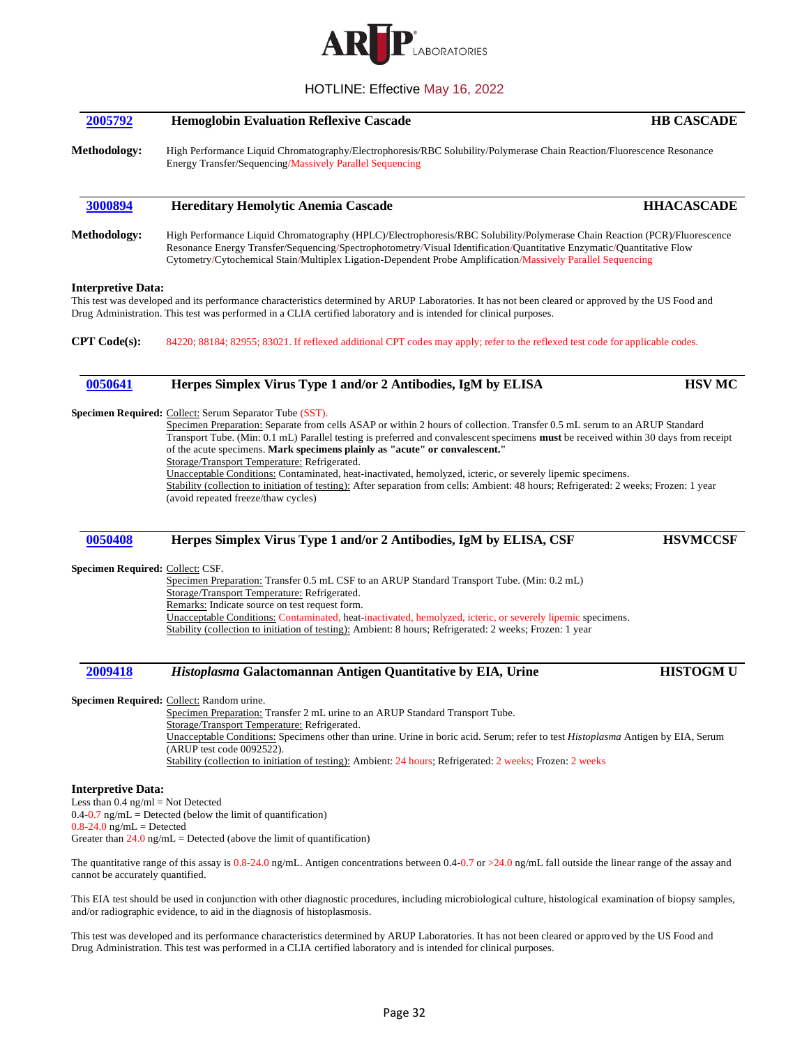## 2005792 Hemoglobin Evaluation Reflexive Cascade — HB CASCADE

**Methodology:** High Performance Liquid Chromatography/Electrophoresis/RBC Solubility/Polymerase Chain Reaction/Fluorescence Resonance Energy Transfer/Sequencing/Massively Parallel Sequencing

## 3000894 Hereditary Hemolytic Anemia Cascade — HHACASCADE

**Methodology:** High Performance Liquid Chromatography (HPLC)/Electrophoresis/RBC Solubility/Polymerase Chain Reaction (PCR)/Fluorescence Resonance Energy Transfer/Sequencing/Spectrophotometry/Visual Identification/Quantitative Enzymatic/Quantitative Flow Cytometry/Cytochemical Stain/Multiplex Ligation-Dependent Probe Amplification/Massively Parallel Sequencing

**Interpretive Data:**
This test was developed and its performance characteristics determined by ARUP Laboratories. It has not been cleared or approved by the US Food and Drug Administration. This test was performed in a CLIA certified laboratory and is intended for clinical purposes.

**CPT Code(s):** 84220; 88184; 82955; 83021. If reflexed additional CPT codes may apply; refer to the reflexed test code for applicable codes.

## 0050641 Herpes Simplex Virus Type 1 and/or 2 Antibodies, IgM by ELISA — HSV MC

**Specimen Required:** Collect: Serum Separator Tube (SST).
Specimen Preparation: Separate from cells ASAP or within 2 hours of collection. Transfer 0.5 mL serum to an ARUP Standard Transport Tube. (Min: 0.1 mL) Parallel testing is preferred and convalescent specimens **must** be received within 30 days from receipt of the acute specimens. **Mark specimens plainly as "acute" or convalescent."**
Storage/Transport Temperature: Refrigerated.
Unacceptable Conditions: Contaminated, heat-inactivated, hemolyzed, icteric, or severely lipemic specimens.
Stability (collection to initiation of testing): After separation from cells: Ambient: 48 hours; Refrigerated: 2 weeks; Frozen: 1 year (avoid repeated freeze/thaw cycles)

## 0050408 Herpes Simplex Virus Type 1 and/or 2 Antibodies, IgM by ELISA, CSF — HSVMCCSF

**Specimen Required:** Collect: CSF.
Specimen Preparation: Transfer 0.5 mL CSF to an ARUP Standard Transport Tube. (Min: 0.2 mL)
Storage/Transport Temperature: Refrigerated.
Remarks: Indicate source on test request form.
Unacceptable Conditions: Contaminated, heat-inactivated, hemolyzed, icteric, or severely lipemic specimens.
Stability (collection to initiation of testing): Ambient: 8 hours; Refrigerated: 2 weeks; Frozen: 1 year

## 2009418 *Histoplasma* Galactomannan Antigen Quantitative by EIA, Urine — HISTOGM U

**Specimen Required:** Collect: Random urine.
Specimen Preparation: Transfer 2 mL urine to an ARUP Standard Transport Tube.
Storage/Transport Temperature: Refrigerated.
Unacceptable Conditions: Specimens other than urine. Urine in boric acid. Serum; refer to test *Histoplasma* Antigen by EIA, Serum (ARUP test code 0092522).
Stability (collection to initiation of testing): Ambient: 24 hours; Refrigerated: 2 weeks; Frozen: 2 weeks

**Interpretive Data:**
Less than 0.4 ng/ml = Not Detected
0.4-0.7 ng/mL = Detected (below the limit of quantification)
0.8-24.0 ng/mL = Detected
Greater than 24.0 ng/mL = Detected (above the limit of quantification)

The quantitative range of this assay is 0.8-24.0 ng/mL. Antigen concentrations between 0.4-0.7 or >24.0 ng/mL fall outside the linear range of the assay and cannot be accurately quantified.

This EIA test should be used in conjunction with other diagnostic procedures, including microbiological culture, histological examination of biopsy samples, and/or radiographic evidence, to aid in the diagnosis of histoplasmosis.

This test was developed and its performance characteristics determined by ARUP Laboratories. It has not been cleared or approved by the US Food and Drug Administration. This test was performed in a CLIA certified laboratory and is intended for clinical purposes.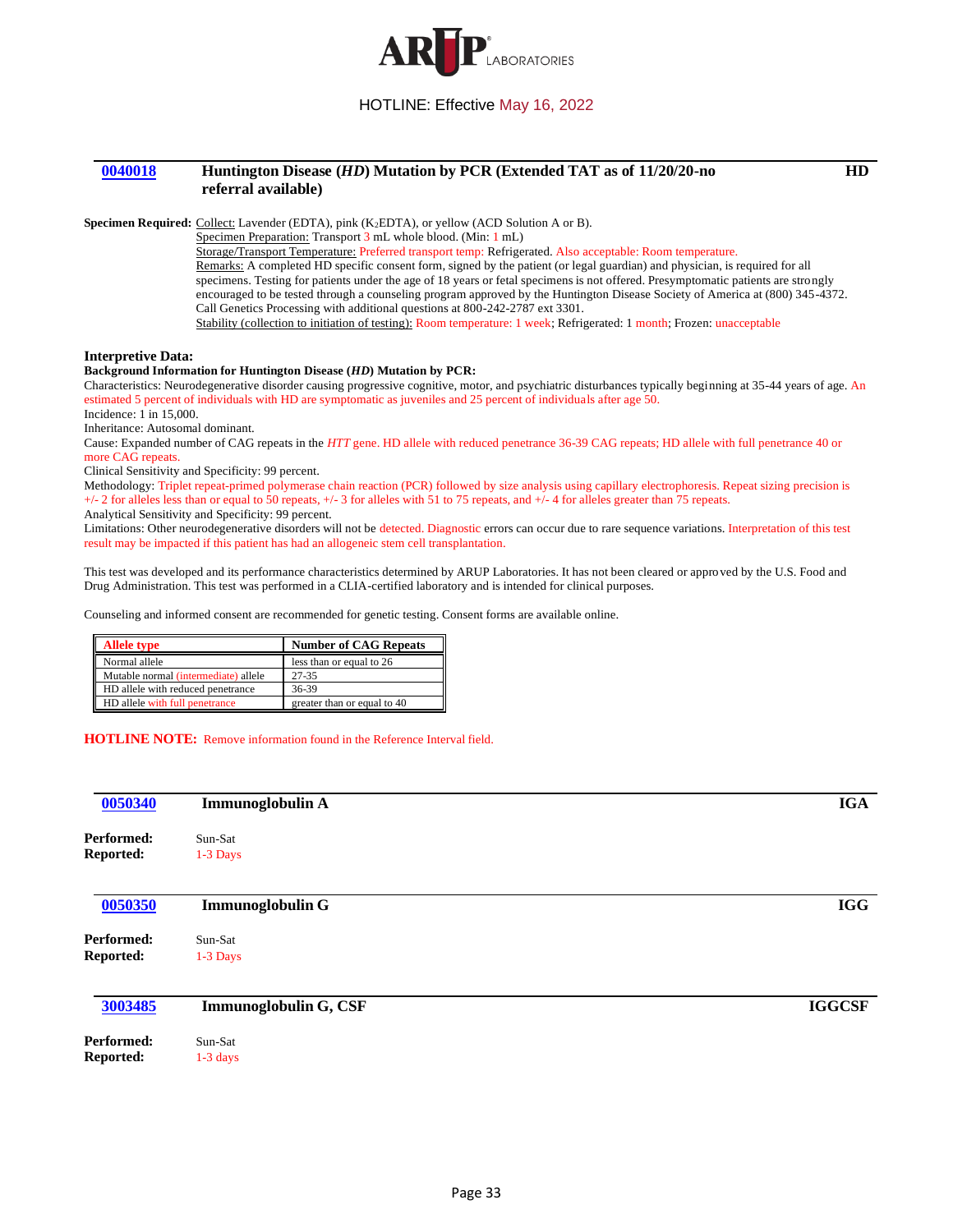HOTLINE: Effective May 16, 2022

## 0040018 Huntington Disease (*HD*) Mutation by PCR (Extended TAT as of 11/20/20-no referral available) — HD

**Specimen Required:** Collect: Lavender (EDTA), pink ($K_2$EDTA), or yellow (ACD Solution A or B).

Specimen Preparation: Transport 3 mL whole blood. (Min: 1 mL)

Storage/Transport Temperature: Preferred transport temp: Refrigerated. Also acceptable: Room temperature.

Remarks: A completed HD specific consent form, signed by the patient (or legal guardian) and physician, is required for all specimens. Testing for patients under the age of 18 years or fetal specimens is not offered. Presymptomatic patients are strongly encouraged to be tested through a counseling program approved by the Huntington Disease Society of America at (800) 345-4372. Call Genetics Processing with additional questions at 800-242-2787 ext 3301.

Stability (collection to initiation of testing): Room temperature: 1 week; Refrigerated: 1 month; Frozen: unacceptable

**Interpretive Data:**

**Background Information for Huntington Disease (*HD*) Mutation by PCR:**

Characteristics: Neurodegenerative disorder causing progressive cognitive, motor, and psychiatric disturbances typically beginning at 35-44 years of age. An estimated 5 percent of individuals with HD are symptomatic as juveniles and 25 percent of individuals after age 50.

Incidence: 1 in 15,000.

Inheritance: Autosomal dominant.

Cause: Expanded number of CAG repeats in the *HTT* gene. HD allele with reduced penetrance 36-39 CAG repeats; HD allele with full penetrance 40 or more CAG repeats.

Clinical Sensitivity and Specificity: 99 percent.

Methodology: Triplet repeat-primed polymerase chain reaction (PCR) followed by size analysis using capillary electrophoresis. Repeat sizing precision is +/- 2 for alleles less than or equal to 50 repeats, +/- 3 for alleles with 51 to 75 repeats, and +/- 4 for alleles greater than 75 repeats.

Analytical Sensitivity and Specificity: 99 percent.

Limitations: Other neurodegenerative disorders will not be detected. Diagnostic errors can occur due to rare sequence variations. Interpretation of this test result may be impacted if this patient has had an allogeneic stem cell transplantation.

This test was developed and its performance characteristics determined by ARUP Laboratories. It has not been cleared or approved by the U.S. Food and Drug Administration. This test was performed in a CLIA-certified laboratory and is intended for clinical purposes.

Counseling and informed consent are recommended for genetic testing. Consent forms are available online.

| Allele type | Number of CAG Repeats |
|---|---|
| Normal allele | less than or equal to 26 |
| Mutable normal (intermediate) allele | 27-35 |
| HD allele with reduced penetrance | 36-39 |
| HD allele with full penetrance | greater than or equal to 40 |

**HOTLINE NOTE:** Remove information found in the Reference Interval field.

## 0050340 Immunoglobulin A — IGA

**Performed:** Sun-Sat
**Reported:** 1-3 Days

## 0050350 Immunoglobulin G — IGG

**Performed:** Sun-Sat
**Reported:** 1-3 Days

## 3003485 Immunoglobulin G, CSF — IGGCSF

**Performed:** Sun-Sat
**Reported:** 1-3 days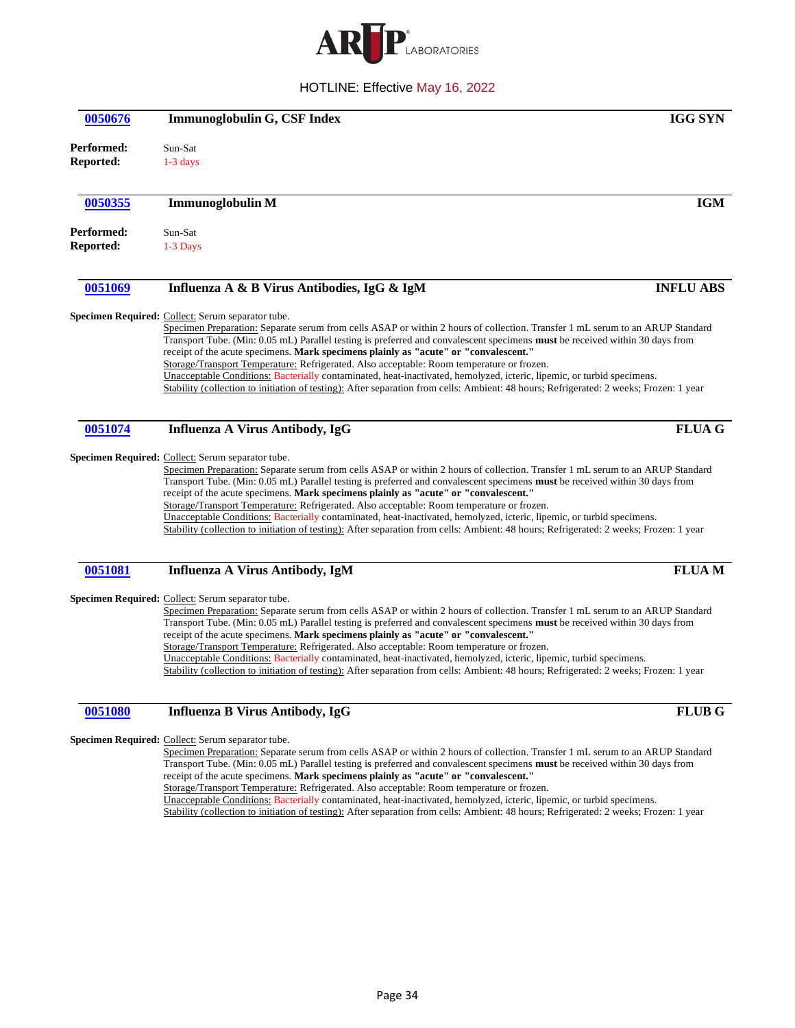## 0050676 Immunoglobulin G, CSF Index — IGG SYN

**Performed:** Sun-Sat
**Reported:** 1-3 days

## 0050355 Immunoglobulin M — IGM

**Performed:** Sun-Sat
**Reported:** 1-3 Days

## 0051069 Influenza A & B Virus Antibodies, IgG & IgM — INFLU ABS

**Specimen Required:** Collect: Serum separator tube.
Specimen Preparation: Separate serum from cells ASAP or within 2 hours of collection. Transfer 1 mL serum to an ARUP Standard Transport Tube. (Min: 0.05 mL) Parallel testing is preferred and convalescent specimens **must** be received within 30 days from receipt of the acute specimens. **Mark specimens plainly as "acute" or "convalescent."**
Storage/Transport Temperature: Refrigerated. Also acceptable: Room temperature or frozen.
Unacceptable Conditions: Bacterially contaminated, heat-inactivated, hemolyzed, icteric, lipemic, or turbid specimens.
Stability (collection to initiation of testing): After separation from cells: Ambient: 48 hours; Refrigerated: 2 weeks; Frozen: 1 year

## 0051074 Influenza A Virus Antibody, IgG — FLUA G

**Specimen Required:** Collect: Serum separator tube.
Specimen Preparation: Separate serum from cells ASAP or within 2 hours of collection. Transfer 1 mL serum to an ARUP Standard Transport Tube. (Min: 0.05 mL) Parallel testing is preferred and convalescent specimens **must** be received within 30 days from receipt of the acute specimens. **Mark specimens plainly as "acute" or "convalescent."**
Storage/Transport Temperature: Refrigerated. Also acceptable: Room temperature or frozen.
Unacceptable Conditions: Bacterially contaminated, heat-inactivated, hemolyzed, icteric, lipemic, or turbid specimens.
Stability (collection to initiation of testing): After separation from cells: Ambient: 48 hours; Refrigerated: 2 weeks; Frozen: 1 year

## 0051081 Influenza A Virus Antibody, IgM — FLUA M

**Specimen Required:** Collect: Serum separator tube.
Specimen Preparation: Separate serum from cells ASAP or within 2 hours of collection. Transfer 1 mL serum to an ARUP Standard Transport Tube. (Min: 0.05 mL) Parallel testing is preferred and convalescent specimens **must** be received within 30 days from receipt of the acute specimens. **Mark specimens plainly as "acute" or "convalescent."**
Storage/Transport Temperature: Refrigerated. Also acceptable: Room temperature or frozen.
Unacceptable Conditions: Bacterially contaminated, heat-inactivated, hemolyzed, icteric, lipemic, turbid specimens.
Stability (collection to initiation of testing): After separation from cells: Ambient: 48 hours; Refrigerated: 2 weeks; Frozen: 1 year

## 0051080 Influenza B Virus Antibody, IgG — FLUB G

**Specimen Required:** Collect: Serum separator tube.
Specimen Preparation: Separate serum from cells ASAP or within 2 hours of collection. Transfer 1 mL serum to an ARUP Standard Transport Tube. (Min: 0.05 mL) Parallel testing is preferred and convalescent specimens **must** be received within 30 days from receipt of the acute specimens. **Mark specimens plainly as "acute" or "convalescent."**
Storage/Transport Temperature: Refrigerated. Also acceptable: Room temperature or frozen.
Unacceptable Conditions: Bacterially contaminated, heat-inactivated, hemolyzed, icteric, lipemic, or turbid specimens.
Stability (collection to initiation of testing): After separation from cells: Ambient: 48 hours; Refrigerated: 2 weeks; Frozen: 1 year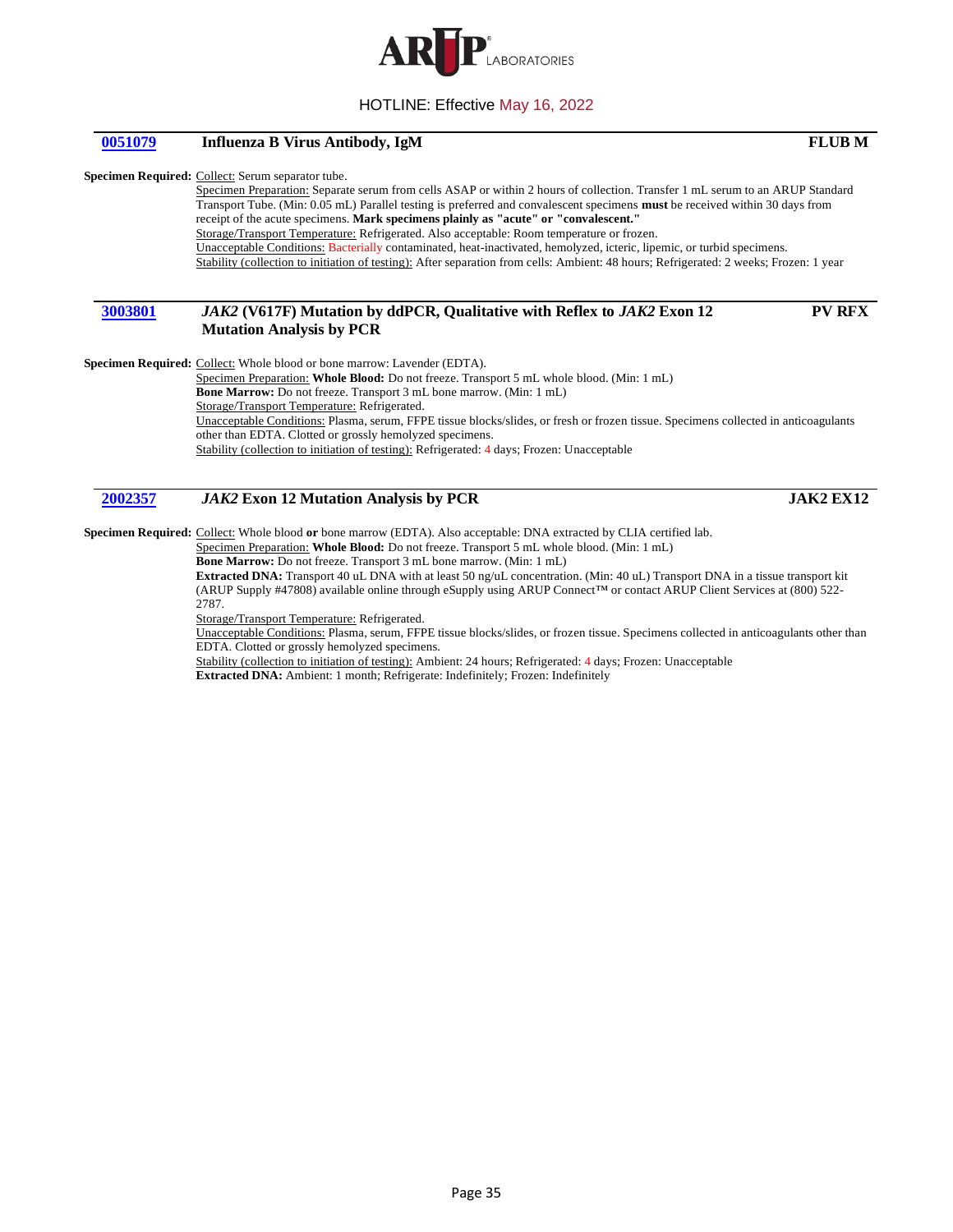## 0051079 Influenza B Virus Antibody, IgM — FLUB M

**Specimen Required:** Collect: Serum separator tube.

Specimen Preparation: Separate serum from cells ASAP or within 2 hours of collection. Transfer 1 mL serum to an ARUP Standard Transport Tube. (Min: 0.05 mL) Parallel testing is preferred and convalescent specimens **must** be received within 30 days from receipt of the acute specimens. **Mark specimens plainly as "acute" or "convalescent."**

Storage/Transport Temperature: Refrigerated. Also acceptable: Room temperature or frozen.

Unacceptable Conditions: Bacterially contaminated, heat-inactivated, hemolyzed, icteric, lipemic, or turbid specimens.

Stability (collection to initiation of testing): After separation from cells: Ambient: 48 hours; Refrigerated: 2 weeks; Frozen: 1 year

## 3003801 *JAK2* (V617F) Mutation by ddPCR, Qualitative with Reflex to *JAK2* Exon 12 Mutation Analysis by PCR — PV RFX

**Specimen Required:** Collect: Whole blood or bone marrow: Lavender (EDTA).

Specimen Preparation: **Whole Blood:** Do not freeze. Transport 5 mL whole blood. (Min: 1 mL)
**Bone Marrow:** Do not freeze. Transport 3 mL bone marrow. (Min: 1 mL)

Storage/Transport Temperature: Refrigerated.

Unacceptable Conditions: Plasma, serum, FFPE tissue blocks/slides, or fresh or frozen tissue. Specimens collected in anticoagulants other than EDTA. Clotted or grossly hemolyzed specimens.

Stability (collection to initiation of testing): Refrigerated: 4 days; Frozen: Unacceptable

## 2002357 *JAK2* Exon 12 Mutation Analysis by PCR — JAK2 EX12

**Specimen Required:** Collect: Whole blood **or** bone marrow (EDTA). Also acceptable: DNA extracted by CLIA certified lab.

Specimen Preparation: **Whole Blood:** Do not freeze. Transport 5 mL whole blood. (Min: 1 mL)
**Bone Marrow:** Do not freeze. Transport 3 mL bone marrow. (Min: 1 mL)
**Extracted DNA:** Transport 40 uL DNA with at least 50 ng/uL concentration. (Min: 40 uL) Transport DNA in a tissue transport kit (ARUP Supply #47808) available online through eSupply using ARUP Connect™ or contact ARUP Client Services at (800) 522-2787.

Storage/Transport Temperature: Refrigerated.

Unacceptable Conditions: Plasma, serum, FFPE tissue blocks/slides, or frozen tissue. Specimens collected in anticoagulants other than EDTA. Clotted or grossly hemolyzed specimens.

Stability (collection to initiation of testing): Ambient: 24 hours; Refrigerated: 4 days; Frozen: Unacceptable
**Extracted DNA:** Ambient: 1 month; Refrigerate: Indefinitely; Frozen: Indefinitely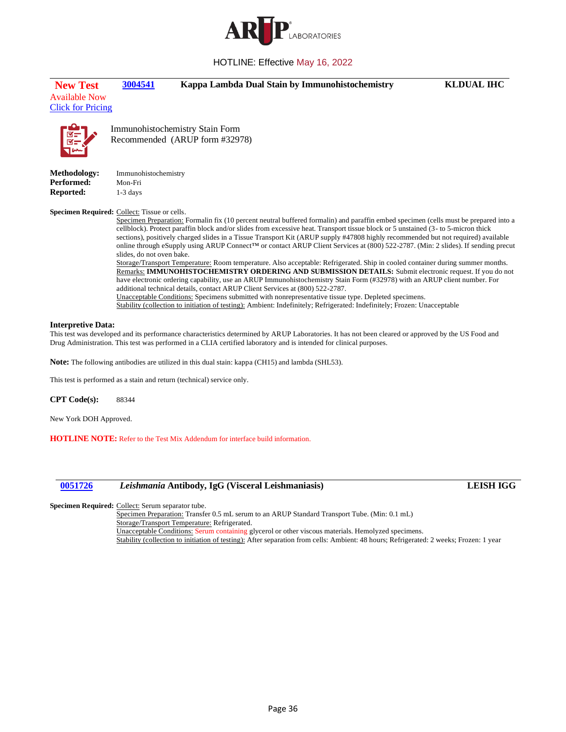HOTLINE: Effective May 16, 2022

**New Test** Available Now Click for Pricing

**3004541** **Kappa Lambda Dual Stain by Immunohistochemistry** **KLDUAL IHC**

Immunohistochemistry Stain Form Recommended (ARUP form #32978)

**Methodology:** Immunohistochemistry
**Performed:** Mon-Fri
**Reported:** 1-3 days

**Specimen Required:** Collect: Tissue or cells.
Specimen Preparation: Formalin fix (10 percent neutral buffered formalin) and paraffin embed specimen (cells must be prepared into a cellblock). Protect paraffin block and/or slides from excessive heat. Transport tissue block or 5 unstained (3- to 5-micron thick sections), positively charged slides in a Tissue Transport Kit (ARUP supply #47808 highly recommended but not required) available online through eSupply using ARUP Connect™ or contact ARUP Client Services at (800) 522-2787. (Min: 2 slides). If sending precut slides, do not oven bake.
Storage/Transport Temperature: Room temperature. Also acceptable: Refrigerated. Ship in cooled container during summer months.
Remarks: **IMMUNOHISTOCHEMISTRY ORDERING AND SUBMISSION DETAILS:** Submit electronic request. If you do not have electronic ordering capability, use an ARUP Immunohistochemistry Stain Form (#32978) with an ARUP client number. For additional technical details, contact ARUP Client Services at (800) 522-2787.
Unacceptable Conditions: Specimens submitted with nonrepresentative tissue type. Depleted specimens.
Stability (collection to initiation of testing): Ambient: Indefinitely; Refrigerated: Indefinitely; Frozen: Unacceptable

**Interpretive Data:**
This test was developed and its performance characteristics determined by ARUP Laboratories. It has not been cleared or approved by the US Food and Drug Administration. This test was performed in a CLIA certified laboratory and is intended for clinical purposes.

**Note:** The following antibodies are utilized in this dual stain: kappa (CH15) and lambda (SHL53).

This test is performed as a stain and return (technical) service only.

**CPT Code(s):** 88344

New York DOH Approved.

**HOTLINE NOTE:** Refer to the Test Mix Addendum for interface build information.

---

**0051726** ***Leishmania* Antibody, IgG (Visceral Leishmaniasis)** **LEISH IGG**

**Specimen Required:** Collect: Serum separator tube.
Specimen Preparation: Transfer 0.5 mL serum to an ARUP Standard Transport Tube. (Min: 0.1 mL)
Storage/Transport Temperature: Refrigerated.
Unacceptable Conditions: Serum containing glycerol or other viscous materials. Hemolyzed specimens.
Stability (collection to initiation of testing): After separation from cells: Ambient: 48 hours; Refrigerated: 2 weeks; Frozen: 1 year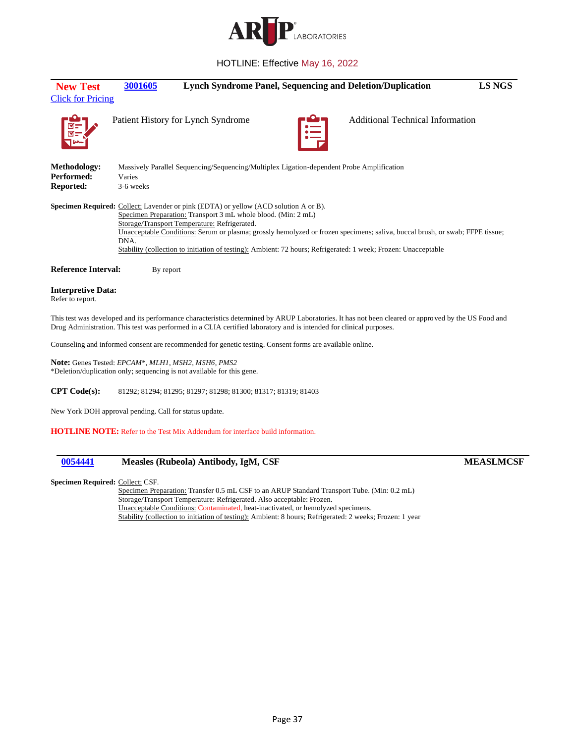HOTLINE: Effective May 16, 2022

---

**New Test** **3001605** **Lynch Syndrome Panel, Sequencing and Deletion/Duplication** **LS NGS**

Click for Pricing

Patient History for Lynch Syndrome

Additional Technical Information

**Methodology:** Massively Parallel Sequencing/Sequencing/Multiplex Ligation-dependent Probe Amplification
**Performed:** Varies
**Reported:** 3-6 weeks

**Specimen Required:** Collect: Lavender or pink (EDTA) or yellow (ACD solution A or B).
Specimen Preparation: Transport 3 mL whole blood. (Min: 2 mL)
Storage/Transport Temperature: Refrigerated.
Unacceptable Conditions: Serum or plasma; grossly hemolyzed or frozen specimens; saliva, buccal brush, or swab; FFPE tissue; DNA.
Stability (collection to initiation of testing): Ambient: 72 hours; Refrigerated: 1 week; Frozen: Unacceptable

**Reference Interval:** By report

**Interpretive Data:**
Refer to report.

This test was developed and its performance characteristics determined by ARUP Laboratories. It has not been cleared or approved by the US Food and Drug Administration. This test was performed in a CLIA certified laboratory and is intended for clinical purposes.

Counseling and informed consent are recommended for genetic testing. Consent forms are available online.

**Note:** Genes Tested: *EPCAM*\*, *MLH1*, *MSH2*, *MSH6*, *PMS2*
\*Deletion/duplication only; sequencing is not available for this gene.

**CPT Code(s):** 81292; 81294; 81295; 81297; 81298; 81300; 81317; 81319; 81403

New York DOH approval pending. Call for status update.

**HOTLINE NOTE:** Refer to the Test Mix Addendum for interface build information.

---

**0054441** **Measles (Rubeola) Antibody, IgM, CSF** **MEASLMCSF**

**Specimen Required:** Collect: CSF.
Specimen Preparation: Transfer 0.5 mL CSF to an ARUP Standard Transport Tube. (Min: 0.2 mL)
Storage/Transport Temperature: Refrigerated. Also acceptable: Frozen.
Unacceptable Conditions: Contaminated, heat-inactivated, or hemolyzed specimens.
Stability (collection to initiation of testing): Ambient: 8 hours; Refrigerated: 2 weeks; Frozen: 1 year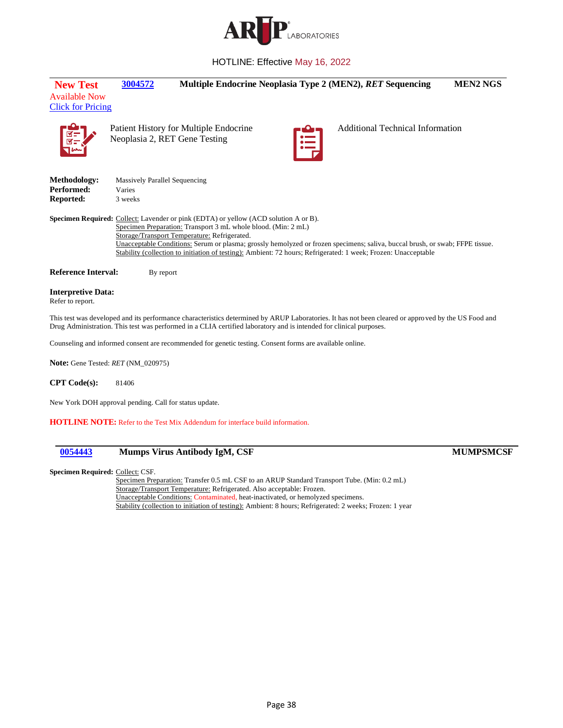HOTLINE: Effective May 16, 2022

**New Test** Available Now Click for Pricing | **3004572** | **Multiple Endocrine Neoplasia Type 2 (MEN2), *RET* Sequencing** | **MEN2 NGS**

Patient History for Multiple Endocrine Neoplasia 2, RET Gene Testing

Additional Technical Information

**Methodology:** Massively Parallel Sequencing
**Performed:** Varies
**Reported:** 3 weeks

**Specimen Required:** Collect: Lavender or pink (EDTA) or yellow (ACD solution A or B).
Specimen Preparation: Transport 3 mL whole blood. (Min: 2 mL)
Storage/Transport Temperature: Refrigerated.
Unacceptable Conditions: Serum or plasma; grossly hemolyzed or frozen specimens; saliva, buccal brush, or swab; FFPE tissue.
Stability (collection to initiation of testing): Ambient: 72 hours; Refrigerated: 1 week; Frozen: Unacceptable

**Reference Interval:** By report

**Interpretive Data:**
Refer to report.

This test was developed and its performance characteristics determined by ARUP Laboratories. It has not been cleared or approved by the US Food and Drug Administration. This test was performed in a CLIA certified laboratory and is intended for clinical purposes.

Counseling and informed consent are recommended for genetic testing. Consent forms are available online.

**Note:** Gene Tested: *RET* (NM_020975)

**CPT Code(s):** 81406

New York DOH approval pending. Call for status update.

**HOTLINE NOTE:** Refer to the Test Mix Addendum for interface build information.

---

**0054443** | **Mumps Virus Antibody IgM, CSF** | **MUMPSMCSF**

**Specimen Required:** Collect: CSF.
Specimen Preparation: Transfer 0.5 mL CSF to an ARUP Standard Transport Tube. (Min: 0.2 mL)
Storage/Transport Temperature: Refrigerated. Also acceptable: Frozen.
Unacceptable Conditions: Contaminated, heat-inactivated, or hemolyzed specimens.
Stability (collection to initiation of testing): Ambient: 8 hours; Refrigerated: 2 weeks; Frozen: 1 year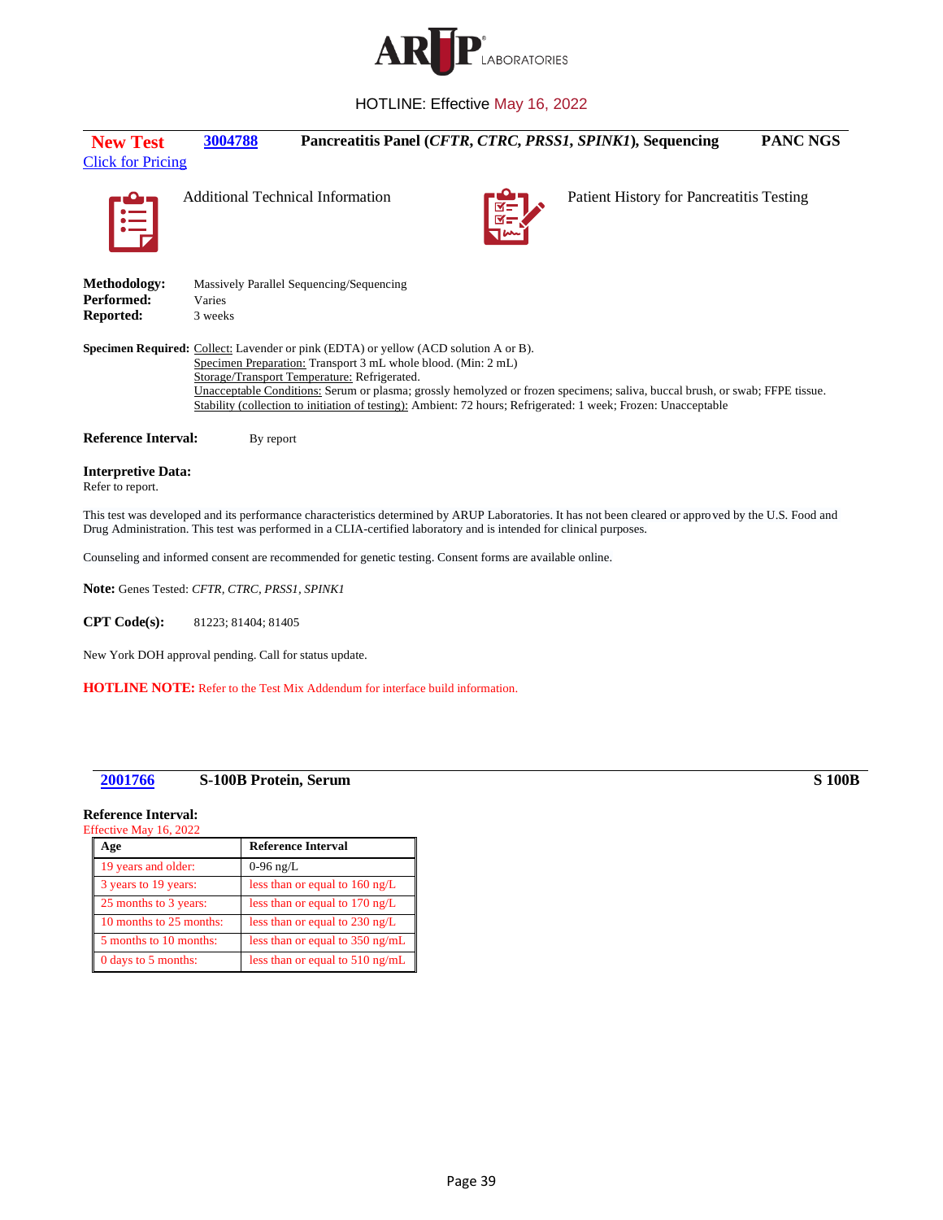ARUP LABORATORIES

HOTLINE: Effective May 16, 2022

**New Test** | **3004788** | **Pancreatitis Panel (*CFTR*, *CTRC*, *PRSS1*, *SPINK1*), Sequencing** | **PANC NGS**

Click for Pricing

Additional Technical Information

Patient History for Pancreatitis Testing

**Methodology:** Massively Parallel Sequencing/Sequencing
**Performed:** Varies
**Reported:** 3 weeks

**Specimen Required:** Collect: Lavender or pink (EDTA) or yellow (ACD solution A or B).
Specimen Preparation: Transport 3 mL whole blood. (Min: 2 mL)
Storage/Transport Temperature: Refrigerated.
Unacceptable Conditions: Serum or plasma; grossly hemolyzed or frozen specimens; saliva, buccal brush, or swab; FFPE tissue.
Stability (collection to initiation of testing): Ambient: 72 hours; Refrigerated: 1 week; Frozen: Unacceptable

**Reference Interval:** By report

**Interpretive Data:**
Refer to report.

This test was developed and its performance characteristics determined by ARUP Laboratories. It has not been cleared or approved by the U.S. Food and Drug Administration. This test was performed in a CLIA-certified laboratory and is intended for clinical purposes.

Counseling and informed consent are recommended for genetic testing. Consent forms are available online.

**Note:** Genes Tested: *CFTR, CTRC, PRSS1, SPINK1*

**CPT Code(s):** 81223; 81404; 81405

New York DOH approval pending. Call for status update.

**HOTLINE NOTE:** Refer to the Test Mix Addendum for interface build information.

---

**2001766** | **S-100B Protein, Serum** | **S 100B**

**Reference Interval:**
Effective May 16, 2022

| Age | Reference Interval |
|---|---|
| 19 years and older: | 0-96 ng/L |
| 3 years to 19 years: | less than or equal to 160 ng/L |
| 25 months to 3 years: | less than or equal to 170 ng/L |
| 10 months to 25 months: | less than or equal to 230 ng/L |
| 5 months to 10 months: | less than or equal to 350 ng/mL |
| 0 days to 5 months: | less than or equal to 510 ng/mL |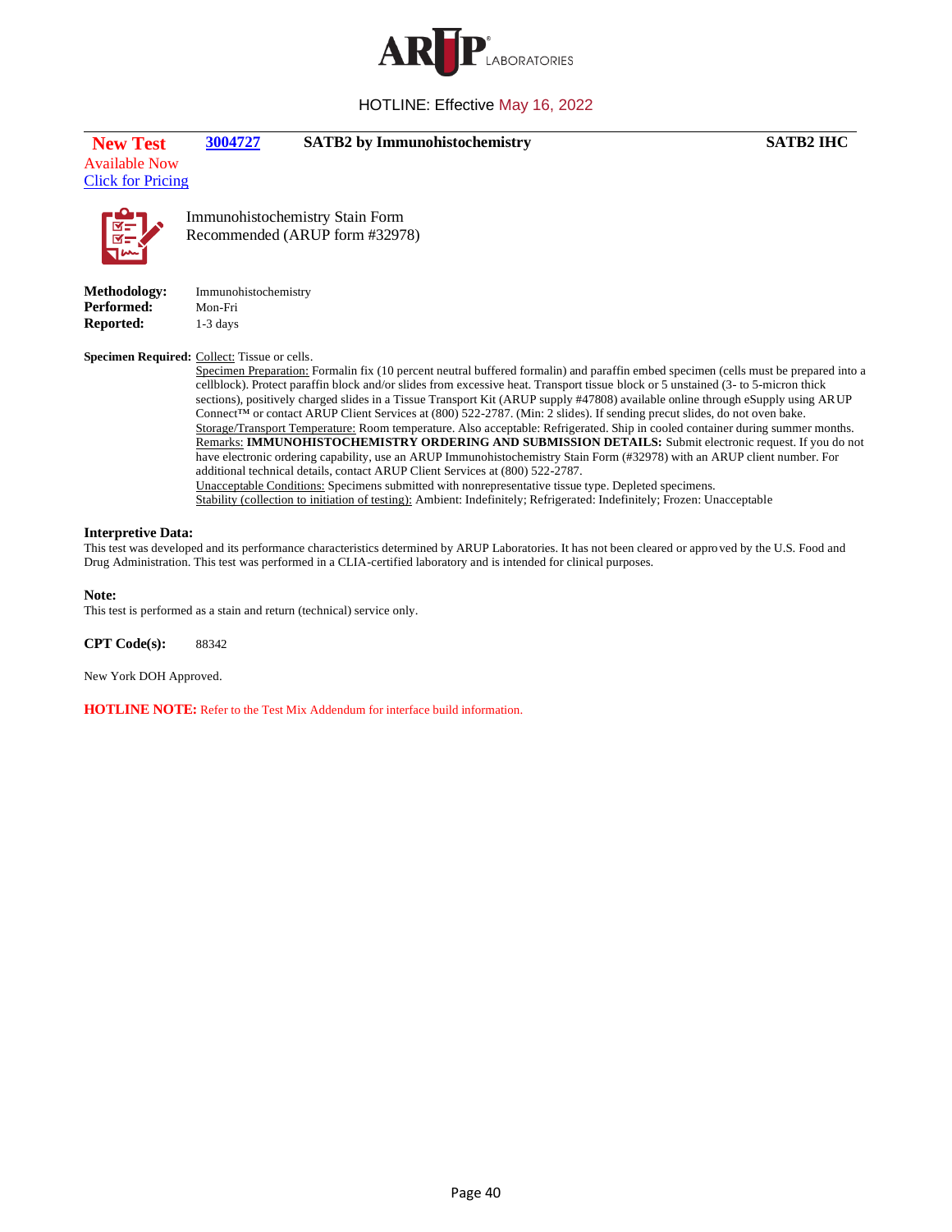HOTLINE: Effective May 16, 2022

**New Test** | **3004727** | **SATB2 by Immunohistochemistry** | **SATB2 IHC**

Available Now
Click for Pricing

Immunohistochemistry Stain Form
Recommended (ARUP form #32978)

**Methodology:** Immunohistochemistry
**Performed:** Mon-Fri
**Reported:** 1-3 days

**Specimen Required:** Collect: Tissue or cells.

Specimen Preparation: Formalin fix (10 percent neutral buffered formalin) and paraffin embed specimen (cells must be prepared into a cellblock). Protect paraffin block and/or slides from excessive heat. Transport tissue block or 5 unstained (3- to 5-micron thick sections), positively charged slides in a Tissue Transport Kit (ARUP supply #47808) available online through eSupply using ARUP Connect™ or contact ARUP Client Services at (800) 522-2787. (Min: 2 slides). If sending precut slides, do not oven bake.

Storage/Transport Temperature: Room temperature. Also acceptable: Refrigerated. Ship in cooled container during summer months.

Remarks: **IMMUNOHISTOCHEMISTRY ORDERING AND SUBMISSION DETAILS:** Submit electronic request. If you do not have electronic ordering capability, use an ARUP Immunohistochemistry Stain Form (#32978) with an ARUP client number. For additional technical details, contact ARUP Client Services at (800) 522-2787.

Unacceptable Conditions: Specimens submitted with nonrepresentative tissue type. Depleted specimens.

Stability (collection to initiation of testing): Ambient: Indefinitely; Refrigerated: Indefinitely; Frozen: Unacceptable

**Interpretive Data:**
This test was developed and its performance characteristics determined by ARUP Laboratories. It has not been cleared or approved by the U.S. Food and Drug Administration. This test was performed in a CLIA-certified laboratory and is intended for clinical purposes.

**Note:**
This test is performed as a stain and return (technical) service only.

**CPT Code(s):** 88342

New York DOH Approved.

**HOTLINE NOTE:** Refer to the Test Mix Addendum for interface build information.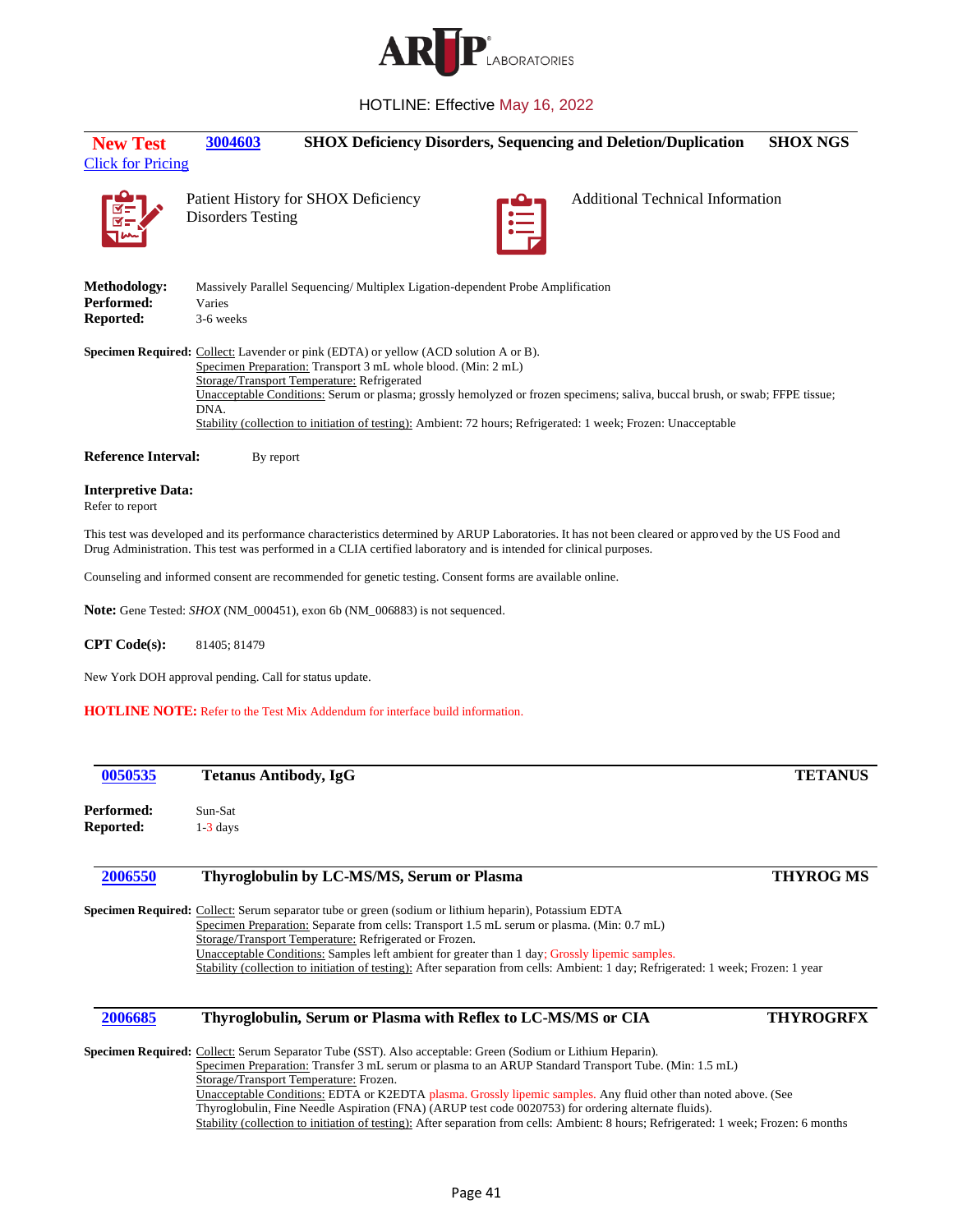HOTLINE: Effective May 16, 2022

**New Test** [3004603](#) **SHOX Deficiency Disorders, Sequencing and Deletion/Duplication** **SHOX NGS**

[Click for Pricing](#)

Patient History for SHOX Deficiency Disorders Testing

Additional Technical Information

**Methodology:** Massively Parallel Sequencing/ Multiplex Ligation-dependent Probe Amplification
**Performed:** Varies
**Reported:** 3-6 weeks

**Specimen Required:** Collect: Lavender or pink (EDTA) or yellow (ACD solution A or B).
Specimen Preparation: Transport 3 mL whole blood. (Min: 2 mL)
Storage/Transport Temperature: Refrigerated
Unacceptable Conditions: Serum or plasma; grossly hemolyzed or frozen specimens; saliva, buccal brush, or swab; FFPE tissue; DNA.
Stability (collection to initiation of testing): Ambient: 72 hours; Refrigerated: 1 week; Frozen: Unacceptable

**Reference Interval:** By report

**Interpretive Data:**
Refer to report

This test was developed and its performance characteristics determined by ARUP Laboratories. It has not been cleared or approved by the US Food and Drug Administration. This test was performed in a CLIA certified laboratory and is intended for clinical purposes.

Counseling and informed consent are recommended for genetic testing. Consent forms are available online.

**Note:** Gene Tested: *SHOX* (NM_000451), exon 6b (NM_006883) is not sequenced.

**CPT Code(s):** 81405; 81479

New York DOH approval pending. Call for status update.

**HOTLINE NOTE:** Refer to the Test Mix Addendum for interface build information.

---

[0050535](#) **Tetanus Antibody, IgG** **TETANUS**

**Performed:** Sun-Sat
**Reported:** 1-3 days

---

[2006550](#) **Thyroglobulin by LC-MS/MS, Serum or Plasma** **THYROG MS**

**Specimen Required:** Collect: Serum separator tube or green (sodium or lithium heparin), Potassium EDTA
Specimen Preparation: Separate from cells: Transport 1.5 mL serum or plasma. (Min: 0.7 mL)
Storage/Transport Temperature: Refrigerated or Frozen.
Unacceptable Conditions: Samples left ambient for greater than 1 day; Grossly lipemic samples.
Stability (collection to initiation of testing): After separation from cells: Ambient: 1 day; Refrigerated: 1 week; Frozen: 1 year

---

[2006685](#) **Thyroglobulin, Serum or Plasma with Reflex to LC-MS/MS or CIA** **THYROGRFX**

**Specimen Required:** Collect: Serum Separator Tube (SST). Also acceptable: Green (Sodium or Lithium Heparin).
Specimen Preparation: Transfer 3 mL serum or plasma to an ARUP Standard Transport Tube. (Min: 1.5 mL)
Storage/Transport Temperature: Frozen.
Unacceptable Conditions: EDTA or K2EDTA plasma. Grossly lipemic samples. Any fluid other than noted above. (See Thyroglobulin, Fine Needle Aspiration (FNA) (ARUP test code 0020753) for ordering alternate fluids).
Stability (collection to initiation of testing): After separation from cells: Ambient: 8 hours; Refrigerated: 1 week; Frozen: 6 months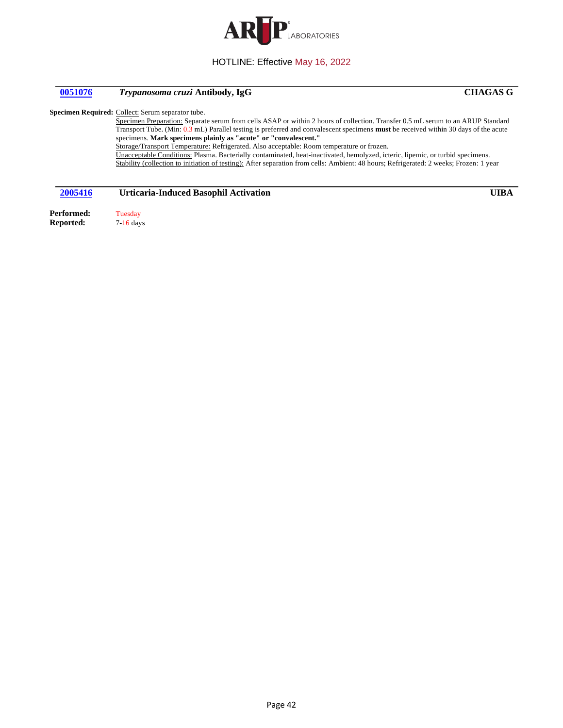# ARUP LABORATORIES

HOTLINE: Effective May 16, 2022

## 0051076 *Trypanosoma cruzi* Antibody, IgG — CHAGAS G

**Specimen Required:** Collect: Serum separator tube.

Specimen Preparation: Separate serum from cells ASAP or within 2 hours of collection. Transfer 0.5 mL serum to an ARUP Standard Transport Tube. (Min: 0.3 mL) Parallel testing is preferred and convalescent specimens **must** be received within 30 days of the acute specimens. **Mark specimens plainly as "acute" or "convalescent."**

Storage/Transport Temperature: Refrigerated. Also acceptable: Room temperature or frozen.

Unacceptable Conditions: Plasma. Bacterially contaminated, heat-inactivated, hemolyzed, icteric, lipemic, or turbid specimens.

Stability (collection to initiation of testing): After separation from cells: Ambient: 48 hours; Refrigerated: 2 weeks; Frozen: 1 year

## 2005416 Urticaria-Induced Basophil Activation — UIBA

**Performed:** Tuesday

**Reported:** 7-16 days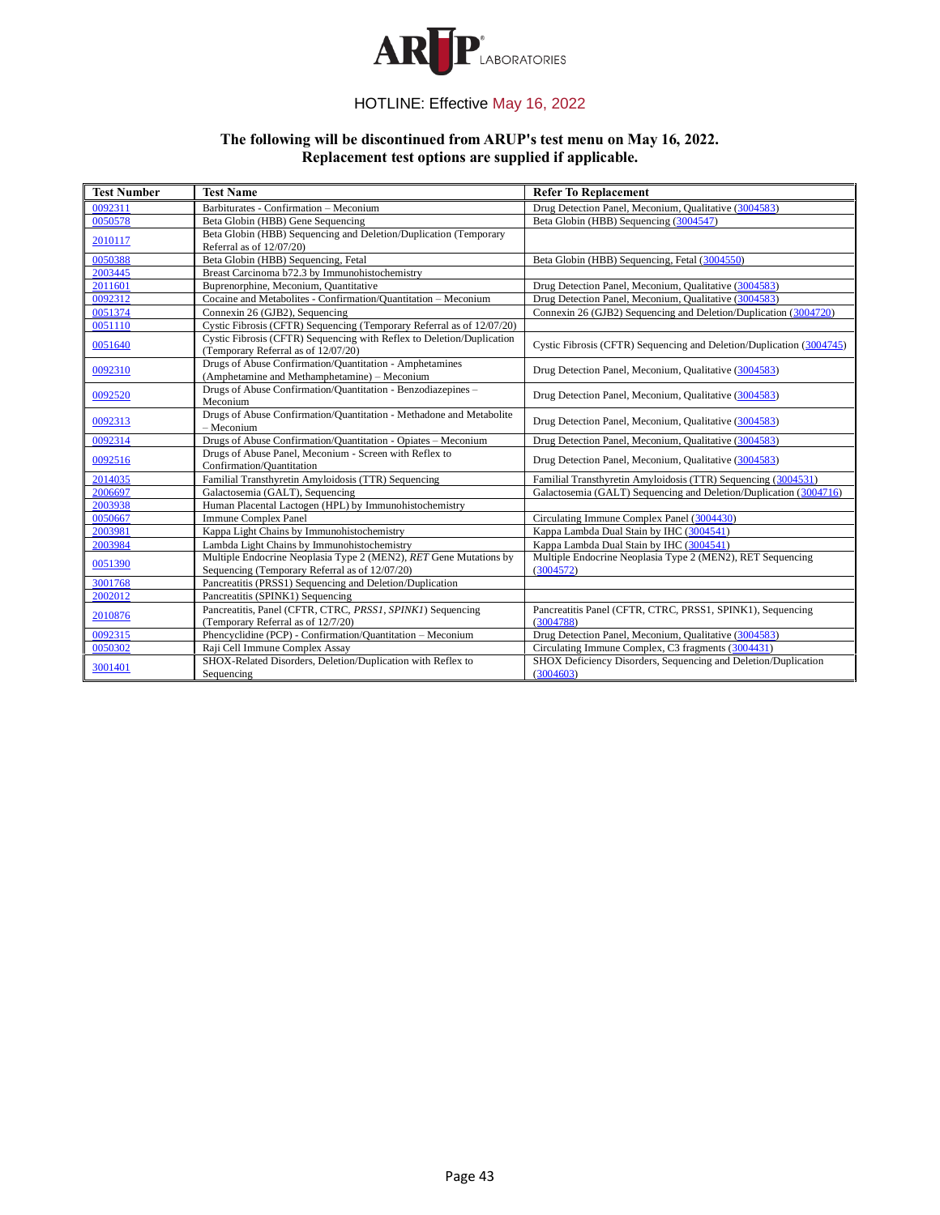# HOTLINE: Effective May 16, 2022

**The following will be discontinued from ARUP's test menu on May 16, 2022.**
**Replacement test options are supplied if applicable.**

| Test Number | Test Name | Refer To Replacement |
|---|---|---|
| 0092311 | Barbiturates - Confirmation – Meconium | Drug Detection Panel, Meconium, Qualitative (3004583) |
| 0050578 | Beta Globin (HBB) Gene Sequencing | Beta Globin (HBB) Sequencing (3004547) |
| 2010117 | Beta Globin (HBB) Sequencing and Deletion/Duplication (Temporary Referral as of 12/07/20) | |
| 0050388 | Beta Globin (HBB) Sequencing, Fetal | Beta Globin (HBB) Sequencing, Fetal (3004550) |
| 2003445 | Breast Carcinoma b72.3 by Immunohistochemistry | |
| 2011601 | Buprenorphine, Meconium, Quantitative | Drug Detection Panel, Meconium, Qualitative (3004583) |
| 0092312 | Cocaine and Metabolites - Confirmation/Quantitation – Meconium | Drug Detection Panel, Meconium, Qualitative (3004583) |
| 0051374 | Connexin 26 (GJB2), Sequencing | Connexin 26 (GJB2) Sequencing and Deletion/Duplication (3004720) |
| 0051110 | Cystic Fibrosis (CFTR) Sequencing (Temporary Referral as of 12/07/20) | |
| 0051640 | Cystic Fibrosis (CFTR) Sequencing with Reflex to Deletion/Duplication (Temporary Referral as of 12/07/20) | Cystic Fibrosis (CFTR) Sequencing and Deletion/Duplication (3004745) |
| 0092310 | Drugs of Abuse Confirmation/Quantitation - Amphetamines (Amphetamine and Methamphetamine) – Meconium | Drug Detection Panel, Meconium, Qualitative (3004583) |
| 0092520 | Drugs of Abuse Confirmation/Quantitation - Benzodiazepines – Meconium | Drug Detection Panel, Meconium, Qualitative (3004583) |
| 0092313 | Drugs of Abuse Confirmation/Quantitation - Methadone and Metabolite – Meconium | Drug Detection Panel, Meconium, Qualitative (3004583) |
| 0092314 | Drugs of Abuse Confirmation/Quantitation - Opiates – Meconium | Drug Detection Panel, Meconium, Qualitative (3004583) |
| 0092516 | Drugs of Abuse Panel, Meconium - Screen with Reflex to Confirmation/Quantitation | Drug Detection Panel, Meconium, Qualitative (3004583) |
| 2014035 | Familial Transthyretin Amyloidosis (TTR) Sequencing | Familial Transthyretin Amyloidosis (TTR) Sequencing (3004531) |
| 2006697 | Galactosemia (GALT), Sequencing | Galactosemia (GALT) Sequencing and Deletion/Duplication (3004716) |
| 2003938 | Human Placental Lactogen (HPL) by Immunohistochemistry | |
| 0050667 | Immune Complex Panel | Circulating Immune Complex Panel (3004430) |
| 2003981 | Kappa Light Chains by Immunohistochemistry | Kappa Lambda Dual Stain by IHC (3004541) |
| 2003984 | Lambda Light Chains by Immunohistochemistry | Kappa Lambda Dual Stain by IHC (3004541) |
| 0051390 | Multiple Endocrine Neoplasia Type 2 (MEN2), *RET* Gene Mutations by Sequencing (Temporary Referral as of 12/07/20) | Multiple Endocrine Neoplasia Type 2 (MEN2), RET Sequencing (3004572) |
| 3001768 | Pancreatitis (PRSS1) Sequencing and Deletion/Duplication | |
| 2002012 | Pancreatitis (SPINK1) Sequencing | |
| 2010876 | Pancreatitis, Panel (CFTR, CTRC, *PRSS1*, *SPINK1*) Sequencing (Temporary Referral as of 12/7/20) | Pancreatitis Panel (CFTR, CTRC, PRSS1, SPINK1), Sequencing (3004788) |
| 0092315 | Phencyclidine (PCP) - Confirmation/Quantitation – Meconium | Drug Detection Panel, Meconium, Qualitative (3004583) |
| 0050302 | Raji Cell Immune Complex Assay | Circulating Immune Complex, C3 fragments (3004431) |
| 3001401 | SHOX-Related Disorders, Deletion/Duplication with Reflex to Sequencing | SHOX Deficiency Disorders, Sequencing and Deletion/Duplication (3004603) |